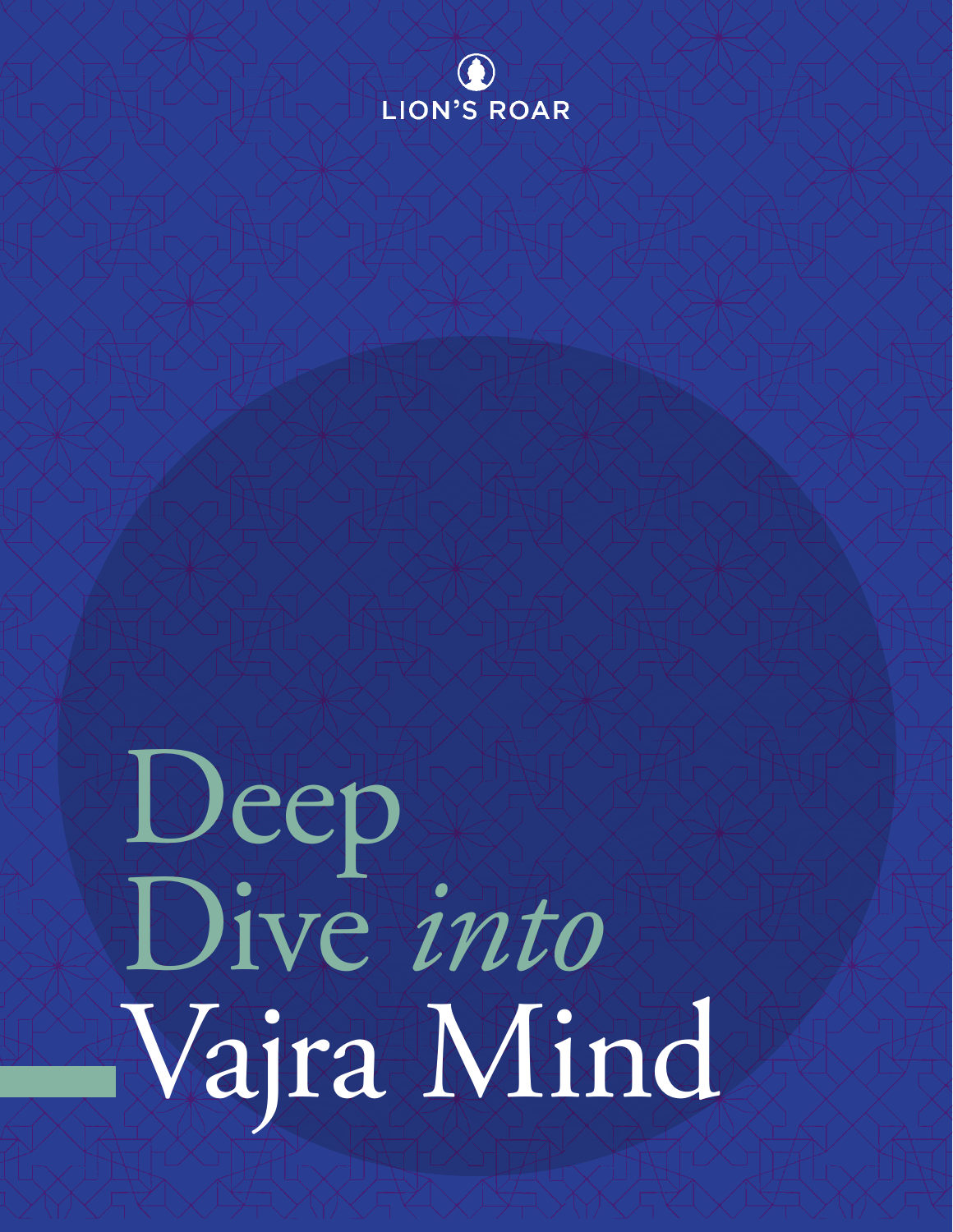LION'S ROAR

# Deep Dive *into* Vajra Mind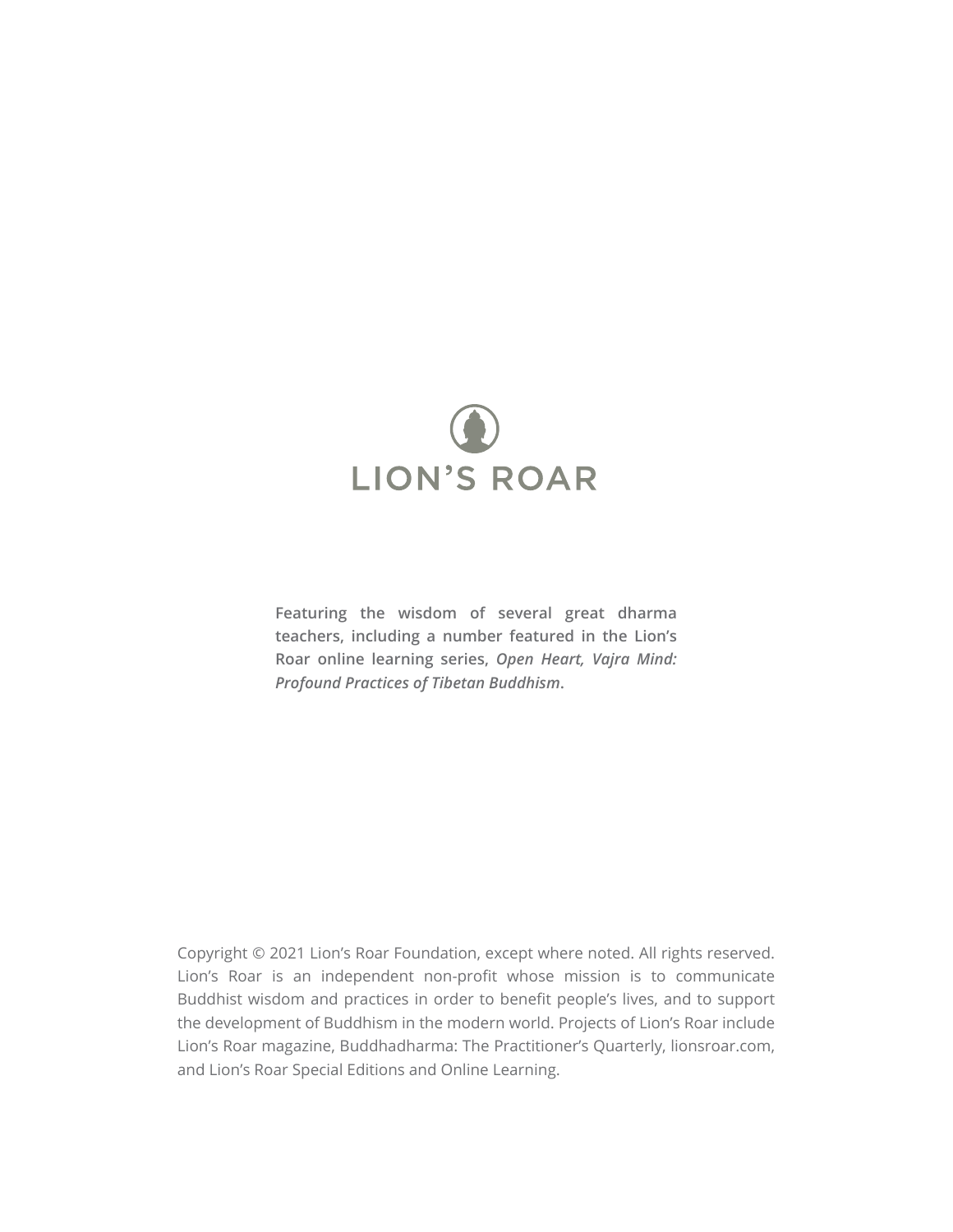LION'S ROAR

**Featuring the wisdom of several great dharma teachers, including a number featured in the Lion's Roar online learning series, *Open Heart, Vajra Mind: Profound Practices of Tibetan Buddhism*.**

Copyright © 2021 Lion's Roar Foundation, except where noted. All rights reserved. Lion's Roar is an independent non-profit whose mission is to communicate Buddhist wisdom and practices in order to benefit people's lives, and to support the development of Buddhism in the modern world. Projects of Lion's Roar include Lion's Roar magazine, Buddhadharma: The Practitioner's Quarterly, lionsroar.com, and Lion's Roar Special Editions and Online Learning.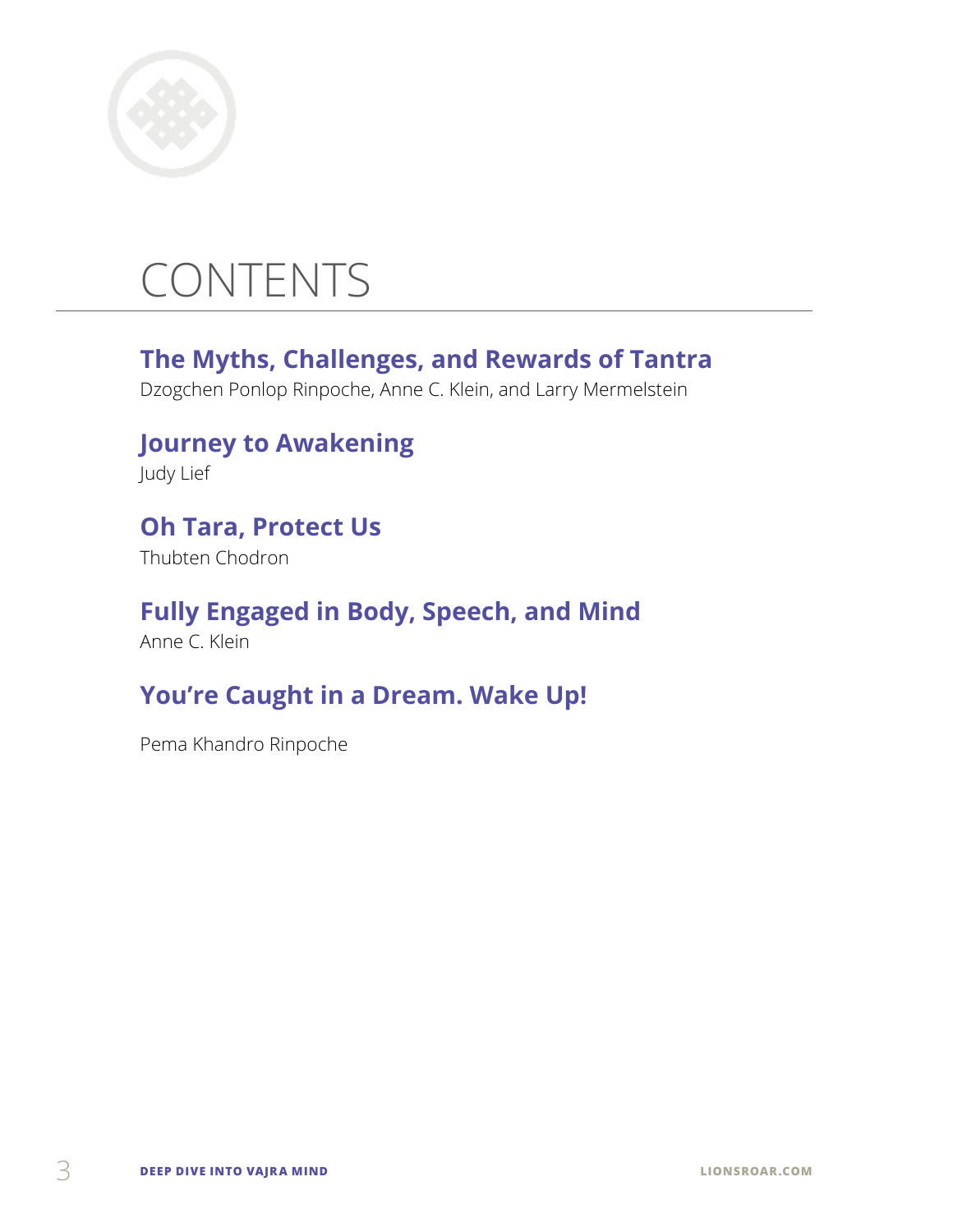# CONTENTS

**The Myths, Challenges, and Rewards of Tantra**
Dzogchen Ponlop Rinpoche, Anne C. Klein, and Larry Mermelstein

**Journey to Awakening**
Judy Lief

**Oh Tara, Protect Us**
Thubten Chodron

**Fully Engaged in Body, Speech, and Mind**
Anne C. Klein

**You're Caught in a Dream. Wake Up!**
Pema Khandro Rinpoche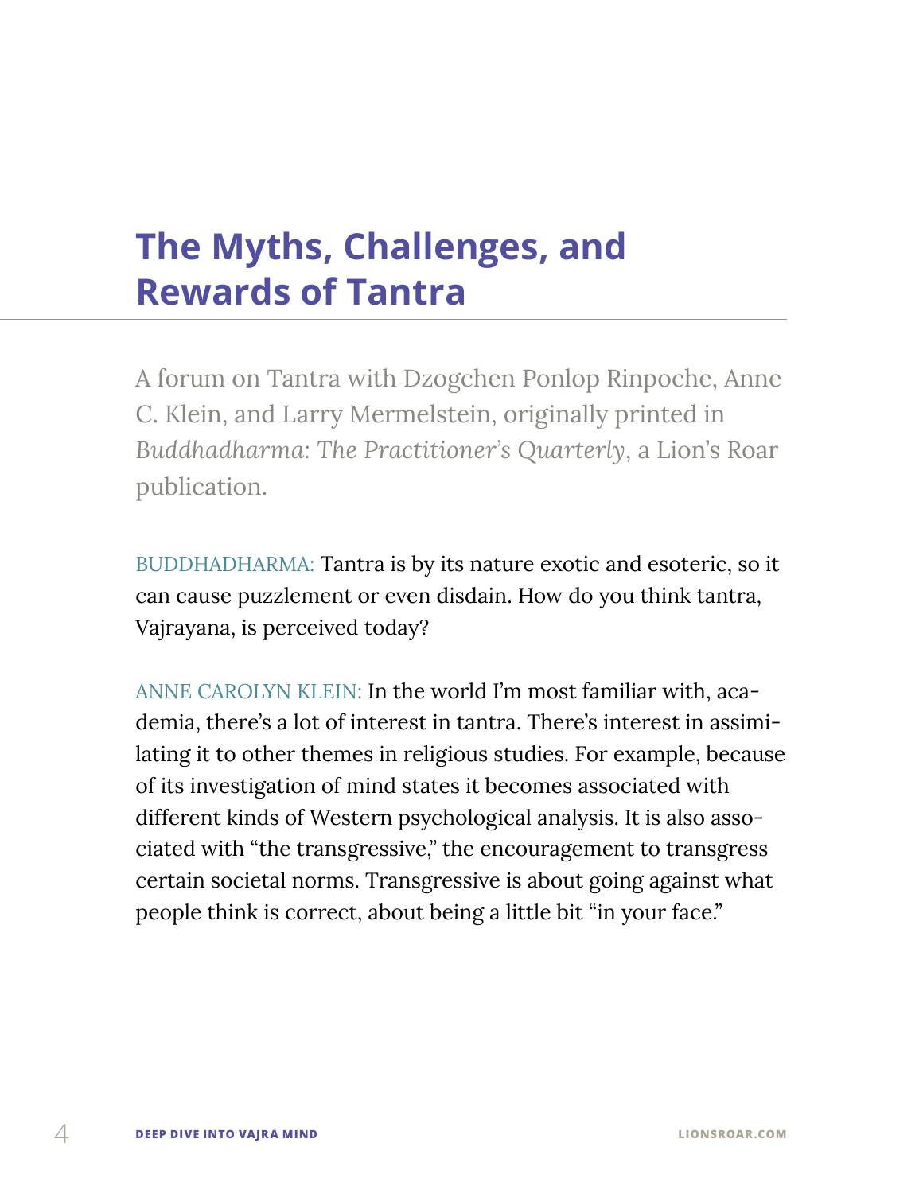# The Myths, Challenges, and Rewards of Tantra

A forum on Tantra with Dzogchen Ponlop Rinpoche, Anne C. Klein, and Larry Mermelstein, originally printed in *Buddhadharma: The Practitioner's Quarterly*, a Lion's Roar publication.

BUDDHADHARMA: Tantra is by its nature exotic and esoteric, so it can cause puzzlement or even disdain. How do you think tantra, Vajrayana, is perceived today?

ANNE CAROLYN KLEIN: In the world I'm most familiar with, academia, there's a lot of interest in tantra. There's interest in assimilating it to other themes in religious studies. For example, because of its investigation of mind states it becomes associated with different kinds of Western psychological analysis. It is also associated with "the transgressive," the encouragement to transgress certain societal norms. Transgressive is about going against what people think is correct, about being a little bit "in your face."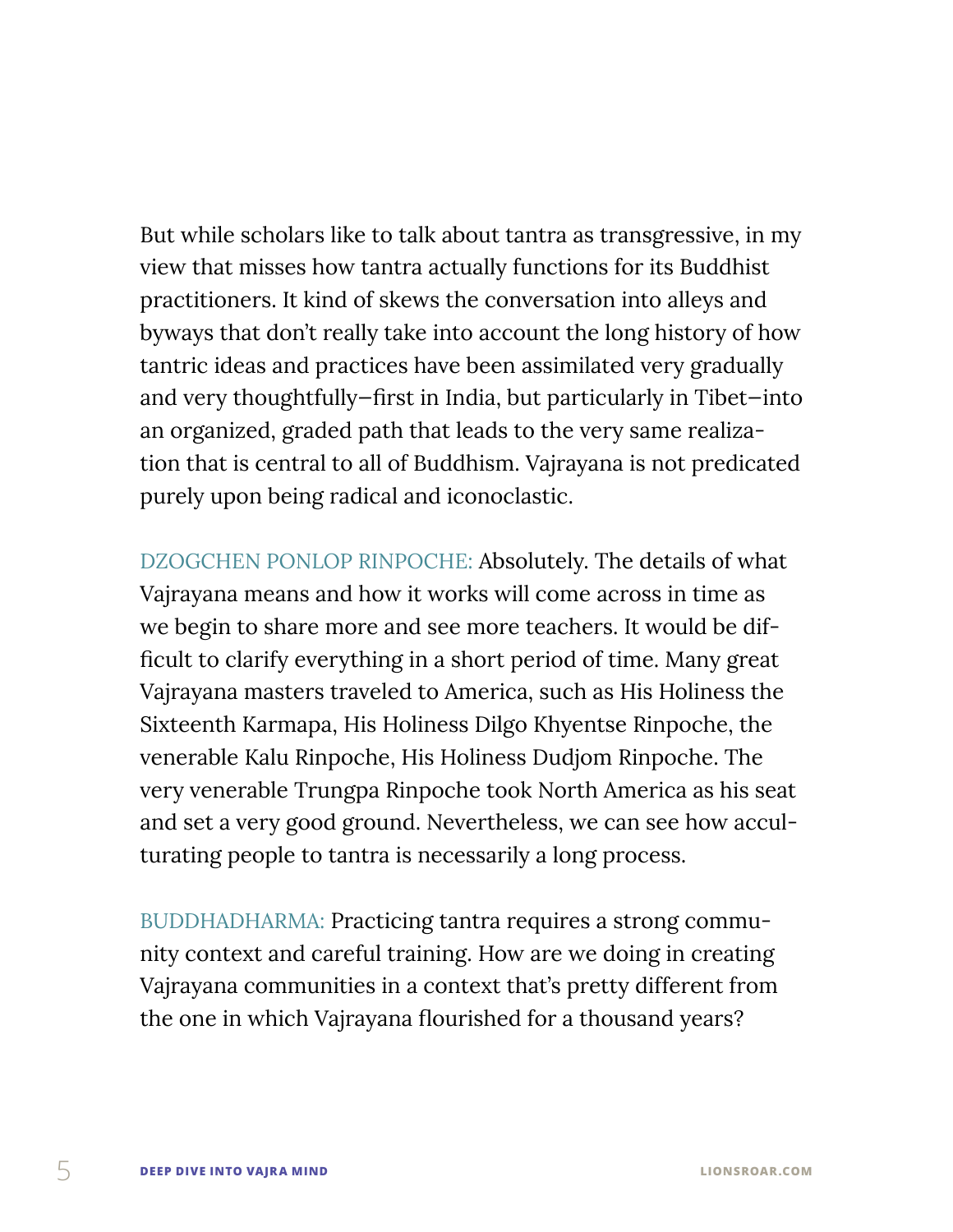But while scholars like to talk about tantra as transgressive, in my view that misses how tantra actually functions for its Buddhist practitioners. It kind of skews the conversation into alleys and byways that don't really take into account the long history of how tantric ideas and practices have been assimilated very gradually and very thoughtfully—first in India, but particularly in Tibet—into an organized, graded path that leads to the very same realization that is central to all of Buddhism. Vajrayana is not predicated purely upon being radical and iconoclastic.

DZOGCHEN PONLOP RINPOCHE: Absolutely. The details of what Vajrayana means and how it works will come across in time as we begin to share more and see more teachers. It would be difficult to clarify everything in a short period of time. Many great Vajrayana masters traveled to America, such as His Holiness the Sixteenth Karmapa, His Holiness Dilgo Khyentse Rinpoche, the venerable Kalu Rinpoche, His Holiness Dudjom Rinpoche. The very venerable Trungpa Rinpoche took North America as his seat and set a very good ground. Nevertheless, we can see how acculturating people to tantra is necessarily a long process.

BUDDHADHARMA: Practicing tantra requires a strong community context and careful training. How are we doing in creating Vajrayana communities in a context that's pretty different from the one in which Vajrayana flourished for a thousand years?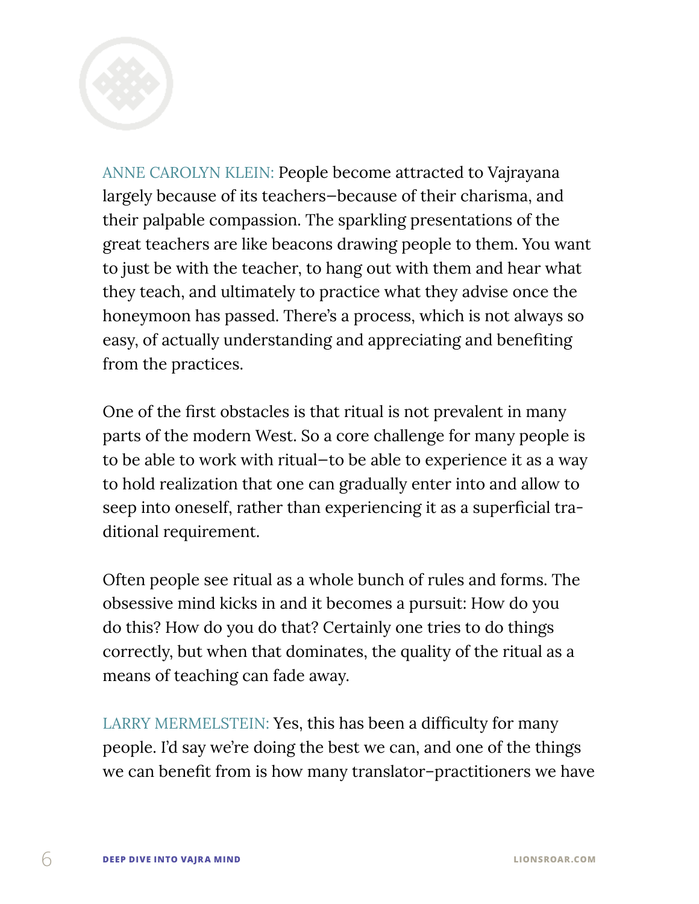ANNE CAROLYN KLEIN: People become attracted to Vajrayana largely because of its teachers—because of their charisma, and their palpable compassion. The sparkling presentations of the great teachers are like beacons drawing people to them. You want to just be with the teacher, to hang out with them and hear what they teach, and ultimately to practice what they advise once the honeymoon has passed. There's a process, which is not always so easy, of actually understanding and appreciating and benefiting from the practices.

One of the first obstacles is that ritual is not prevalent in many parts of the modern West. So a core challenge for many people is to be able to work with ritual—to be able to experience it as a way to hold realization that one can gradually enter into and allow to seep into oneself, rather than experiencing it as a superficial traditional requirement.

Often people see ritual as a whole bunch of rules and forms. The obsessive mind kicks in and it becomes a pursuit: How do you do this? How do you do that? Certainly one tries to do things correctly, but when that dominates, the quality of the ritual as a means of teaching can fade away.

LARRY MERMELSTEIN: Yes, this has been a difficulty for many people. I'd say we're doing the best we can, and one of the things we can benefit from is how many translator–practitioners we have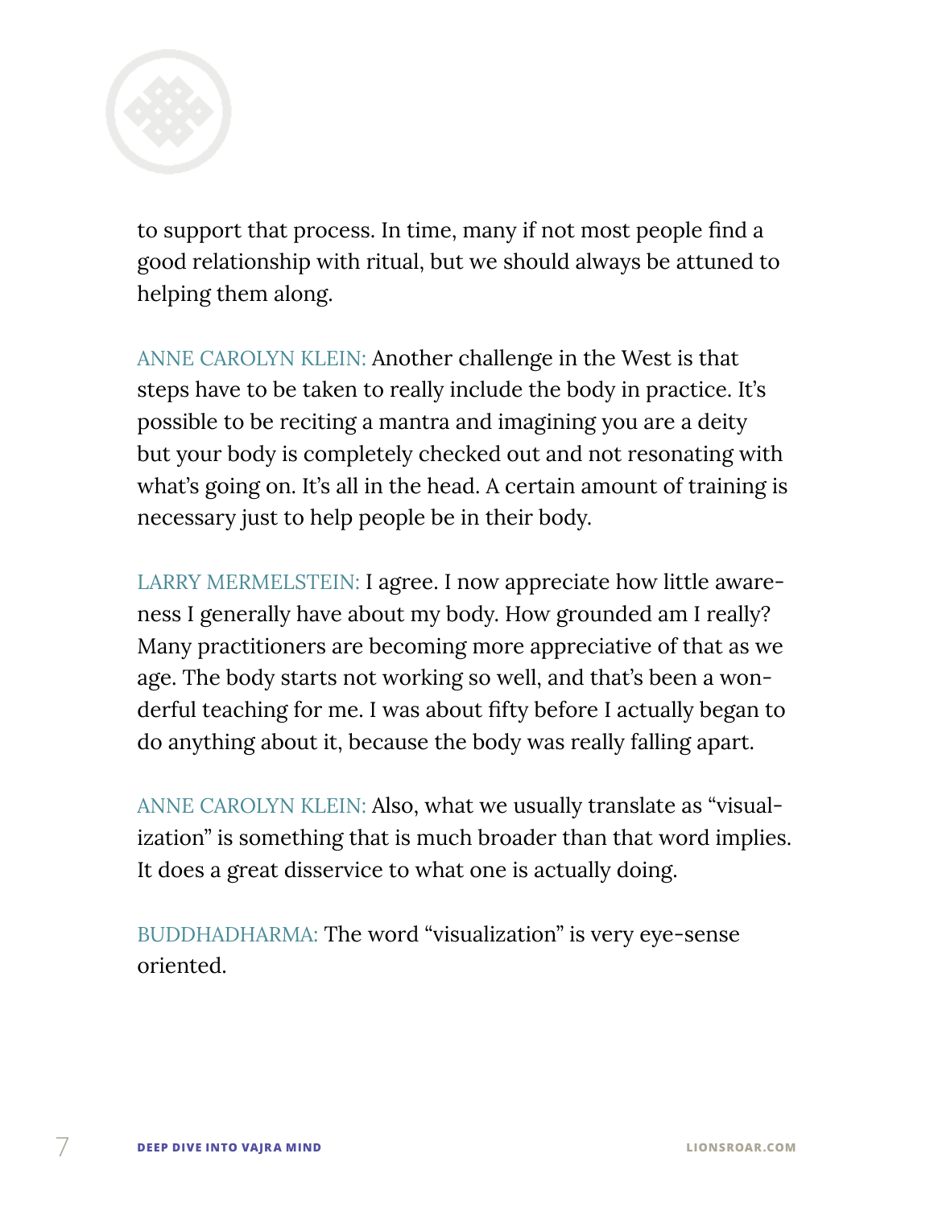to support that process. In time, many if not most people find a good relationship with ritual, but we should always be attuned to helping them along.

ANNE CAROLYN KLEIN: Another challenge in the West is that steps have to be taken to really include the body in practice. It's possible to be reciting a mantra and imagining you are a deity but your body is completely checked out and not resonating with what's going on. It's all in the head. A certain amount of training is necessary just to help people be in their body.

LARRY MERMELSTEIN: I agree. I now appreciate how little awareness I generally have about my body. How grounded am I really? Many practitioners are becoming more appreciative of that as we age. The body starts not working so well, and that's been a wonderful teaching for me. I was about fifty before I actually began to do anything about it, because the body was really falling apart.

ANNE CAROLYN KLEIN: Also, what we usually translate as "visualization" is something that is much broader than that word implies. It does a great disservice to what one is actually doing.

BUDDHADHARMA: The word "visualization" is very eye-sense oriented.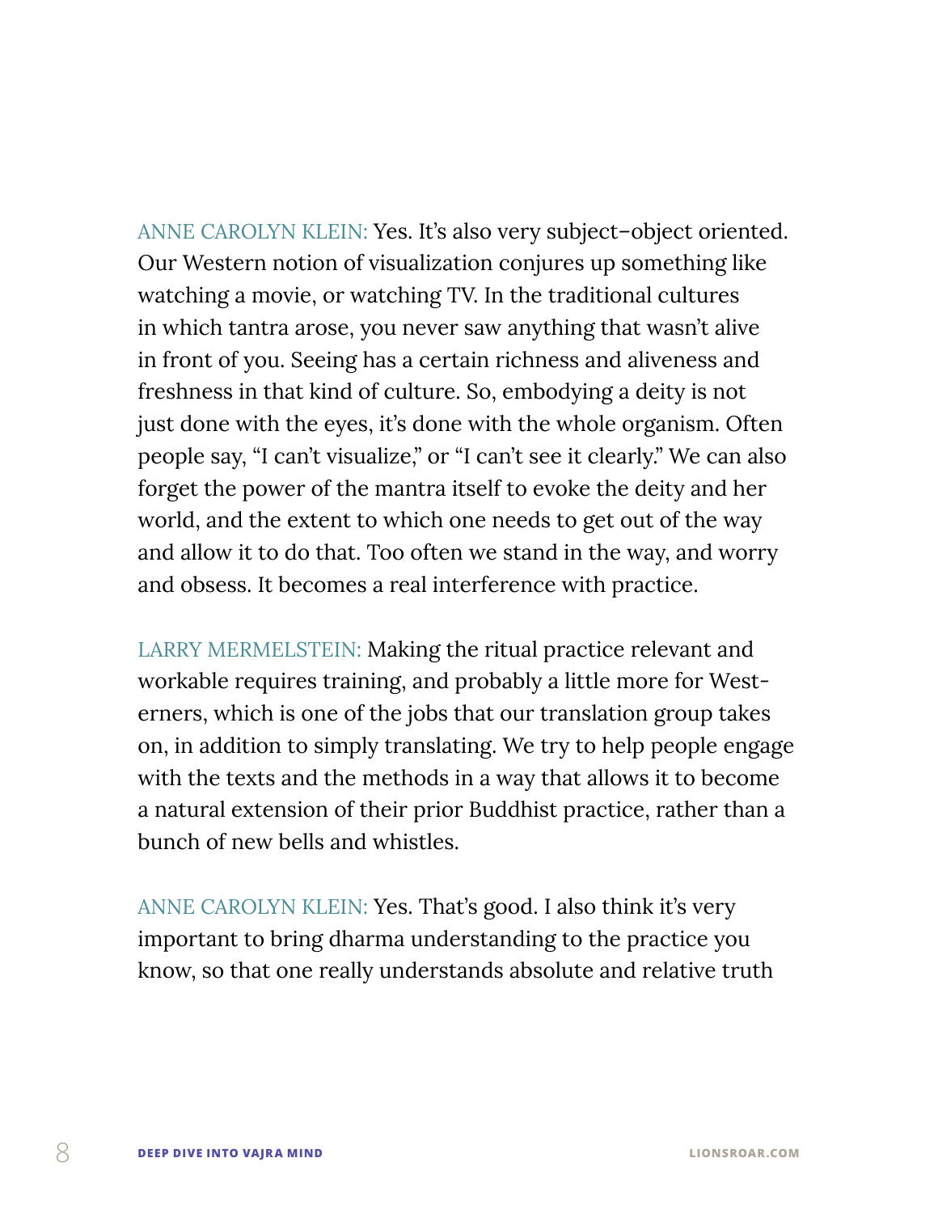ANNE CAROLYN KLEIN: Yes. It's also very subject–object oriented. Our Western notion of visualization conjures up something like watching a movie, or watching TV. In the traditional cultures in which tantra arose, you never saw anything that wasn't alive in front of you. Seeing has a certain richness and aliveness and freshness in that kind of culture. So, embodying a deity is not just done with the eyes, it's done with the whole organism. Often people say, "I can't visualize," or "I can't see it clearly." We can also forget the power of the mantra itself to evoke the deity and her world, and the extent to which one needs to get out of the way and allow it to do that. Too often we stand in the way, and worry and obsess. It becomes a real interference with practice.

LARRY MERMELSTEIN: Making the ritual practice relevant and workable requires training, and probably a little more for Westerners, which is one of the jobs that our translation group takes on, in addition to simply translating. We try to help people engage with the texts and the methods in a way that allows it to become a natural extension of their prior Buddhist practice, rather than a bunch of new bells and whistles.

ANNE CAROLYN KLEIN: Yes. That's good. I also think it's very important to bring dharma understanding to the practice you know, so that one really understands absolute and relative truth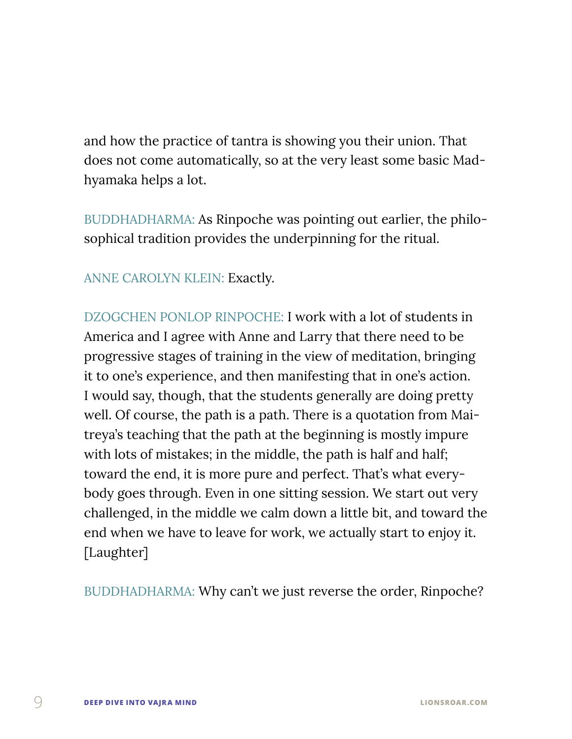and how the practice of tantra is showing you their union. That does not come automatically, so at the very least some basic Madhyamaka helps a lot.

BUDDHADHARMA: As Rinpoche was pointing out earlier, the philosophical tradition provides the underpinning for the ritual.

ANNE CAROLYN KLEIN: Exactly.

DZOGCHEN PONLOP RINPOCHE: I work with a lot of students in America and I agree with Anne and Larry that there need to be progressive stages of training in the view of meditation, bringing it to one's experience, and then manifesting that in one's action. I would say, though, that the students generally are doing pretty well. Of course, the path is a path. There is a quotation from Maitreya's teaching that the path at the beginning is mostly impure with lots of mistakes; in the middle, the path is half and half; toward the end, it is more pure and perfect. That's what everybody goes through. Even in one sitting session. We start out very challenged, in the middle we calm down a little bit, and toward the end when we have to leave for work, we actually start to enjoy it. [Laughter]

BUDDHADHARMA: Why can't we just reverse the order, Rinpoche?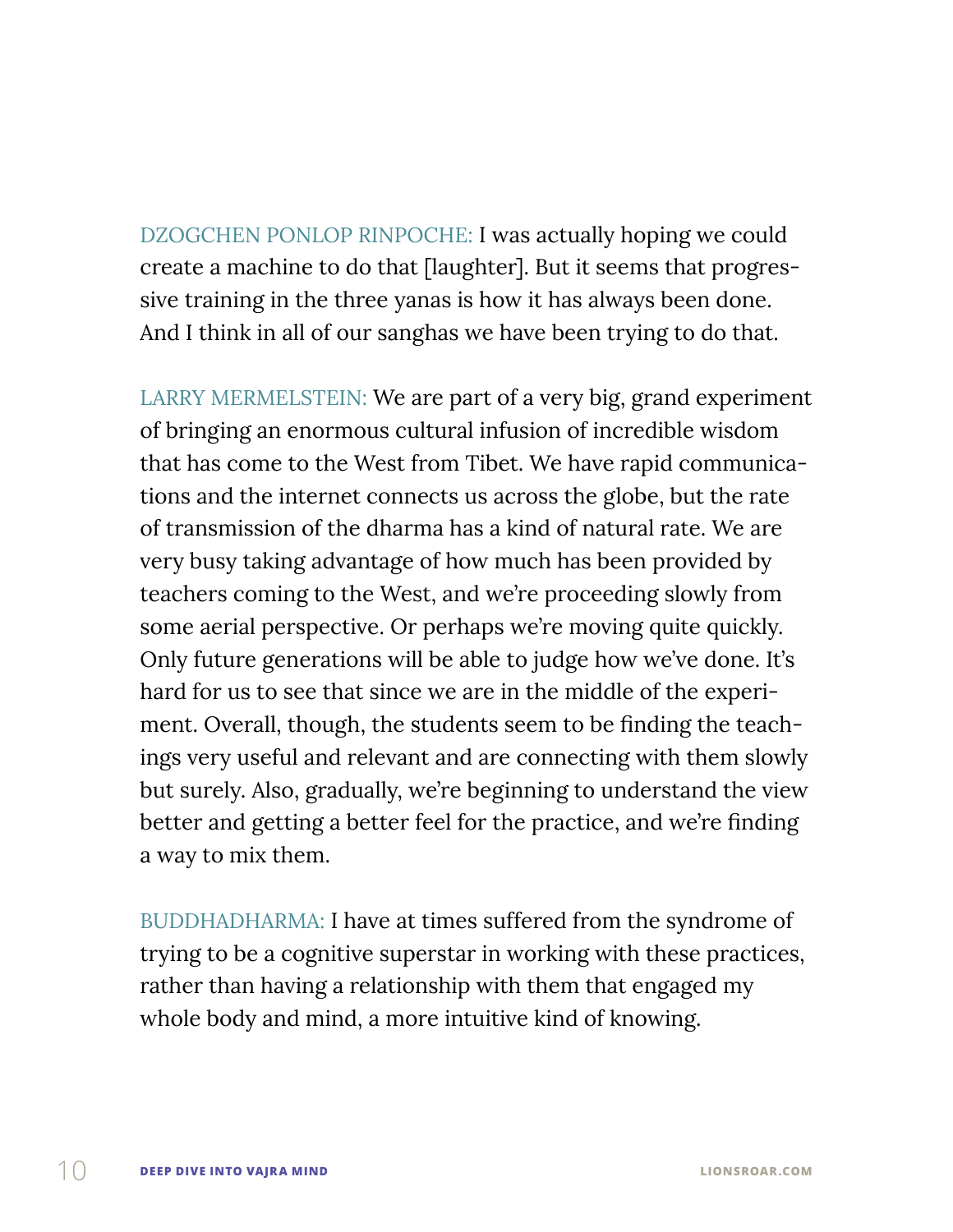DZOGCHEN PONLOP RINPOCHE: I was actually hoping we could create a machine to do that [laughter]. But it seems that progressive training in the three yanas is how it has always been done. And I think in all of our sanghas we have been trying to do that.

LARRY MERMELSTEIN: We are part of a very big, grand experiment of bringing an enormous cultural infusion of incredible wisdom that has come to the West from Tibet. We have rapid communications and the internet connects us across the globe, but the rate of transmission of the dharma has a kind of natural rate. We are very busy taking advantage of how much has been provided by teachers coming to the West, and we're proceeding slowly from some aerial perspective. Or perhaps we're moving quite quickly. Only future generations will be able to judge how we've done. It's hard for us to see that since we are in the middle of the experiment. Overall, though, the students seem to be finding the teachings very useful and relevant and are connecting with them slowly but surely. Also, gradually, we're beginning to understand the view better and getting a better feel for the practice, and we're finding a way to mix them.

BUDDHADHARMA: I have at times suffered from the syndrome of trying to be a cognitive superstar in working with these practices, rather than having a relationship with them that engaged my whole body and mind, a more intuitive kind of knowing.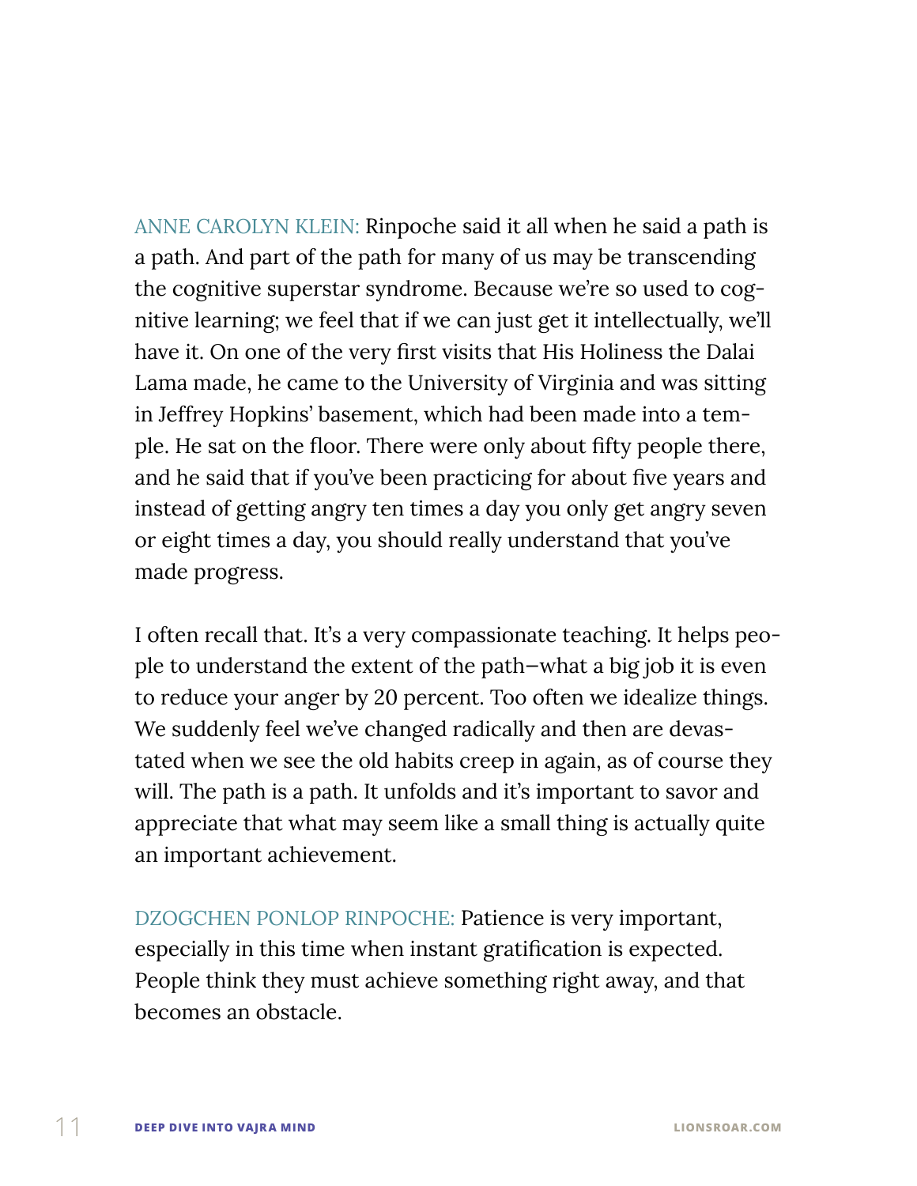ANNE CAROLYN KLEIN: Rinpoche said it all when he said a path is a path. And part of the path for many of us may be transcending the cognitive superstar syndrome. Because we're so used to cognitive learning; we feel that if we can just get it intellectually, we'll have it. On one of the very first visits that His Holiness the Dalai Lama made, he came to the University of Virginia and was sitting in Jeffrey Hopkins' basement, which had been made into a temple. He sat on the floor. There were only about fifty people there, and he said that if you've been practicing for about five years and instead of getting angry ten times a day you only get angry seven or eight times a day, you should really understand that you've made progress.

I often recall that. It's a very compassionate teaching. It helps people to understand the extent of the path—what a big job it is even to reduce your anger by 20 percent. Too often we idealize things. We suddenly feel we've changed radically and then are devastated when we see the old habits creep in again, as of course they will. The path is a path. It unfolds and it's important to savor and appreciate that what may seem like a small thing is actually quite an important achievement.

DZOGCHEN PONLOP RINPOCHE: Patience is very important, especially in this time when instant gratification is expected. People think they must achieve something right away, and that becomes an obstacle.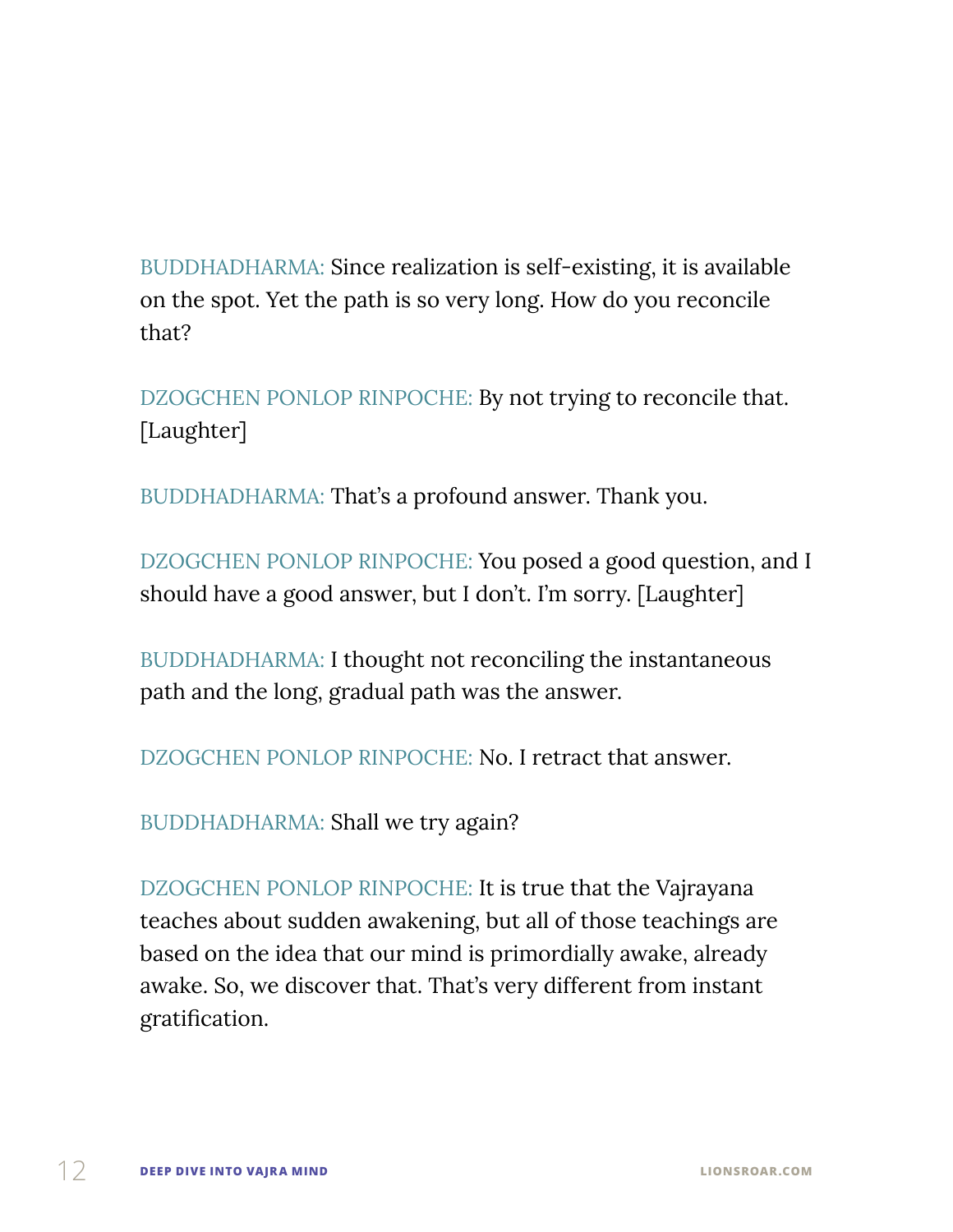BUDDHADHARMA: Since realization is self-existing, it is available on the spot. Yet the path is so very long. How do you reconcile that?

DZOGCHEN PONLOP RINPOCHE: By not trying to reconcile that. [Laughter]

BUDDHADHARMA: That's a profound answer. Thank you.

DZOGCHEN PONLOP RINPOCHE: You posed a good question, and I should have a good answer, but I don't. I'm sorry. [Laughter]

BUDDHADHARMA: I thought not reconciling the instantaneous path and the long, gradual path was the answer.

DZOGCHEN PONLOP RINPOCHE: No. I retract that answer.

BUDDHADHARMA: Shall we try again?

DZOGCHEN PONLOP RINPOCHE: It is true that the Vajrayana teaches about sudden awakening, but all of those teachings are based on the idea that our mind is primordially awake, already awake. So, we discover that. That's very different from instant gratification.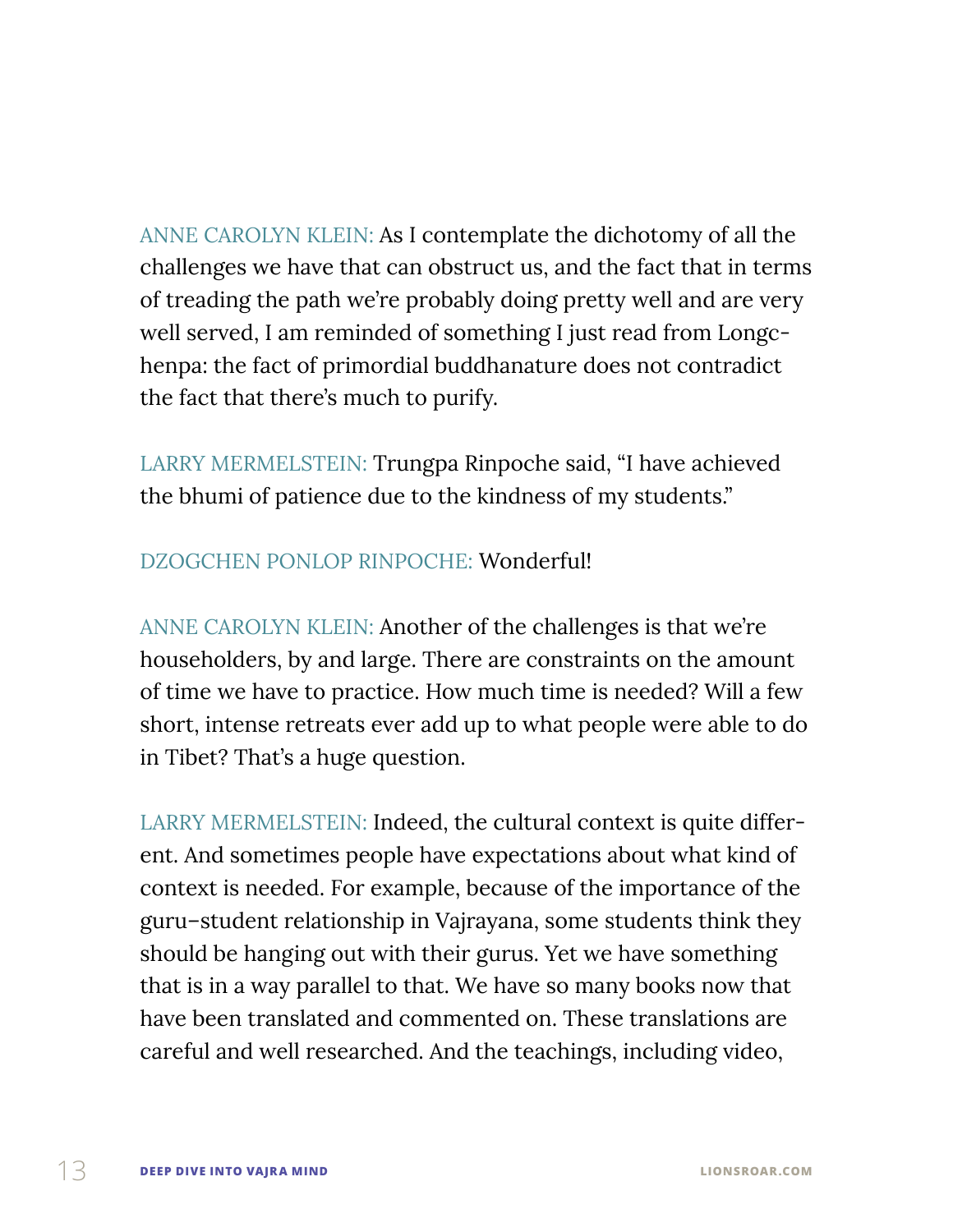ANNE CAROLYN KLEIN: As I contemplate the dichotomy of all the challenges we have that can obstruct us, and the fact that in terms of treading the path we're probably doing pretty well and are very well served, I am reminded of something I just read from Longchenpa: the fact of primordial buddhanature does not contradict the fact that there's much to purify.

LARRY MERMELSTEIN: Trungpa Rinpoche said, "I have achieved the bhumi of patience due to the kindness of my students."

DZOGCHEN PONLOP RINPOCHE: Wonderful!

ANNE CAROLYN KLEIN: Another of the challenges is that we're householders, by and large. There are constraints on the amount of time we have to practice. How much time is needed? Will a few short, intense retreats ever add up to what people were able to do in Tibet? That's a huge question.

LARRY MERMELSTEIN: Indeed, the cultural context is quite different. And sometimes people have expectations about what kind of context is needed. For example, because of the importance of the guru–student relationship in Vajrayana, some students think they should be hanging out with their gurus. Yet we have something that is in a way parallel to that. We have so many books now that have been translated and commented on. These translations are careful and well researched. And the teachings, including video,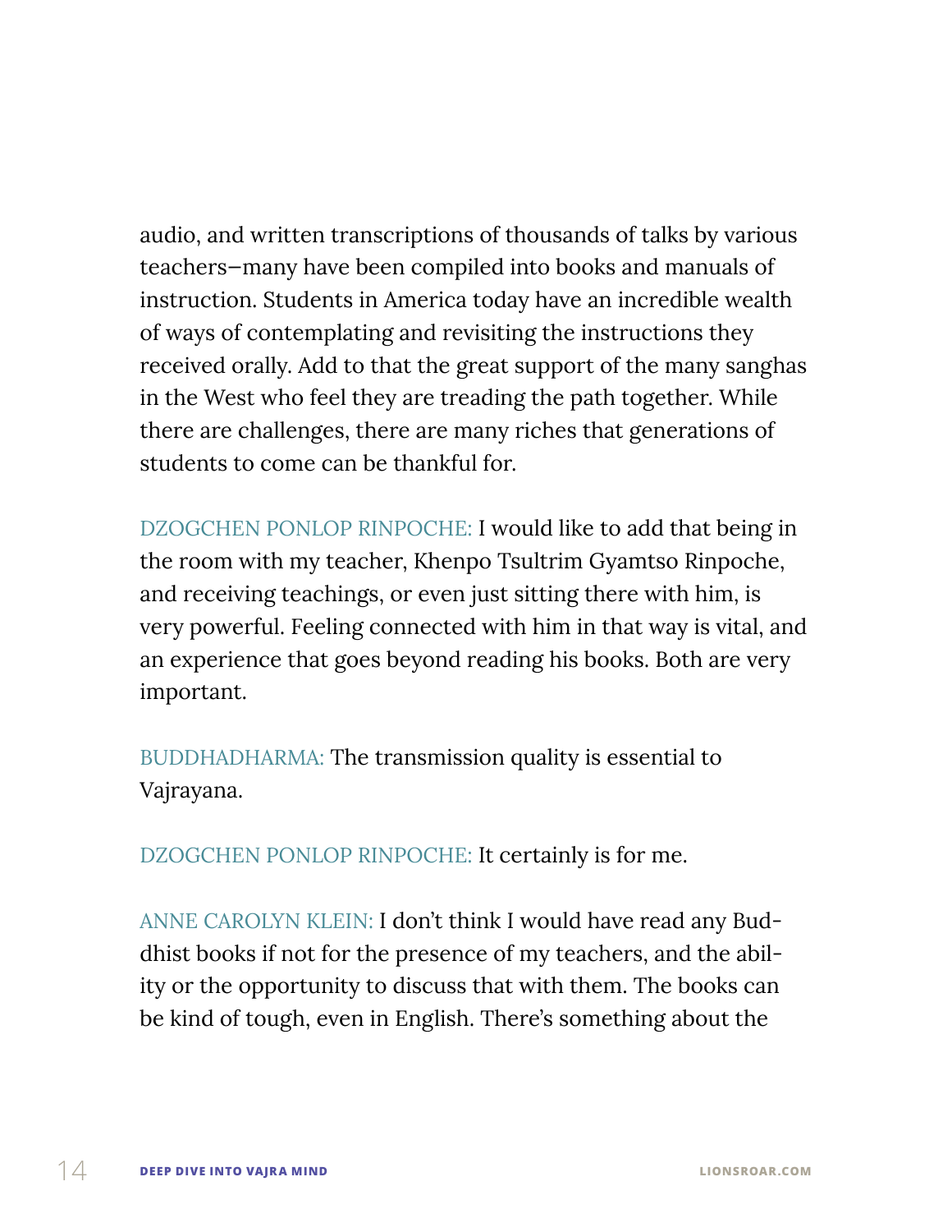audio, and written transcriptions of thousands of talks by various teachers—many have been compiled into books and manuals of instruction. Students in America today have an incredible wealth of ways of contemplating and revisiting the instructions they received orally. Add to that the great support of the many sanghas in the West who feel they are treading the path together. While there are challenges, there are many riches that generations of students to come can be thankful for.

DZOGCHEN PONLOP RINPOCHE: I would like to add that being in the room with my teacher, Khenpo Tsultrim Gyamtso Rinpoche, and receiving teachings, or even just sitting there with him, is very powerful. Feeling connected with him in that way is vital, and an experience that goes beyond reading his books. Both are very important.

BUDDHADHARMA: The transmission quality is essential to Vajrayana.

DZOGCHEN PONLOP RINPOCHE: It certainly is for me.

ANNE CAROLYN KLEIN: I don't think I would have read any Buddhist books if not for the presence of my teachers, and the ability or the opportunity to discuss that with them. The books can be kind of tough, even in English. There's something about the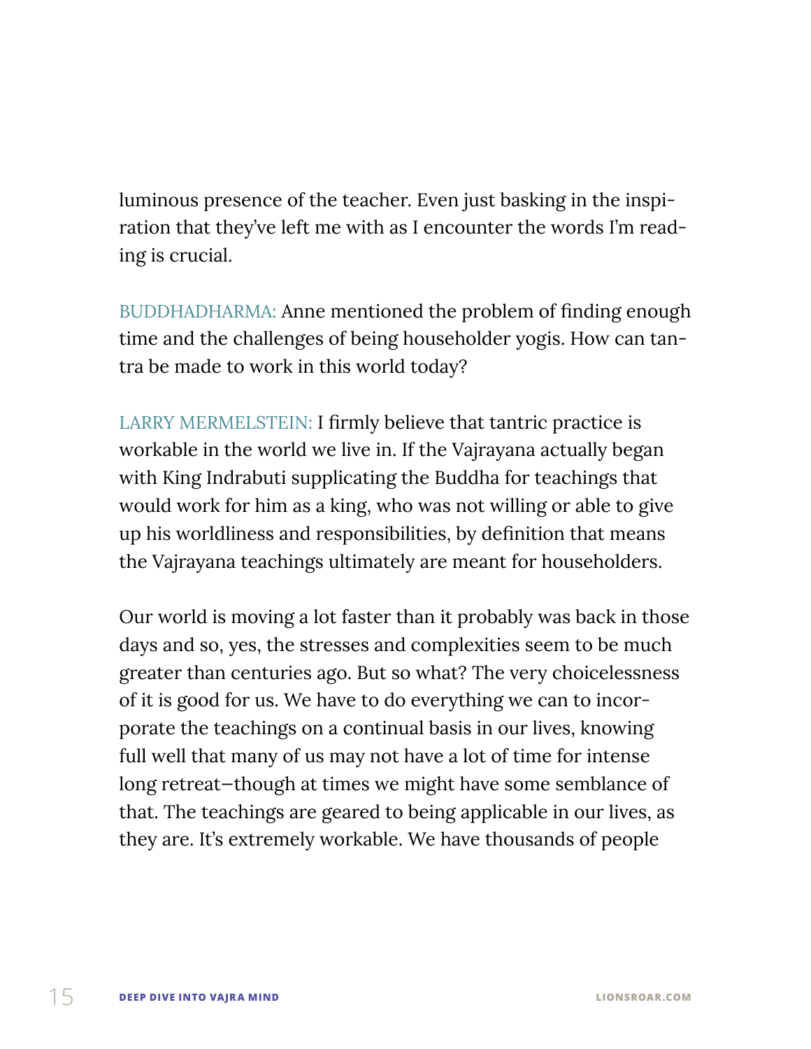luminous presence of the teacher. Even just basking in the inspiration that they've left me with as I encounter the words I'm reading is crucial.

BUDDHADHARMA: Anne mentioned the problem of finding enough time and the challenges of being householder yogis. How can tantra be made to work in this world today?

LARRY MERMELSTEIN: I firmly believe that tantric practice is workable in the world we live in. If the Vajrayana actually began with King Indrabuti supplicating the Buddha for teachings that would work for him as a king, who was not willing or able to give up his worldliness and responsibilities, by definition that means the Vajrayana teachings ultimately are meant for householders.

Our world is moving a lot faster than it probably was back in those days and so, yes, the stresses and complexities seem to be much greater than centuries ago. But so what? The very choicelessness of it is good for us. We have to do everything we can to incorporate the teachings on a continual basis in our lives, knowing full well that many of us may not have a lot of time for intense long retreat—though at times we might have some semblance of that. The teachings are geared to being applicable in our lives, as they are. It's extremely workable. We have thousands of people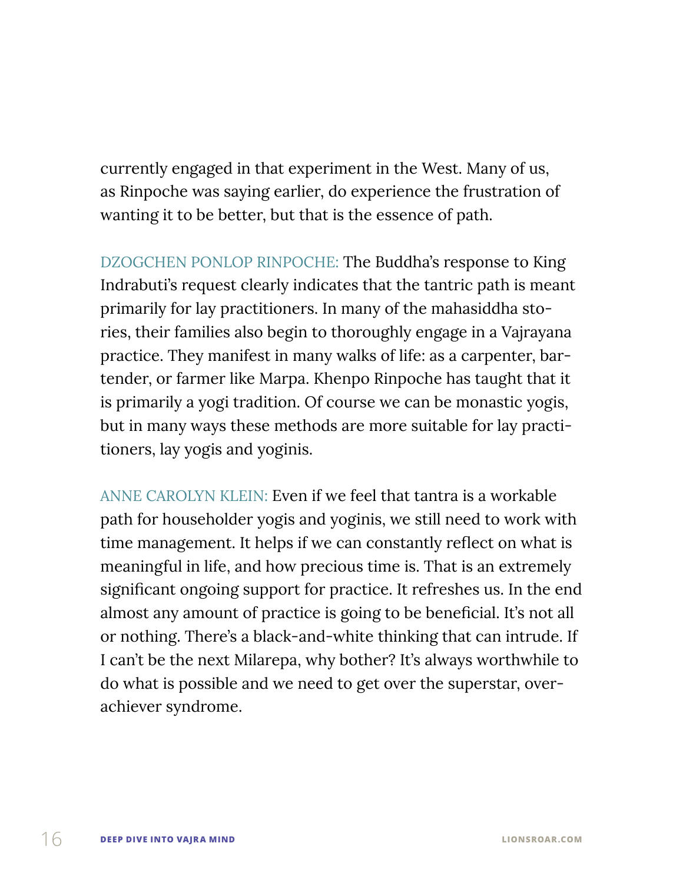currently engaged in that experiment in the West. Many of us, as Rinpoche was saying earlier, do experience the frustration of wanting it to be better, but that is the essence of path.

DZOGCHEN PONLOP RINPOCHE: The Buddha's response to King Indrabuti's request clearly indicates that the tantric path is meant primarily for lay practitioners. In many of the mahasiddha stories, their families also begin to thoroughly engage in a Vajrayana practice. They manifest in many walks of life: as a carpenter, bartender, or farmer like Marpa. Khenpo Rinpoche has taught that it is primarily a yogi tradition. Of course we can be monastic yogis, but in many ways these methods are more suitable for lay practitioners, lay yogis and yoginis.

ANNE CAROLYN KLEIN: Even if we feel that tantra is a workable path for householder yogis and yoginis, we still need to work with time management. It helps if we can constantly reflect on what is meaningful in life, and how precious time is. That is an extremely significant ongoing support for practice. It refreshes us. In the end almost any amount of practice is going to be beneficial. It's not all or nothing. There's a black-and-white thinking that can intrude. If I can't be the next Milarepa, why bother? It's always worthwhile to do what is possible and we need to get over the superstar, overachiever syndrome.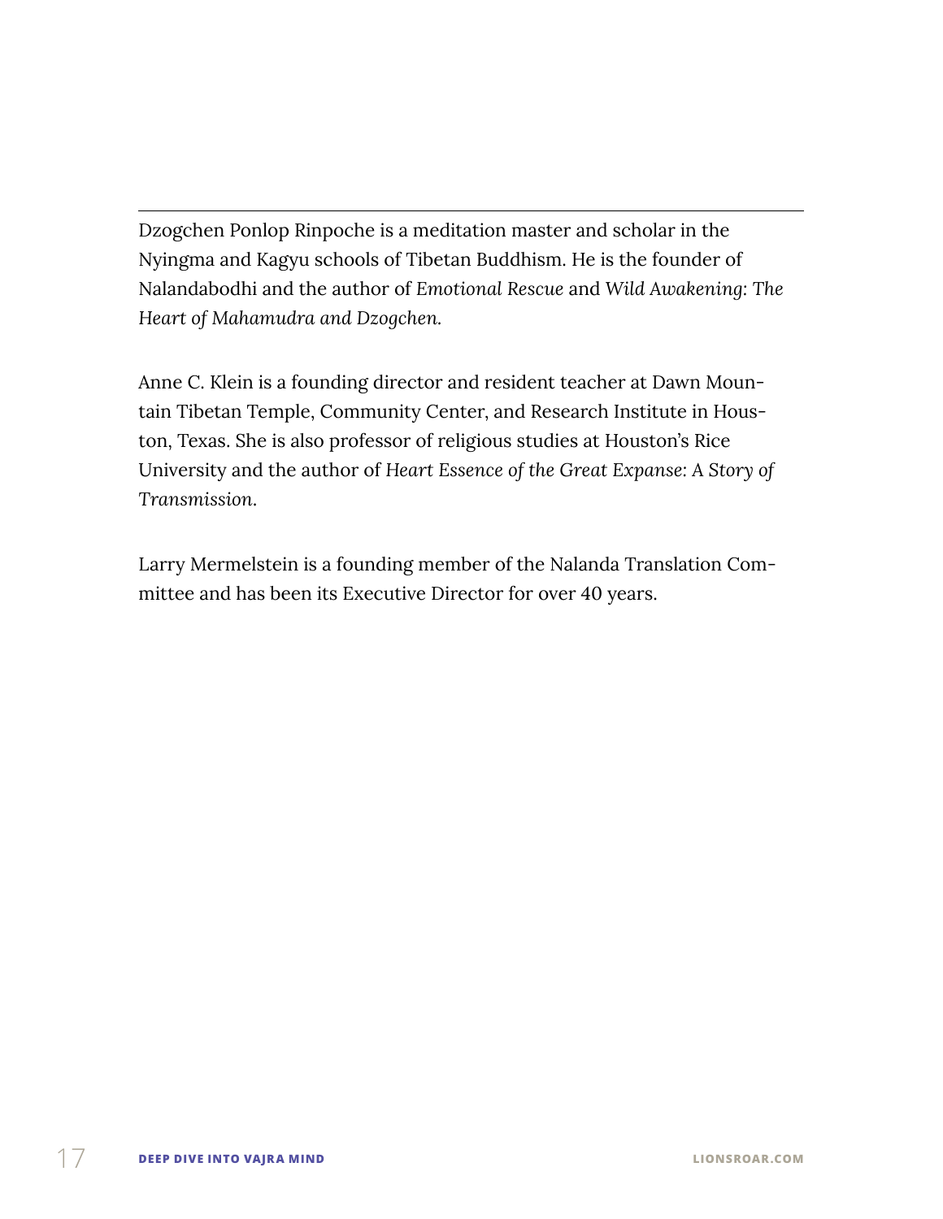---

Dzogchen Ponlop Rinpoche is a meditation master and scholar in the Nyingma and Kagyu schools of Tibetan Buddhism. He is the founder of Nalandabodhi and the author of *Emotional Rescue* and *Wild Awakening: The Heart of Mahamudra and Dzogchen.*

Anne C. Klein is a founding director and resident teacher at Dawn Mountain Tibetan Temple, Community Center, and Research Institute in Houston, Texas. She is also professor of religious studies at Houston's Rice University and the author of *Heart Essence of the Great Expanse: A Story of Transmission.*

Larry Mermelstein is a founding member of the Nalanda Translation Committee and has been its Executive Director for over 40 years.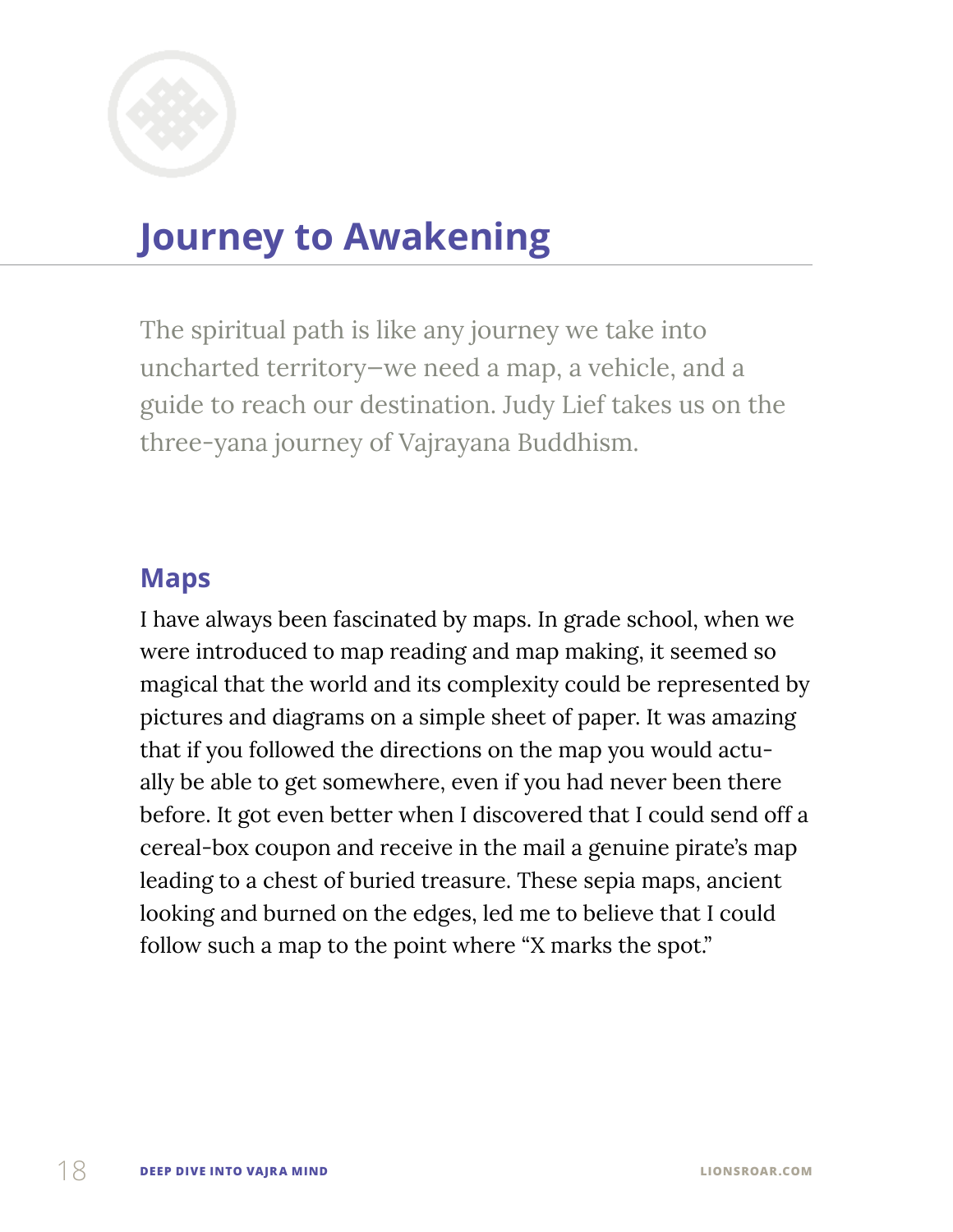# Journey to Awakening

The spiritual path is like any journey we take into uncharted territory—we need a map, a vehicle, and a guide to reach our destination. Judy Lief takes us on the three-yana journey of Vajrayana Buddhism.

## Maps

I have always been fascinated by maps. In grade school, when we were introduced to map reading and map making, it seemed so magical that the world and its complexity could be represented by pictures and diagrams on a simple sheet of paper. It was amazing that if you followed the directions on the map you would actually be able to get somewhere, even if you had never been there before. It got even better when I discovered that I could send off a cereal-box coupon and receive in the mail a genuine pirate's map leading to a chest of buried treasure. These sepia maps, ancient looking and burned on the edges, led me to believe that I could follow such a map to the point where "X marks the spot."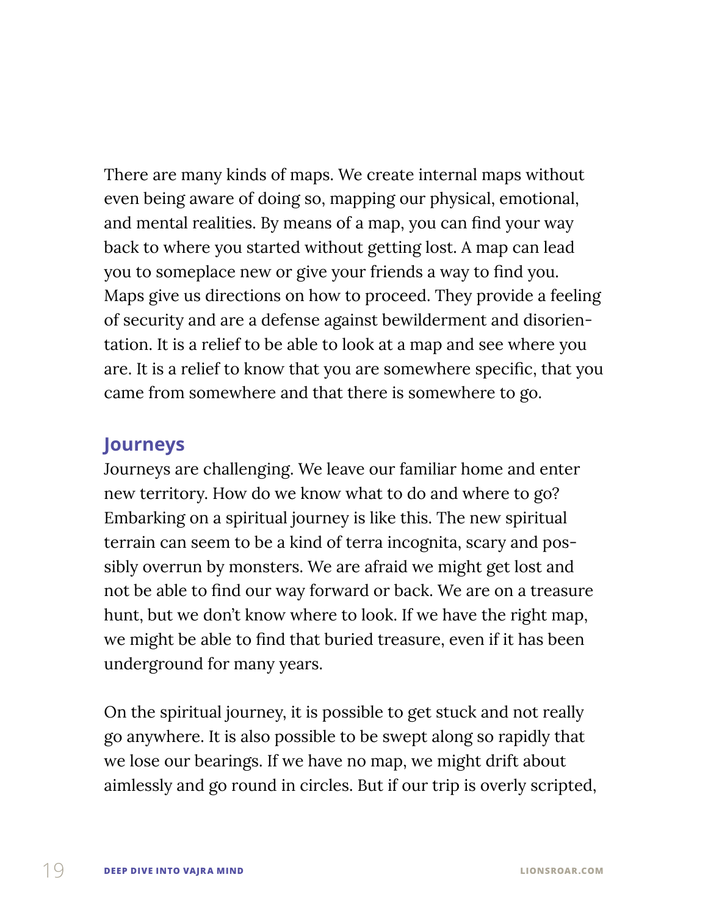There are many kinds of maps. We create internal maps without even being aware of doing so, mapping our physical, emotional, and mental realities. By means of a map, you can find your way back to where you started without getting lost. A map can lead you to someplace new or give your friends a way to find you. Maps give us directions on how to proceed. They provide a feeling of security and are a defense against bewilderment and disorientation. It is a relief to be able to look at a map and see where you are. It is a relief to know that you are somewhere specific, that you came from somewhere and that there is somewhere to go.

## Journeys

Journeys are challenging. We leave our familiar home and enter new territory. How do we know what to do and where to go? Embarking on a spiritual journey is like this. The new spiritual terrain can seem to be a kind of terra incognita, scary and possibly overrun by monsters. We are afraid we might get lost and not be able to find our way forward or back. We are on a treasure hunt, but we don't know where to look. If we have the right map, we might be able to find that buried treasure, even if it has been underground for many years.

On the spiritual journey, it is possible to get stuck and not really go anywhere. It is also possible to be swept along so rapidly that we lose our bearings. If we have no map, we might drift about aimlessly and go round in circles. But if our trip is overly scripted,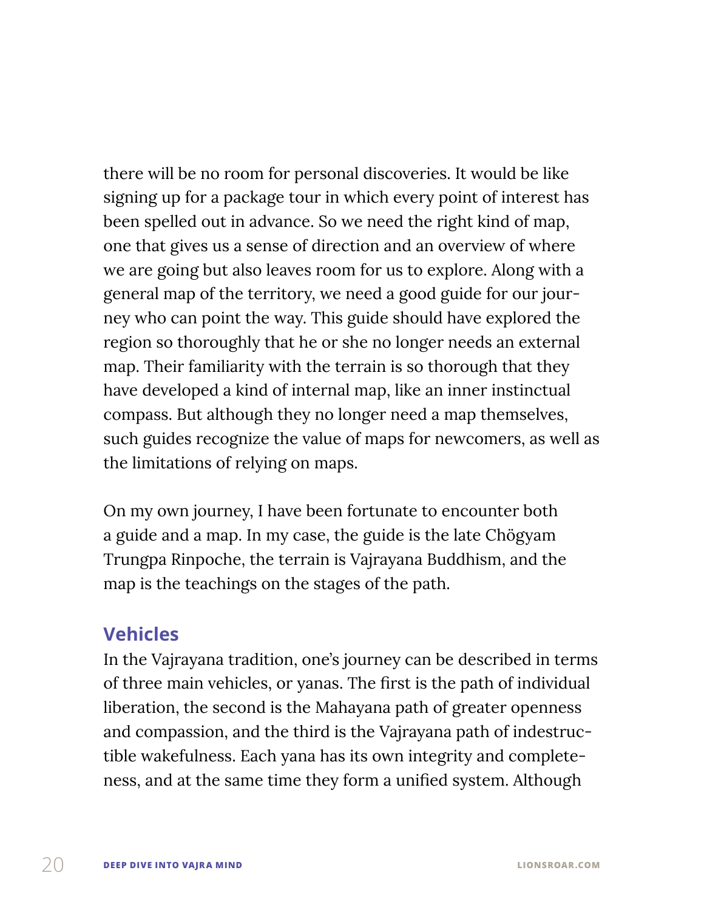there will be no room for personal discoveries. It would be like signing up for a package tour in which every point of interest has been spelled out in advance. So we need the right kind of map, one that gives us a sense of direction and an overview of where we are going but also leaves room for us to explore. Along with a general map of the territory, we need a good guide for our journey who can point the way. This guide should have explored the region so thoroughly that he or she no longer needs an external map. Their familiarity with the terrain is so thorough that they have developed a kind of internal map, like an inner instinctual compass. But although they no longer need a map themselves, such guides recognize the value of maps for newcomers, as well as the limitations of relying on maps.

On my own journey, I have been fortunate to encounter both a guide and a map. In my case, the guide is the late Chögyam Trungpa Rinpoche, the terrain is Vajrayana Buddhism, and the map is the teachings on the stages of the path.

## Vehicles

In the Vajrayana tradition, one's journey can be described in terms of three main vehicles, or yanas. The first is the path of individual liberation, the second is the Mahayana path of greater openness and compassion, and the third is the Vajrayana path of indestructible wakefulness. Each yana has its own integrity and completeness, and at the same time they form a unified system. Although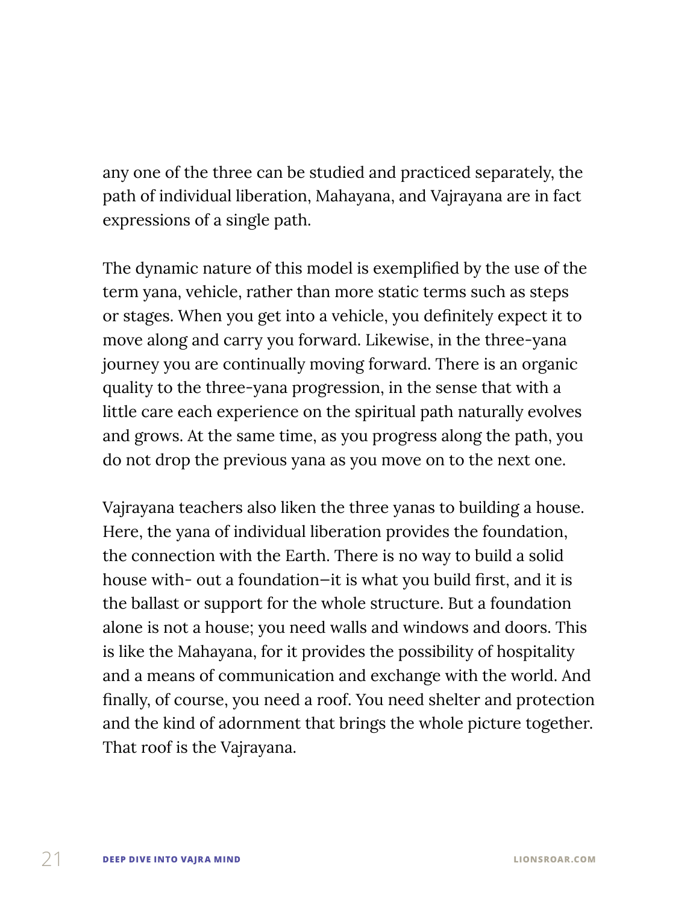any one of the three can be studied and practiced separately, the path of individual liberation, Mahayana, and Vajrayana are in fact expressions of a single path.

The dynamic nature of this model is exemplified by the use of the term yana, vehicle, rather than more static terms such as steps or stages. When you get into a vehicle, you definitely expect it to move along and carry you forward. Likewise, in the three-yana journey you are continually moving forward. There is an organic quality to the three-yana progression, in the sense that with a little care each experience on the spiritual path naturally evolves and grows. At the same time, as you progress along the path, you do not drop the previous yana as you move on to the next one.

Vajrayana teachers also liken the three yanas to building a house. Here, the yana of individual liberation provides the foundation, the connection with the Earth. There is no way to build a solid house with- out a foundation—it is what you build first, and it is the ballast or support for the whole structure. But a foundation alone is not a house; you need walls and windows and doors. This is like the Mahayana, for it provides the possibility of hospitality and a means of communication and exchange with the world. And finally, of course, you need a roof. You need shelter and protection and the kind of adornment that brings the whole picture together. That roof is the Vajrayana.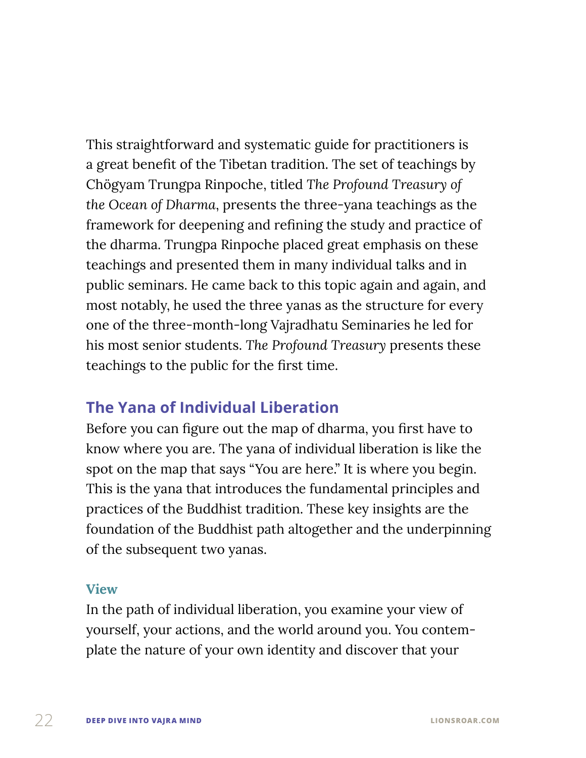This straightforward and systematic guide for practitioners is a great benefit of the Tibetan tradition. The set of teachings by Chögyam Trungpa Rinpoche, titled *The Profound Treasury of the Ocean of Dharma*, presents the three-yana teachings as the framework for deepening and refining the study and practice of the dharma. Trungpa Rinpoche placed great emphasis on these teachings and presented them in many individual talks and in public seminars. He came back to this topic again and again, and most notably, he used the three yanas as the structure for every one of the three-month-long Vajradhatu Seminaries he led for his most senior students. *The Profound Treasury* presents these teachings to the public for the first time.

## The Yana of Individual Liberation

Before you can figure out the map of dharma, you first have to know where you are. The yana of individual liberation is like the spot on the map that says "You are here." It is where you begin. This is the yana that introduces the fundamental principles and practices of the Buddhist tradition. These key insights are the foundation of the Buddhist path altogether and the underpinning of the subsequent two yanas.

### View

In the path of individual liberation, you examine your view of yourself, your actions, and the world around you. You contemplate the nature of your own identity and discover that your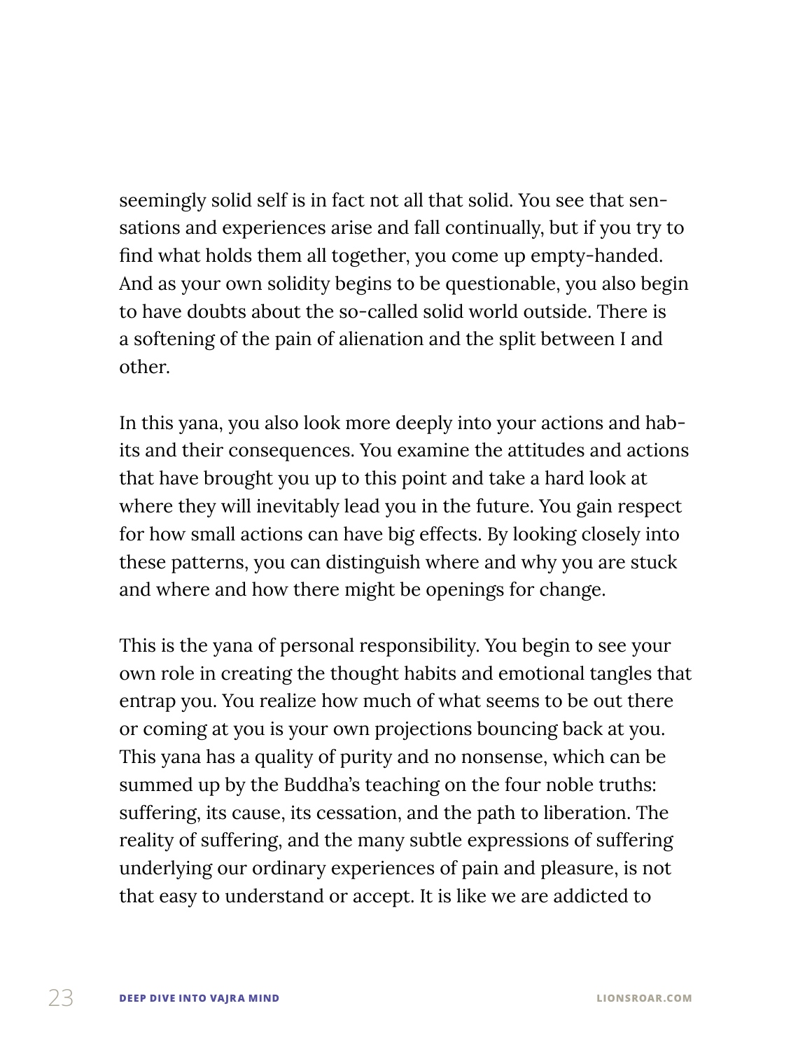seemingly solid self is in fact not all that solid. You see that sensations and experiences arise and fall continually, but if you try to find what holds them all together, you come up empty-handed. And as your own solidity begins to be questionable, you also begin to have doubts about the so-called solid world outside. There is a softening of the pain of alienation and the split between I and other.

In this yana, you also look more deeply into your actions and habits and their consequences. You examine the attitudes and actions that have brought you up to this point and take a hard look at where they will inevitably lead you in the future. You gain respect for how small actions can have big effects. By looking closely into these patterns, you can distinguish where and why you are stuck and where and how there might be openings for change.

This is the yana of personal responsibility. You begin to see your own role in creating the thought habits and emotional tangles that entrap you. You realize how much of what seems to be out there or coming at you is your own projections bouncing back at you. This yana has a quality of purity and no nonsense, which can be summed up by the Buddha's teaching on the four noble truths: suffering, its cause, its cessation, and the path to liberation. The reality of suffering, and the many subtle expressions of suffering underlying our ordinary experiences of pain and pleasure, is not that easy to understand or accept. It is like we are addicted to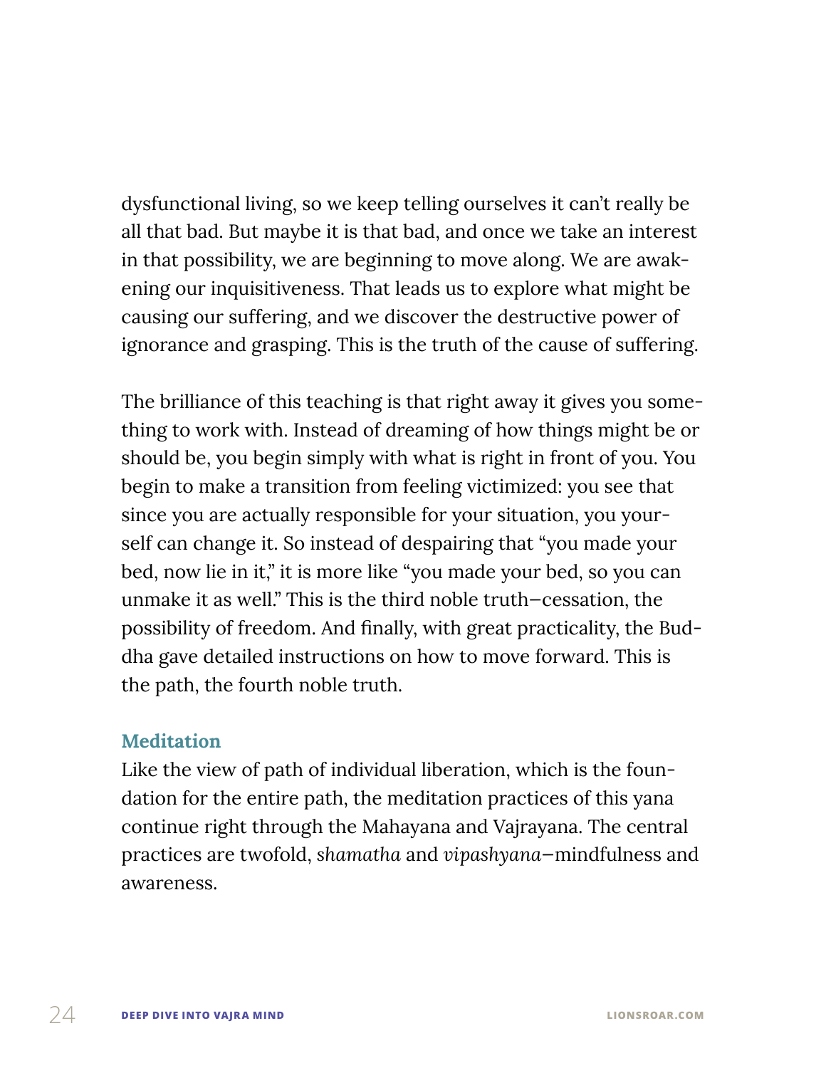dysfunctional living, so we keep telling ourselves it can't really be all that bad. But maybe it is that bad, and once we take an interest in that possibility, we are beginning to move along. We are awakening our inquisitiveness. That leads us to explore what might be causing our suffering, and we discover the destructive power of ignorance and grasping. This is the truth of the cause of suffering.

The brilliance of this teaching is that right away it gives you something to work with. Instead of dreaming of how things might be or should be, you begin simply with what is right in front of you. You begin to make a transition from feeling victimized: you see that since you are actually responsible for your situation, you yourself can change it. So instead of despairing that "you made your bed, now lie in it," it is more like "you made your bed, so you can unmake it as well." This is the third noble truth—cessation, the possibility of freedom. And finally, with great practicality, the Buddha gave detailed instructions on how to move forward. This is the path, the fourth noble truth.

### Meditation

Like the view of path of individual liberation, which is the foundation for the entire path, the meditation practices of this yana continue right through the Mahayana and Vajrayana. The central practices are twofold, *shamatha* and *vipashyana*—mindfulness and awareness.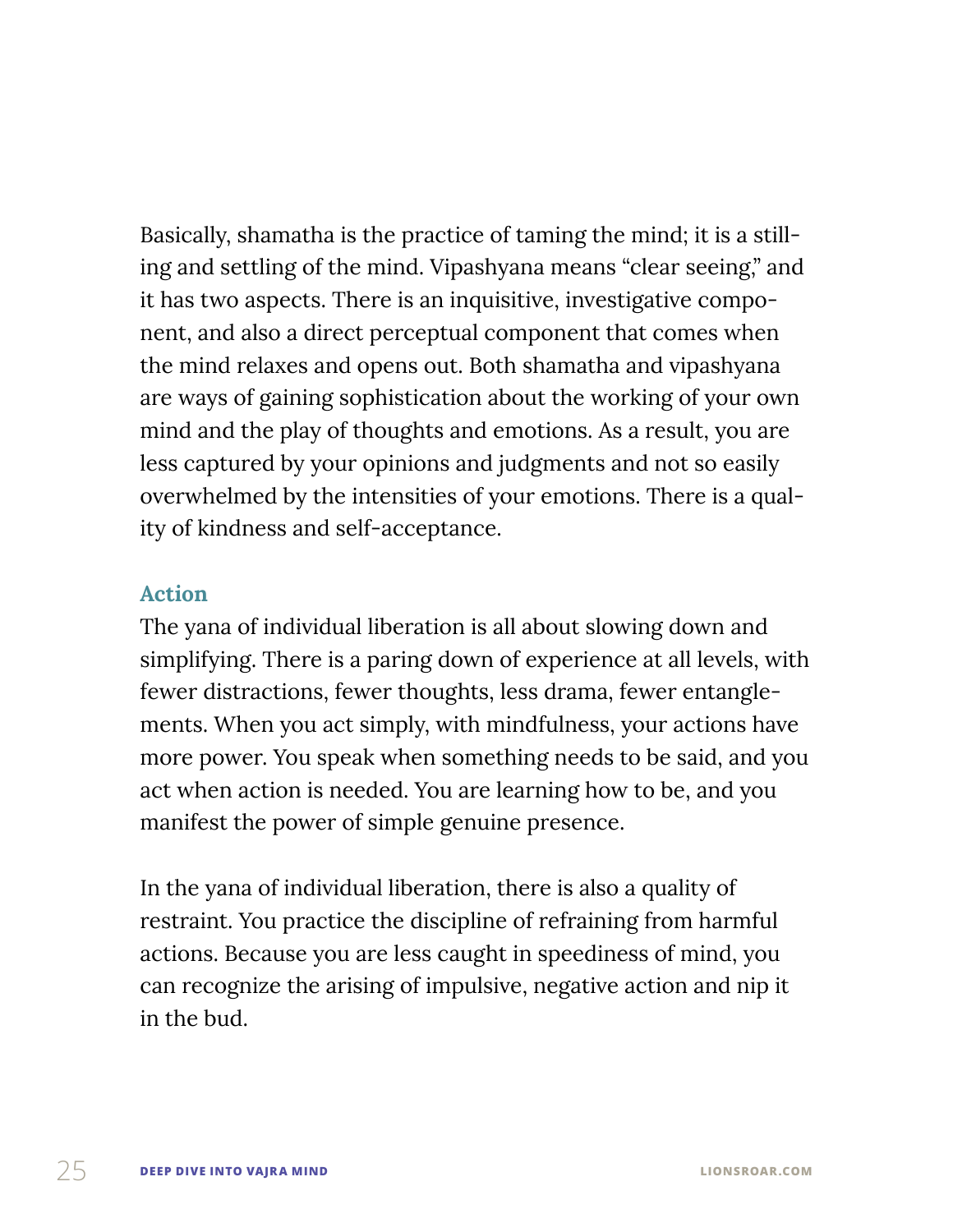Basically, shamatha is the practice of taming the mind; it is a stilling and settling of the mind. Vipashyana means "clear seeing," and it has two aspects. There is an inquisitive, investigative component, and also a direct perceptual component that comes when the mind relaxes and opens out. Both shamatha and vipashyana are ways of gaining sophistication about the working of your own mind and the play of thoughts and emotions. As a result, you are less captured by your opinions and judgments and not so easily overwhelmed by the intensities of your emotions. There is a quality of kindness and self-acceptance.

### Action

The yana of individual liberation is all about slowing down and simplifying. There is a paring down of experience at all levels, with fewer distractions, fewer thoughts, less drama, fewer entanglements. When you act simply, with mindfulness, your actions have more power. You speak when something needs to be said, and you act when action is needed. You are learning how to be, and you manifest the power of simple genuine presence.

In the yana of individual liberation, there is also a quality of restraint. You practice the discipline of refraining from harmful actions. Because you are less caught in speediness of mind, you can recognize the arising of impulsive, negative action and nip it in the bud.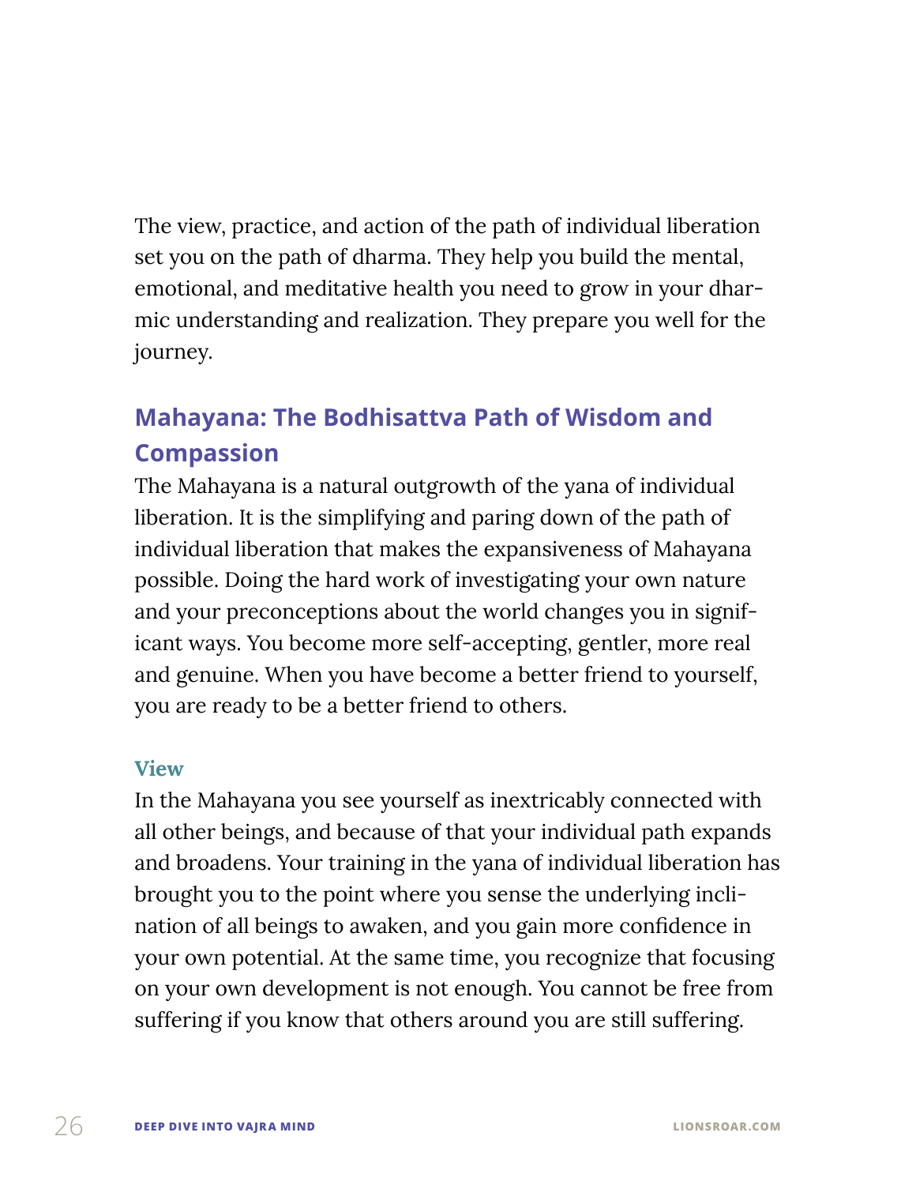The view, practice, and action of the path of individual liberation set you on the path of dharma. They help you build the mental, emotional, and meditative health you need to grow in your dharmic understanding and realization. They prepare you well for the journey.

## Mahayana: The Bodhisattva Path of Wisdom and Compassion

The Mahayana is a natural outgrowth of the yana of individual liberation. It is the simplifying and paring down of the path of individual liberation that makes the expansiveness of Mahayana possible. Doing the hard work of investigating your own nature and your preconceptions about the world changes you in significant ways. You become more self-accepting, gentler, more real and genuine. When you have become a better friend to yourself, you are ready to be a better friend to others.

### View

In the Mahayana you see yourself as inextricably connected with all other beings, and because of that your individual path expands and broadens. Your training in the yana of individual liberation has brought you to the point where you sense the underlying inclination of all beings to awaken, and you gain more confidence in your own potential. At the same time, you recognize that focusing on your own development is not enough. You cannot be free from suffering if you know that others around you are still suffering.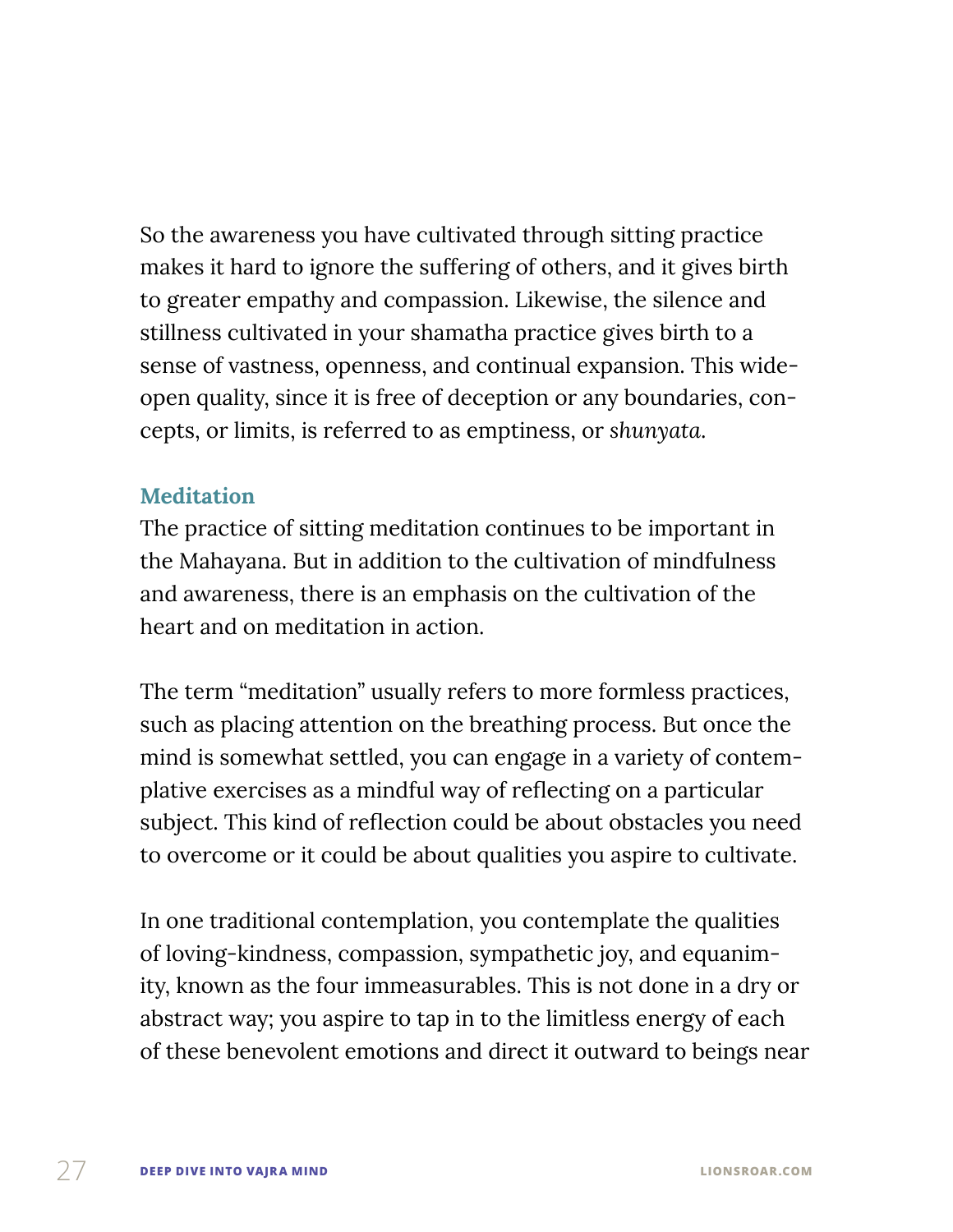So the awareness you have cultivated through sitting practice makes it hard to ignore the suffering of others, and it gives birth to greater empathy and compassion. Likewise, the silence and stillness cultivated in your shamatha practice gives birth to a sense of vastness, openness, and continual expansion. This wide-open quality, since it is free of deception or any boundaries, concepts, or limits, is referred to as emptiness, or *shunyata*.

### Meditation

The practice of sitting meditation continues to be important in the Mahayana. But in addition to the cultivation of mindfulness and awareness, there is an emphasis on the cultivation of the heart and on meditation in action.

The term "meditation" usually refers to more formless practices, such as placing attention on the breathing process. But once the mind is somewhat settled, you can engage in a variety of contemplative exercises as a mindful way of reflecting on a particular subject. This kind of reflection could be about obstacles you need to overcome or it could be about qualities you aspire to cultivate.

In one traditional contemplation, you contemplate the qualities of loving-kindness, compassion, sympathetic joy, and equanimity, known as the four immeasurables. This is not done in a dry or abstract way; you aspire to tap in to the limitless energy of each of these benevolent emotions and direct it outward to beings near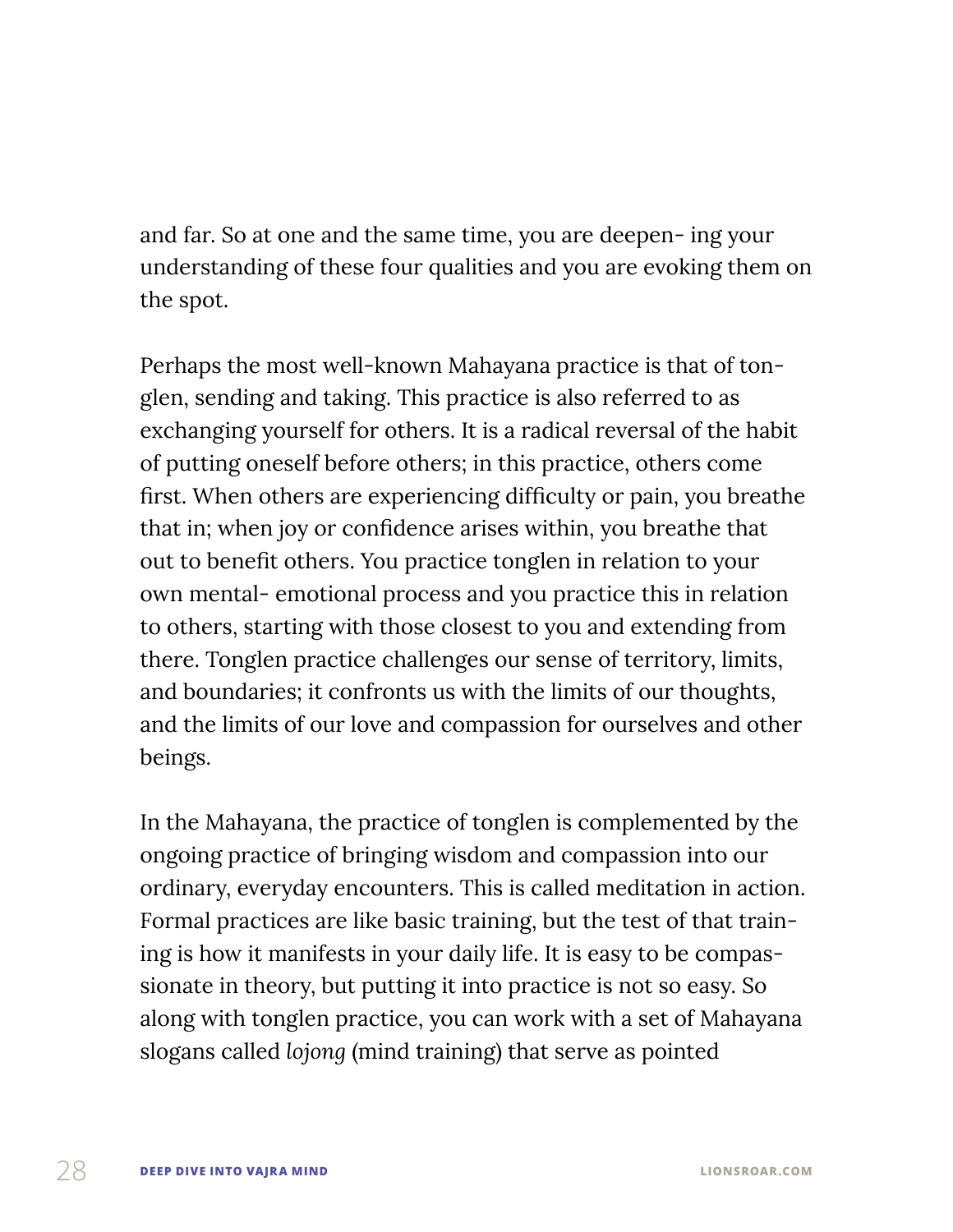and far. So at one and the same time, you are deepen- ing your understanding of these four qualities and you are evoking them on the spot.

Perhaps the most well-known Mahayana practice is that of tonglen, sending and taking. This practice is also referred to as exchanging yourself for others. It is a radical reversal of the habit of putting oneself before others; in this practice, others come first. When others are experiencing difficulty or pain, you breathe that in; when joy or confidence arises within, you breathe that out to benefit others. You practice tonglen in relation to your own mental- emotional process and you practice this in relation to others, starting with those closest to you and extending from there. Tonglen practice challenges our sense of territory, limits, and boundaries; it confronts us with the limits of our thoughts, and the limits of our love and compassion for ourselves and other beings.

In the Mahayana, the practice of tonglen is complemented by the ongoing practice of bringing wisdom and compassion into our ordinary, everyday encounters. This is called meditation in action. Formal practices are like basic training, but the test of that training is how it manifests in your daily life. It is easy to be compassionate in theory, but putting it into practice is not so easy. So along with tonglen practice, you can work with a set of Mahayana slogans called *lojong* (mind training) that serve as pointed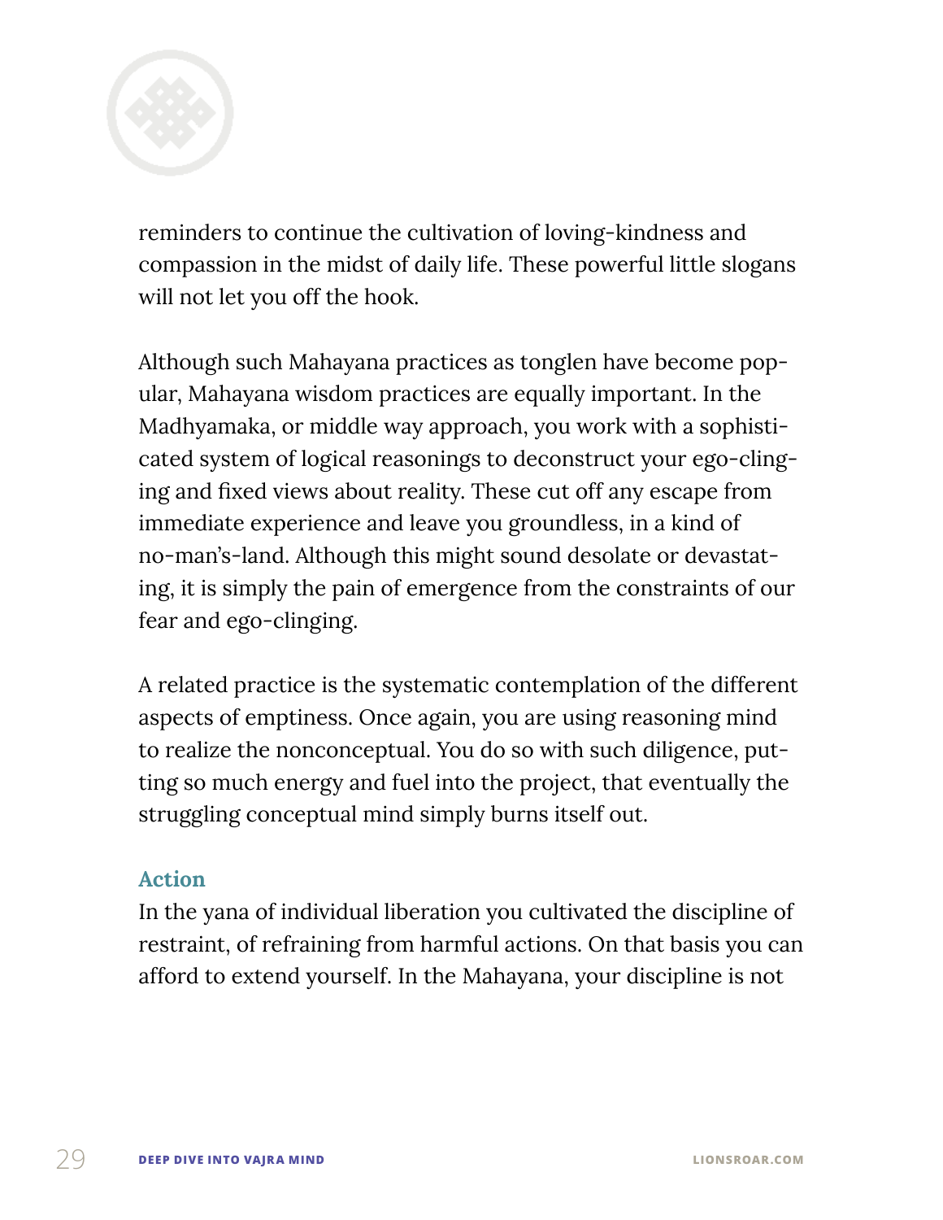reminders to continue the cultivation of loving-kindness and compassion in the midst of daily life. These powerful little slogans will not let you off the hook.

Although such Mahayana practices as tonglen have become popular, Mahayana wisdom practices are equally important. In the Madhyamaka, or middle way approach, you work with a sophisticated system of logical reasonings to deconstruct your ego-clinging and fixed views about reality. These cut off any escape from immediate experience and leave you groundless, in a kind of no-man's-land. Although this might sound desolate or devastating, it is simply the pain of emergence from the constraints of our fear and ego-clinging.

A related practice is the systematic contemplation of the different aspects of emptiness. Once again, you are using reasoning mind to realize the nonconceptual. You do so with such diligence, putting so much energy and fuel into the project, that eventually the struggling conceptual mind simply burns itself out.

### Action

In the yana of individual liberation you cultivated the discipline of restraint, of refraining from harmful actions. On that basis you can afford to extend yourself. In the Mahayana, your discipline is not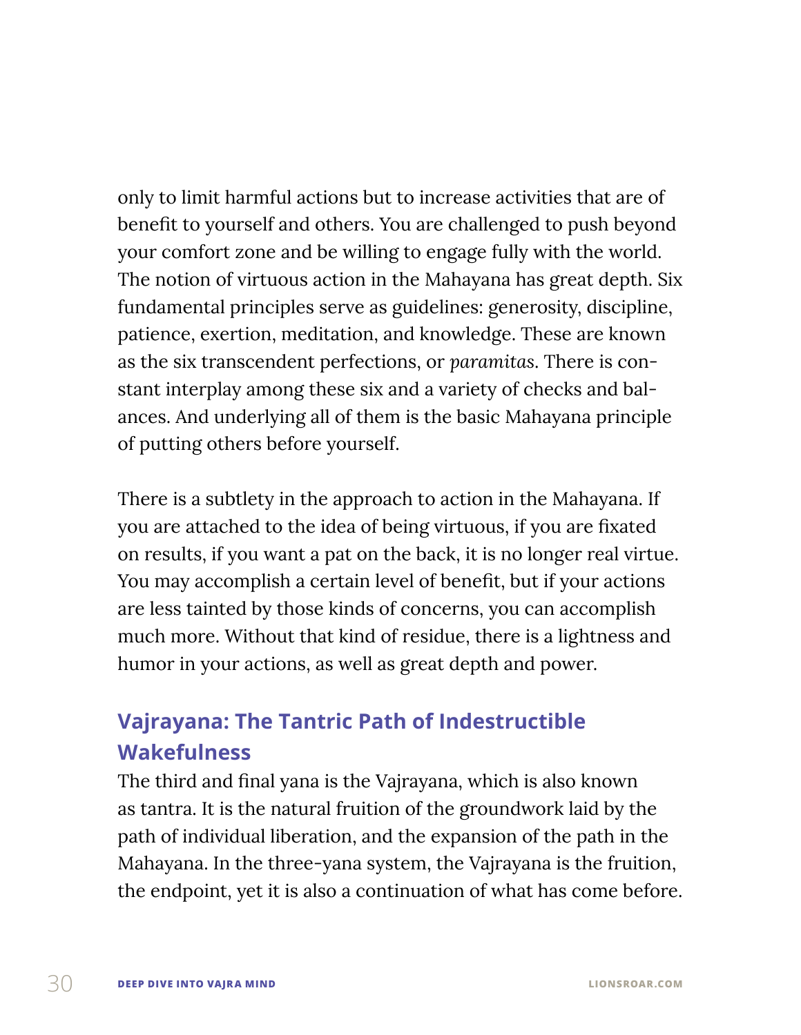only to limit harmful actions but to increase activities that are of benefit to yourself and others. You are challenged to push beyond your comfort zone and be willing to engage fully with the world. The notion of virtuous action in the Mahayana has great depth. Six fundamental principles serve as guidelines: generosity, discipline, patience, exertion, meditation, and knowledge. These are known as the six transcendent perfections, or *paramitas*. There is constant interplay among these six and a variety of checks and balances. And underlying all of them is the basic Mahayana principle of putting others before yourself.

There is a subtlety in the approach to action in the Mahayana. If you are attached to the idea of being virtuous, if you are fixated on results, if you want a pat on the back, it is no longer real virtue. You may accomplish a certain level of benefit, but if your actions are less tainted by those kinds of concerns, you can accomplish much more. Without that kind of residue, there is a lightness and humor in your actions, as well as great depth and power.

## Vajrayana: The Tantric Path of Indestructible Wakefulness

The third and final yana is the Vajrayana, which is also known as tantra. It is the natural fruition of the groundwork laid by the path of individual liberation, and the expansion of the path in the Mahayana. In the three-yana system, the Vajrayana is the fruition, the endpoint, yet it is also a continuation of what has come before.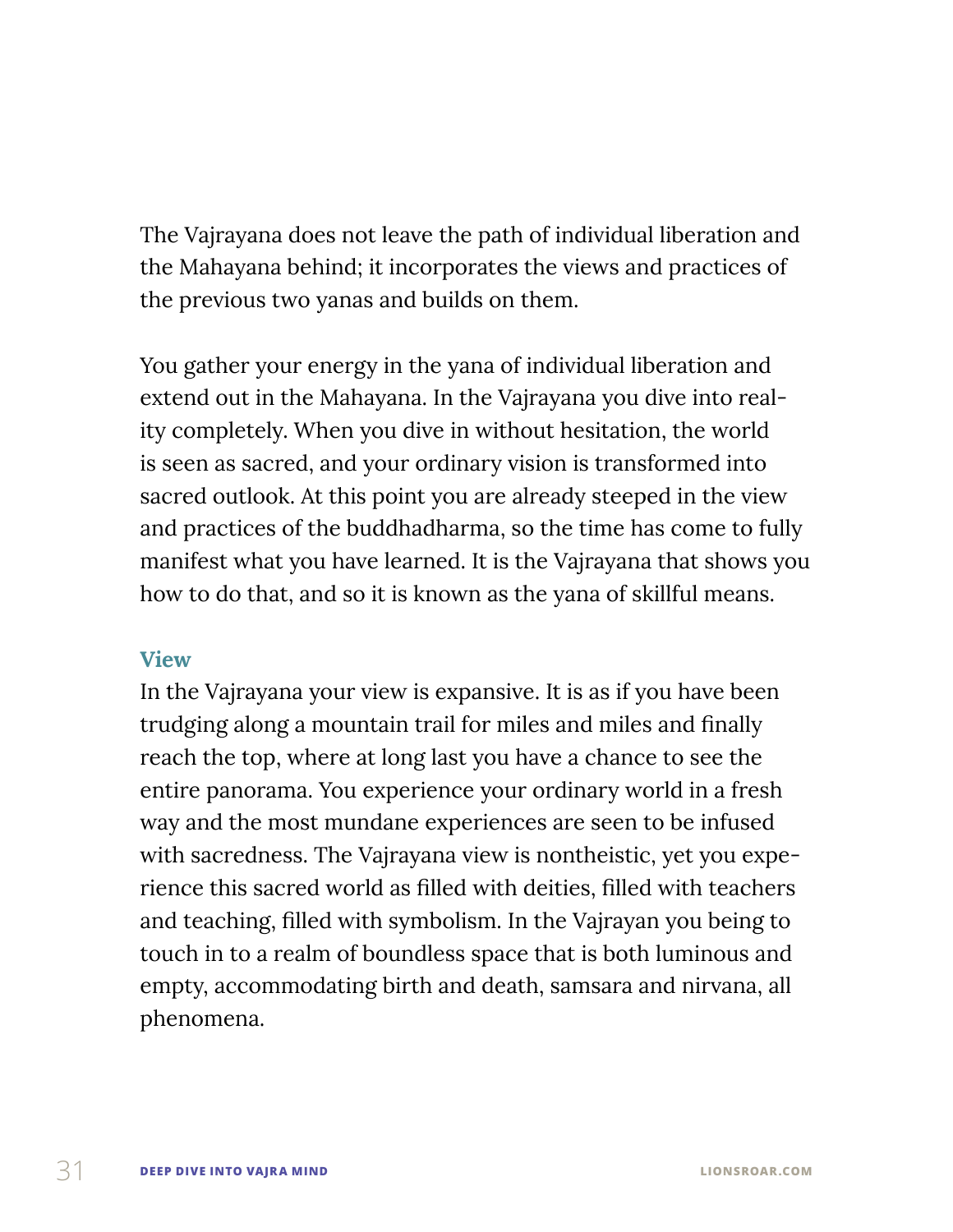The Vajrayana does not leave the path of individual liberation and the Mahayana behind; it incorporates the views and practices of the previous two yanas and builds on them.

You gather your energy in the yana of individual liberation and extend out in the Mahayana. In the Vajrayana you dive into reality completely. When you dive in without hesitation, the world is seen as sacred, and your ordinary vision is transformed into sacred outlook. At this point you are already steeped in the view and practices of the buddhadharma, so the time has come to fully manifest what you have learned. It is the Vajrayana that shows you how to do that, and so it is known as the yana of skillful means.

### View

In the Vajrayana your view is expansive. It is as if you have been trudging along a mountain trail for miles and miles and finally reach the top, where at long last you have a chance to see the entire panorama. You experience your ordinary world in a fresh way and the most mundane experiences are seen to be infused with sacredness. The Vajrayana view is nontheistic, yet you experience this sacred world as filled with deities, filled with teachers and teaching, filled with symbolism. In the Vajrayan you being to touch in to a realm of boundless space that is both luminous and empty, accommodating birth and death, samsara and nirvana, all phenomena.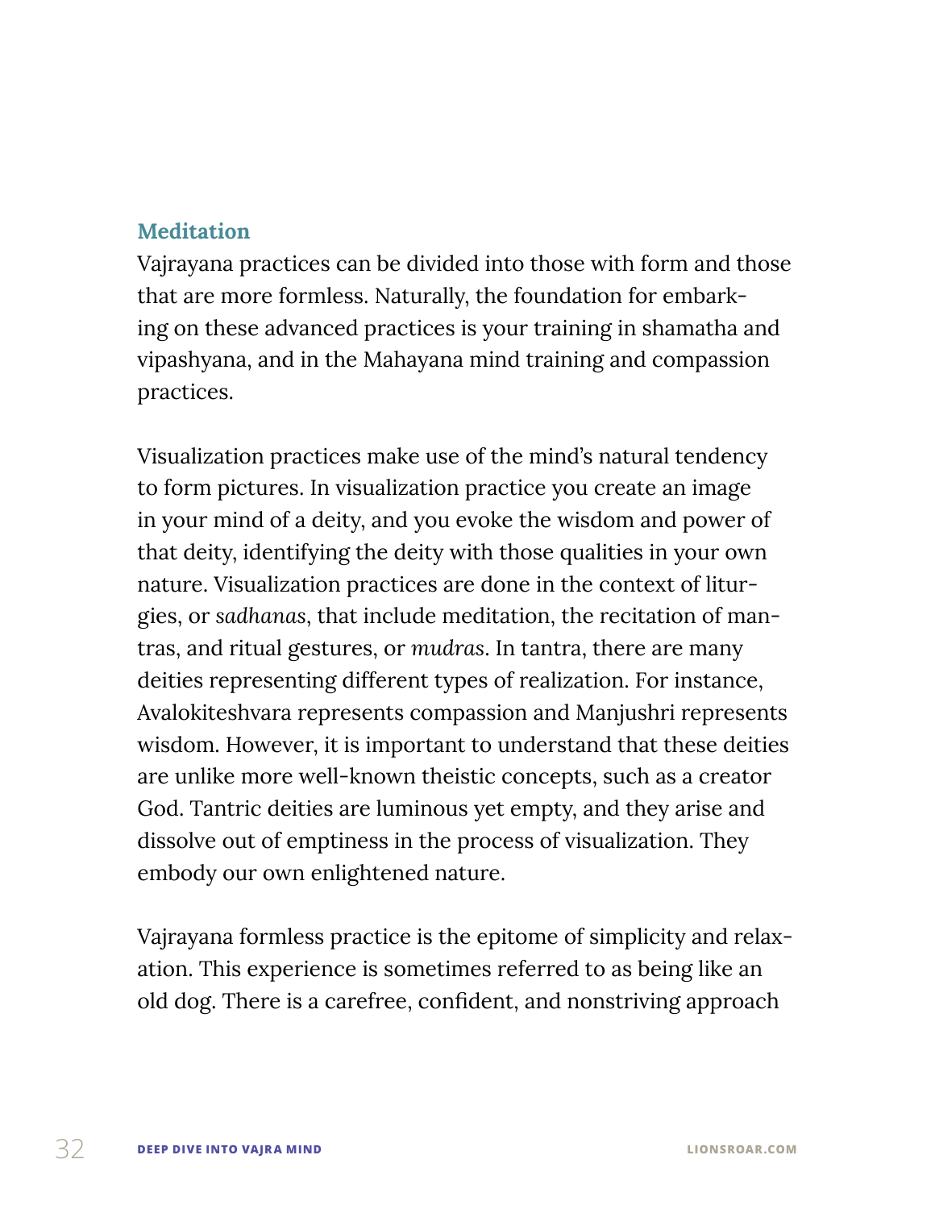### Meditation

Vajrayana practices can be divided into those with form and those that are more formless. Naturally, the foundation for embarking on these advanced practices is your training in shamatha and vipashyana, and in the Mahayana mind training and compassion practices.

Visualization practices make use of the mind's natural tendency to form pictures. In visualization practice you create an image in your mind of a deity, and you evoke the wisdom and power of that deity, identifying the deity with those qualities in your own nature. Visualization practices are done in the context of liturgies, or *sadhanas*, that include meditation, the recitation of mantras, and ritual gestures, or *mudras*. In tantra, there are many deities representing different types of realization. For instance, Avalokiteshvara represents compassion and Manjushri represents wisdom. However, it is important to understand that these deities are unlike more well-known theistic concepts, such as a creator God. Tantric deities are luminous yet empty, and they arise and dissolve out of emptiness in the process of visualization. They embody our own enlightened nature.

Vajrayana formless practice is the epitome of simplicity and relaxation. This experience is sometimes referred to as being like an old dog. There is a carefree, confident, and nonstriving approach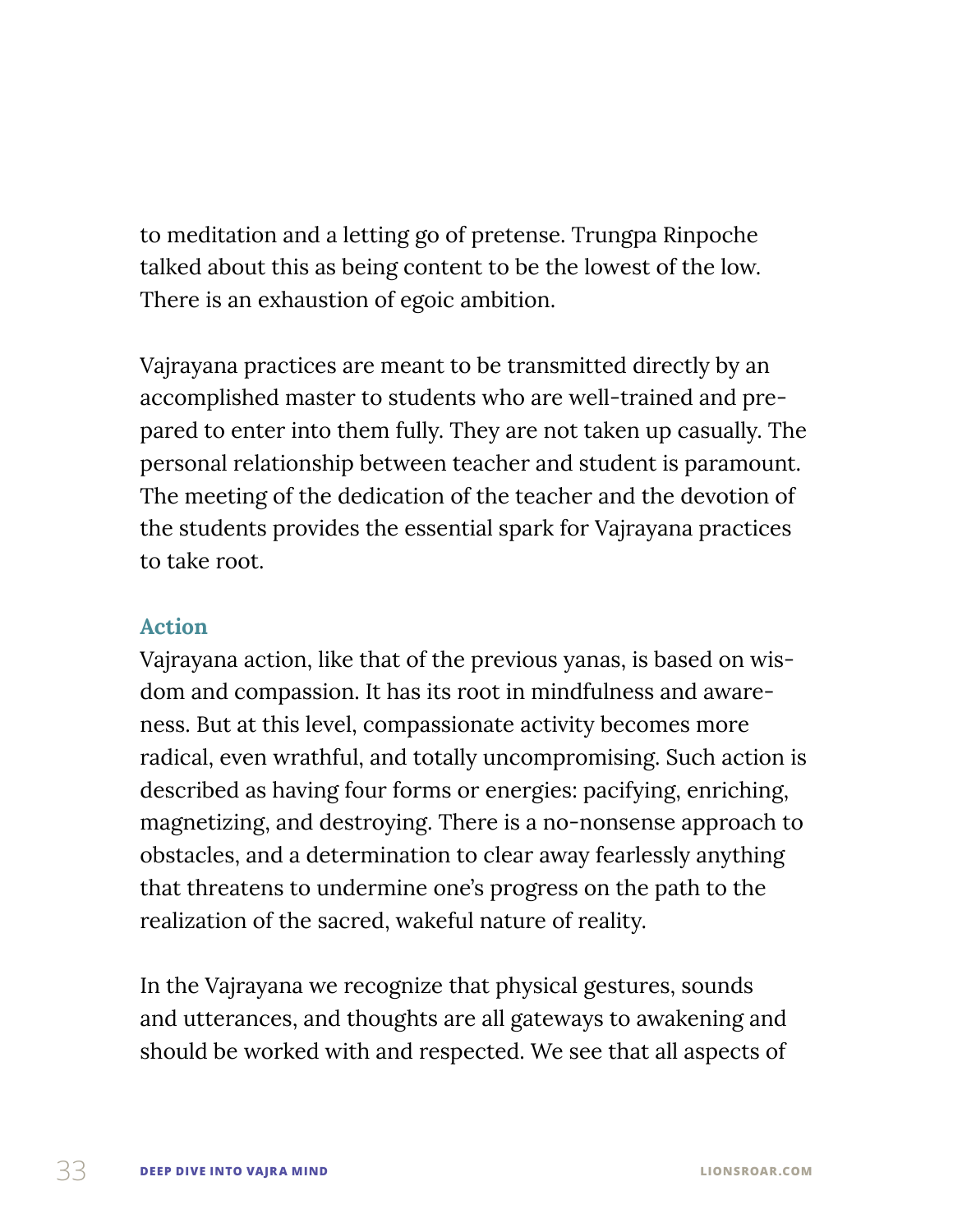to meditation and a letting go of pretense. Trungpa Rinpoche talked about this as being content to be the lowest of the low. There is an exhaustion of egoic ambition.

Vajrayana practices are meant to be transmitted directly by an accomplished master to students who are well-trained and prepared to enter into them fully. They are not taken up casually. The personal relationship between teacher and student is paramount. The meeting of the dedication of the teacher and the devotion of the students provides the essential spark for Vajrayana practices to take root.

### Action

Vajrayana action, like that of the previous yanas, is based on wisdom and compassion. It has its root in mindfulness and awareness. But at this level, compassionate activity becomes more radical, even wrathful, and totally uncompromising. Such action is described as having four forms or energies: pacifying, enriching, magnetizing, and destroying. There is a no-nonsense approach to obstacles, and a determination to clear away fearlessly anything that threatens to undermine one's progress on the path to the realization of the sacred, wakeful nature of reality.

In the Vajrayana we recognize that physical gestures, sounds and utterances, and thoughts are all gateways to awakening and should be worked with and respected. We see that all aspects of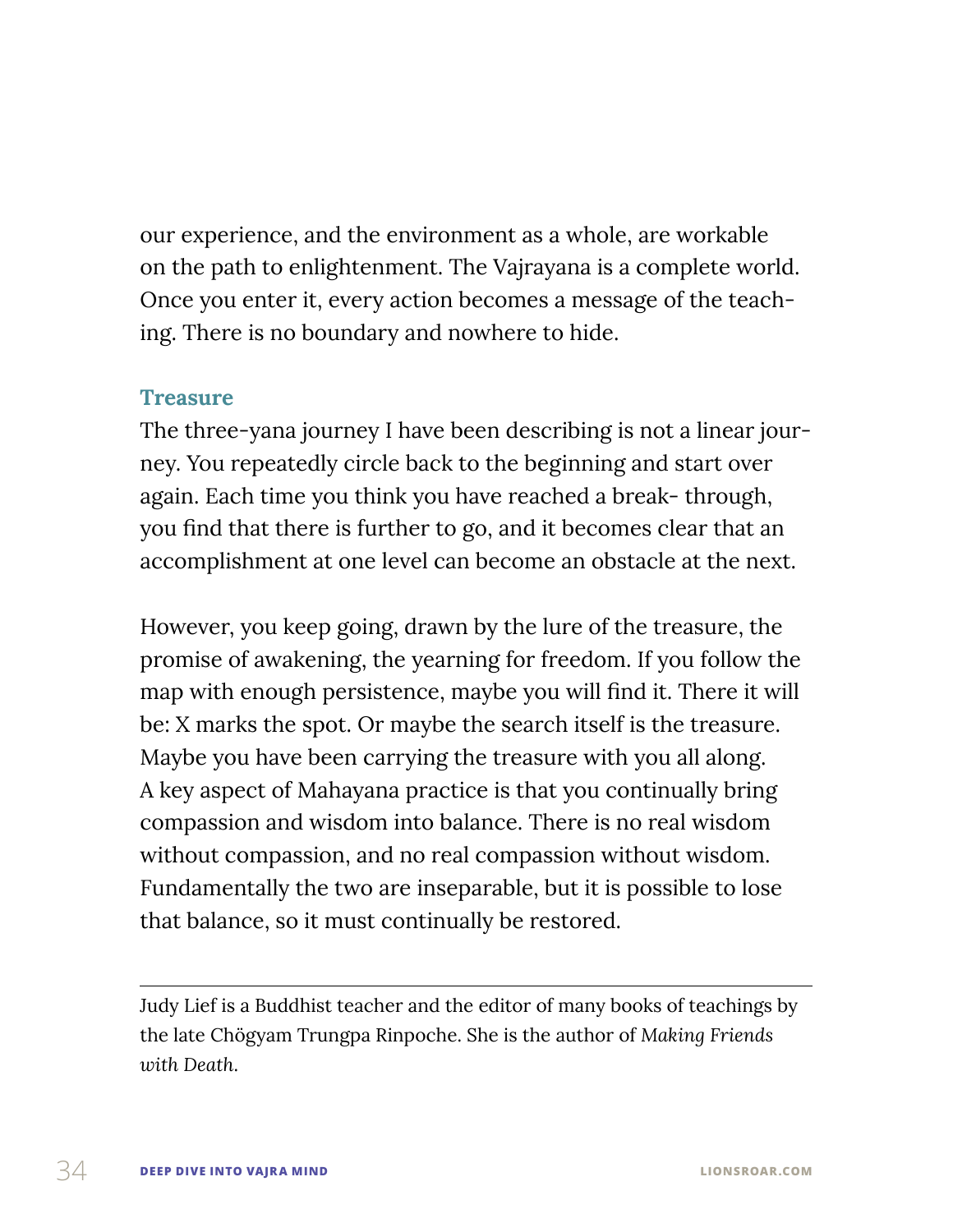our experience, and the environment as a whole, are workable on the path to enlightenment. The Vajrayana is a complete world. Once you enter it, every action becomes a message of the teaching. There is no boundary and nowhere to hide.

### Treasure

The three-yana journey I have been describing is not a linear journey. You repeatedly circle back to the beginning and start over again. Each time you think you have reached a break- through, you find that there is further to go, and it becomes clear that an accomplishment at one level can become an obstacle at the next.

However, you keep going, drawn by the lure of the treasure, the promise of awakening, the yearning for freedom. If you follow the map with enough persistence, maybe you will find it. There it will be: X marks the spot. Or maybe the search itself is the treasure. Maybe you have been carrying the treasure with you all along. A key aspect of Mahayana practice is that you continually bring compassion and wisdom into balance. There is no real wisdom without compassion, and no real compassion without wisdom. Fundamentally the two are inseparable, but it is possible to lose that balance, so it must continually be restored.

---

Judy Lief is a Buddhist teacher and the editor of many books of teachings by the late Chögyam Trungpa Rinpoche. She is the author of *Making Friends with Death.*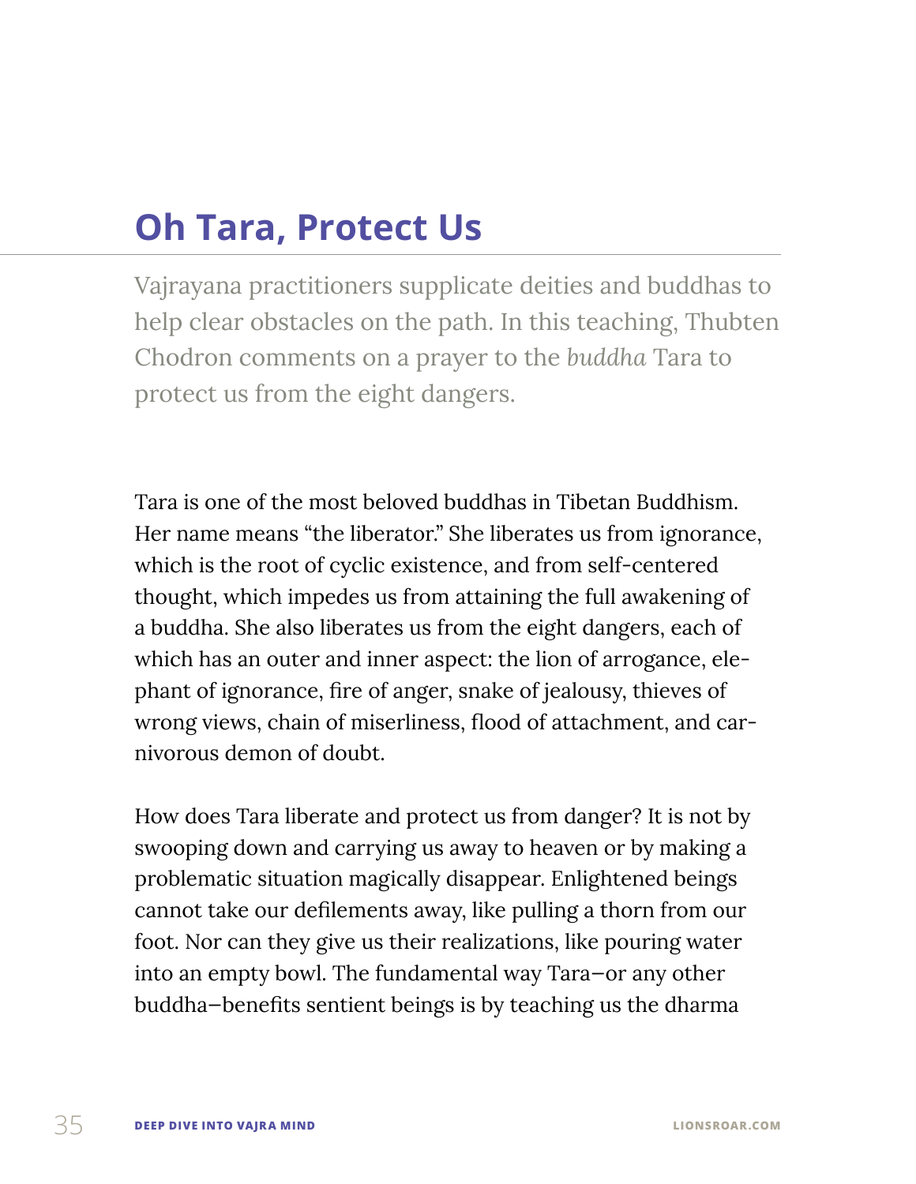# Oh Tara, Protect Us

Vajrayana practitioners supplicate deities and buddhas to help clear obstacles on the path. In this teaching, Thubten Chodron comments on a prayer to the *buddha* Tara to protect us from the eight dangers.

Tara is one of the most beloved buddhas in Tibetan Buddhism. Her name means "the liberator." She liberates us from ignorance, which is the root of cyclic existence, and from self-centered thought, which impedes us from attaining the full awakening of a buddha. She also liberates us from the eight dangers, each of which has an outer and inner aspect: the lion of arrogance, elephant of ignorance, fire of anger, snake of jealousy, thieves of wrong views, chain of miserliness, flood of attachment, and carnivorous demon of doubt.

How does Tara liberate and protect us from danger? It is not by swooping down and carrying us away to heaven or by making a problematic situation magically disappear. Enlightened beings cannot take our defilements away, like pulling a thorn from our foot. Nor can they give us their realizations, like pouring water into an empty bowl. The fundamental way Tara—or any other buddha—benefits sentient beings is by teaching us the dharma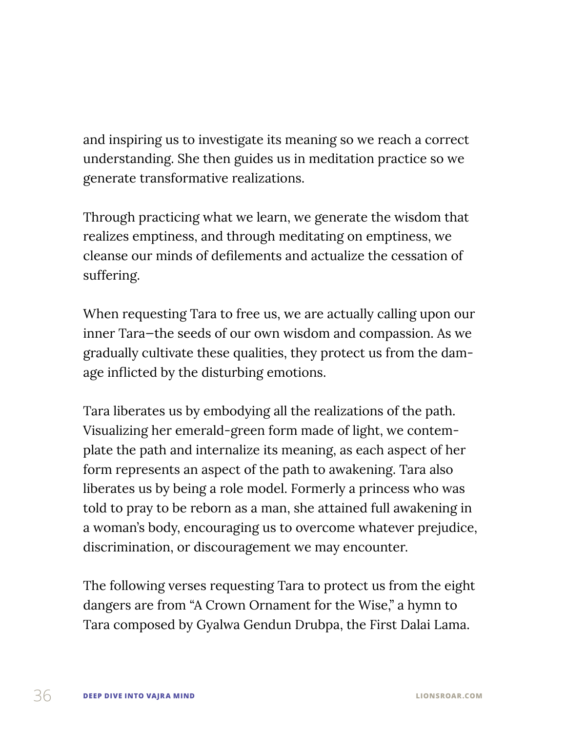and inspiring us to investigate its meaning so we reach a correct understanding. She then guides us in meditation practice so we generate transformative realizations.

Through practicing what we learn, we generate the wisdom that realizes emptiness, and through meditating on emptiness, we cleanse our minds of defilements and actualize the cessation of suffering.

When requesting Tara to free us, we are actually calling upon our inner Tara—the seeds of our own wisdom and compassion. As we gradually cultivate these qualities, they protect us from the damage inflicted by the disturbing emotions.

Tara liberates us by embodying all the realizations of the path. Visualizing her emerald-green form made of light, we contemplate the path and internalize its meaning, as each aspect of her form represents an aspect of the path to awakening. Tara also liberates us by being a role model. Formerly a princess who was told to pray to be reborn as a man, she attained full awakening in a woman's body, encouraging us to overcome whatever prejudice, discrimination, or discouragement we may encounter.

The following verses requesting Tara to protect us from the eight dangers are from "A Crown Ornament for the Wise," a hymn to Tara composed by Gyalwa Gendun Drubpa, the First Dalai Lama.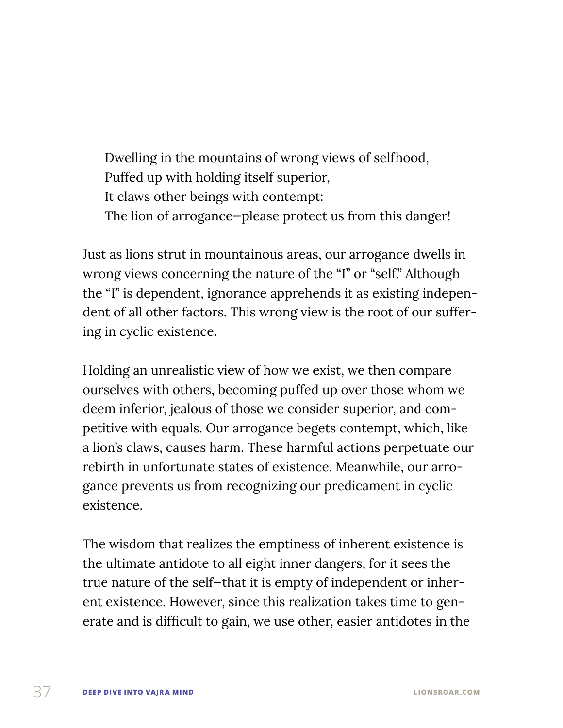> Dwelling in the mountains of wrong views of selfhood,
> Puffed up with holding itself superior,
> It claws other beings with contempt:
> The lion of arrogance—please protect us from this danger!

Just as lions strut in mountainous areas, our arrogance dwells in wrong views concerning the nature of the "I" or "self." Although the "I" is dependent, ignorance apprehends it as existing independent of all other factors. This wrong view is the root of our suffering in cyclic existence.

Holding an unrealistic view of how we exist, we then compare ourselves with others, becoming puffed up over those whom we deem inferior, jealous of those we consider superior, and competitive with equals. Our arrogance begets contempt, which, like a lion's claws, causes harm. These harmful actions perpetuate our rebirth in unfortunate states of existence. Meanwhile, our arrogance prevents us from recognizing our predicament in cyclic existence.

The wisdom that realizes the emptiness of inherent existence is the ultimate antidote to all eight inner dangers, for it sees the true nature of the self—that it is empty of independent or inherent existence. However, since this realization takes time to generate and is difficult to gain, we use other, easier antidotes in the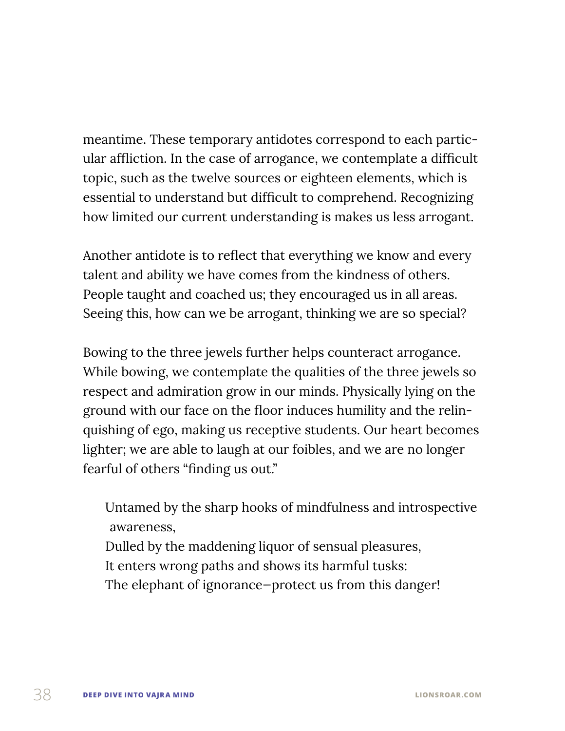meantime. These temporary antidotes correspond to each particular affliction. In the case of arrogance, we contemplate a difficult topic, such as the twelve sources or eighteen elements, which is essential to understand but difficult to comprehend. Recognizing how limited our current understanding is makes us less arrogant.

Another antidote is to reflect that everything we know and every talent and ability we have comes from the kindness of others. People taught and coached us; they encouraged us in all areas. Seeing this, how can we be arrogant, thinking we are so special?

Bowing to the three jewels further helps counteract arrogance. While bowing, we contemplate the qualities of the three jewels so respect and admiration grow in our minds. Physically lying on the ground with our face on the floor induces humility and the relinquishing of ego, making us receptive students. Our heart becomes lighter; we are able to laugh at our foibles, and we are no longer fearful of others "finding us out."

> Untamed by the sharp hooks of mindfulness and introspective awareness,
> Dulled by the maddening liquor of sensual pleasures,
> It enters wrong paths and shows its harmful tusks:
> The elephant of ignorance—protect us from this danger!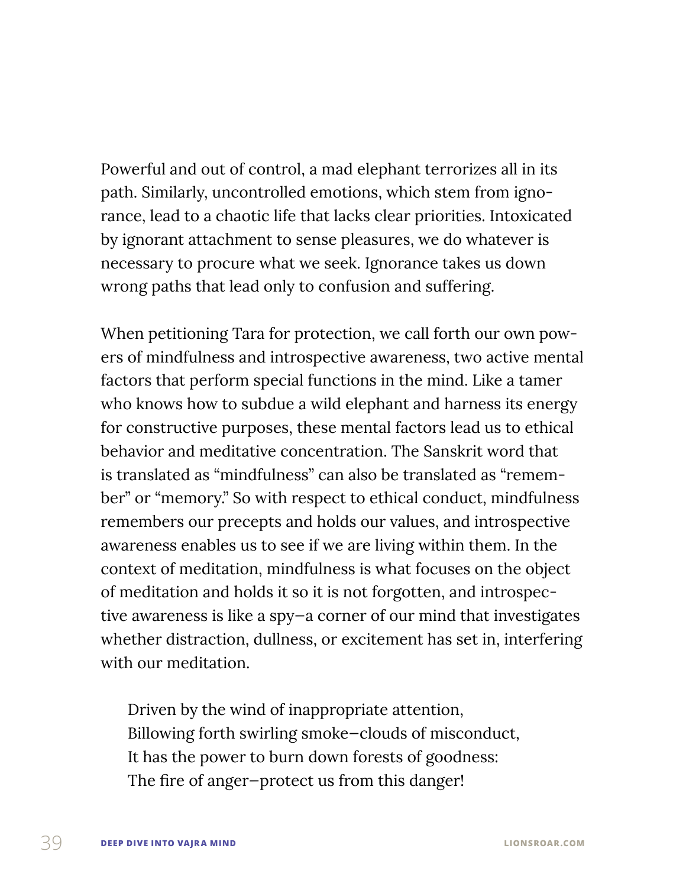Powerful and out of control, a mad elephant terrorizes all in its path. Similarly, uncontrolled emotions, which stem from ignorance, lead to a chaotic life that lacks clear priorities. Intoxicated by ignorant attachment to sense pleasures, we do whatever is necessary to procure what we seek. Ignorance takes us down wrong paths that lead only to confusion and suffering.

When petitioning Tara for protection, we call forth our own powers of mindfulness and introspective awareness, two active mental factors that perform special functions in the mind. Like a tamer who knows how to subdue a wild elephant and harness its energy for constructive purposes, these mental factors lead us to ethical behavior and meditative concentration. The Sanskrit word that is translated as "mindfulness" can also be translated as "remember" or "memory." So with respect to ethical conduct, mindfulness remembers our precepts and holds our values, and introspective awareness enables us to see if we are living within them. In the context of meditation, mindfulness is what focuses on the object of meditation and holds it so it is not forgotten, and introspective awareness is like a spy—a corner of our mind that investigates whether distraction, dullness, or excitement has set in, interfering with our meditation.

> Driven by the wind of inappropriate attention,
> Billowing forth swirling smoke—clouds of misconduct,
> It has the power to burn down forests of goodness:
> The fire of anger—protect us from this danger!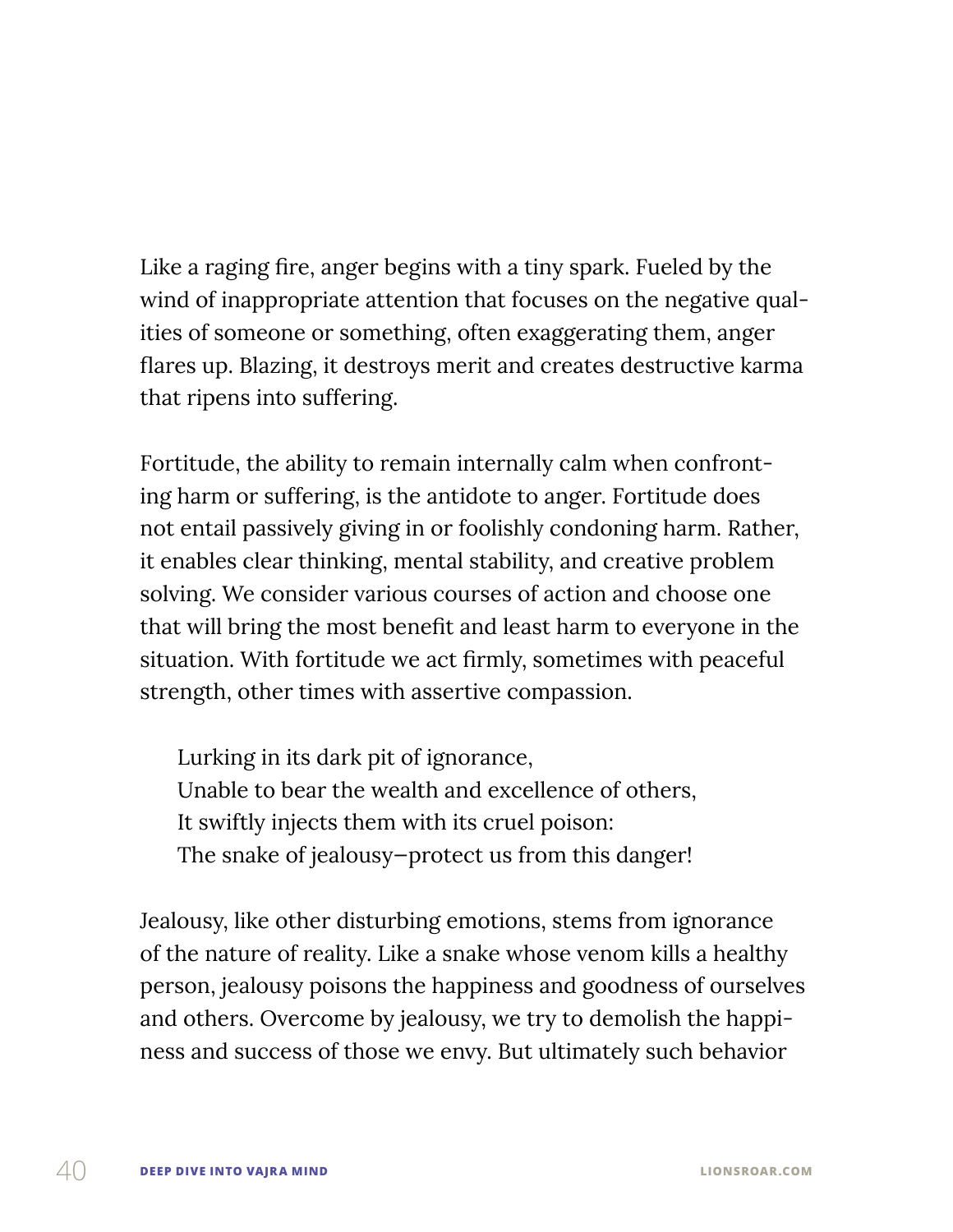Like a raging fire, anger begins with a tiny spark. Fueled by the wind of inappropriate attention that focuses on the negative qualities of someone or something, often exaggerating them, anger flares up. Blazing, it destroys merit and creates destructive karma that ripens into suffering.

Fortitude, the ability to remain internally calm when confronting harm or suffering, is the antidote to anger. Fortitude does not entail passively giving in or foolishly condoning harm. Rather, it enables clear thinking, mental stability, and creative problem solving. We consider various courses of action and choose one that will bring the most benefit and least harm to everyone in the situation. With fortitude we act firmly, sometimes with peaceful strength, other times with assertive compassion.

> Lurking in its dark pit of ignorance,
> Unable to bear the wealth and excellence of others,
> It swiftly injects them with its cruel poison:
> The snake of jealousy—protect us from this danger!

Jealousy, like other disturbing emotions, stems from ignorance of the nature of reality. Like a snake whose venom kills a healthy person, jealousy poisons the happiness and goodness of ourselves and others. Overcome by jealousy, we try to demolish the happiness and success of those we envy. But ultimately such behavior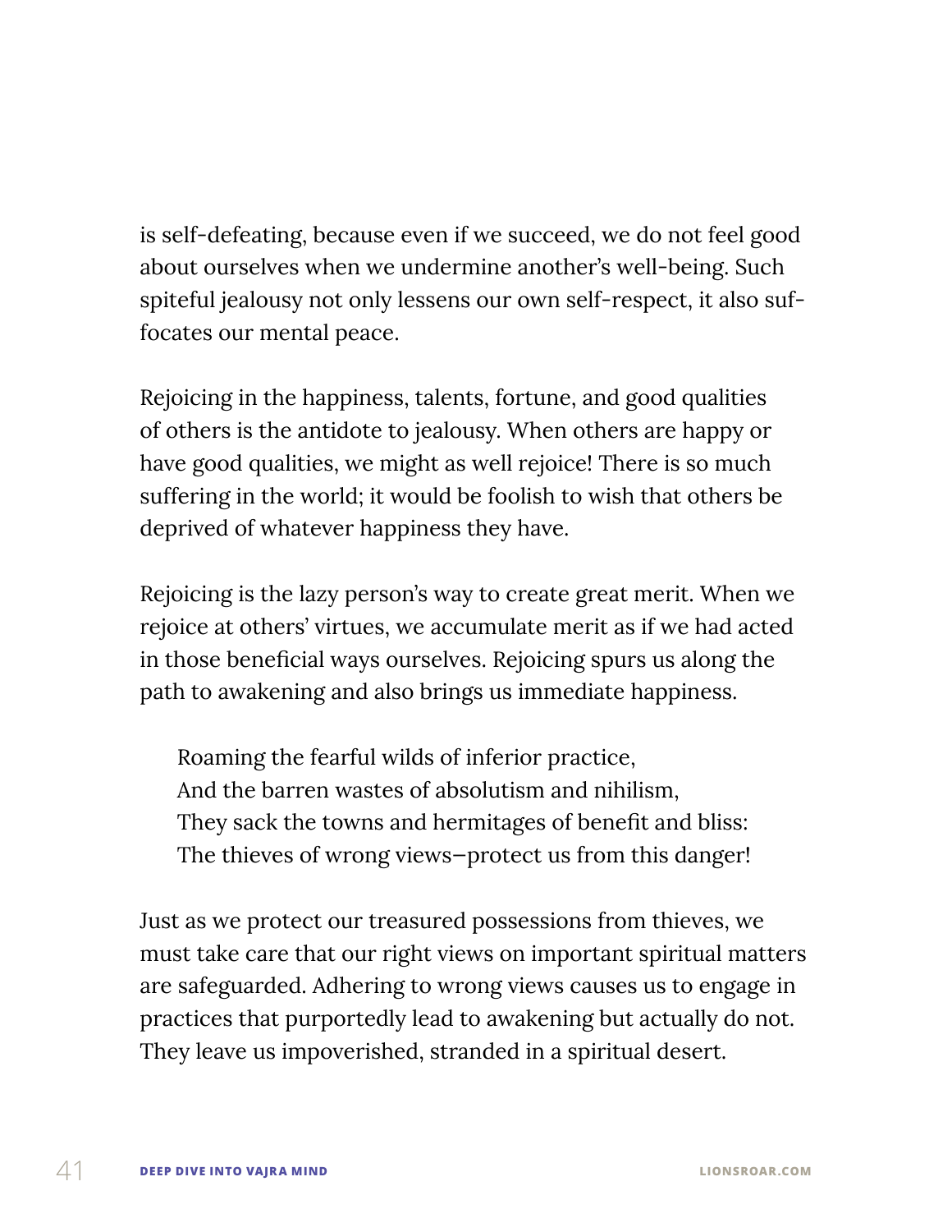is self-defeating, because even if we succeed, we do not feel good about ourselves when we undermine another's well-being. Such spiteful jealousy not only lessens our own self-respect, it also suffocates our mental peace.

Rejoicing in the happiness, talents, fortune, and good qualities of others is the antidote to jealousy. When others are happy or have good qualities, we might as well rejoice! There is so much suffering in the world; it would be foolish to wish that others be deprived of whatever happiness they have.

Rejoicing is the lazy person's way to create great merit. When we rejoice at others' virtues, we accumulate merit as if we had acted in those beneficial ways ourselves. Rejoicing spurs us along the path to awakening and also brings us immediate happiness.

> Roaming the fearful wilds of inferior practice,
> And the barren wastes of absolutism and nihilism,
> They sack the towns and hermitages of benefit and bliss:
> The thieves of wrong views—protect us from this danger!

Just as we protect our treasured possessions from thieves, we must take care that our right views on important spiritual matters are safeguarded. Adhering to wrong views causes us to engage in practices that purportedly lead to awakening but actually do not. They leave us impoverished, stranded in a spiritual desert.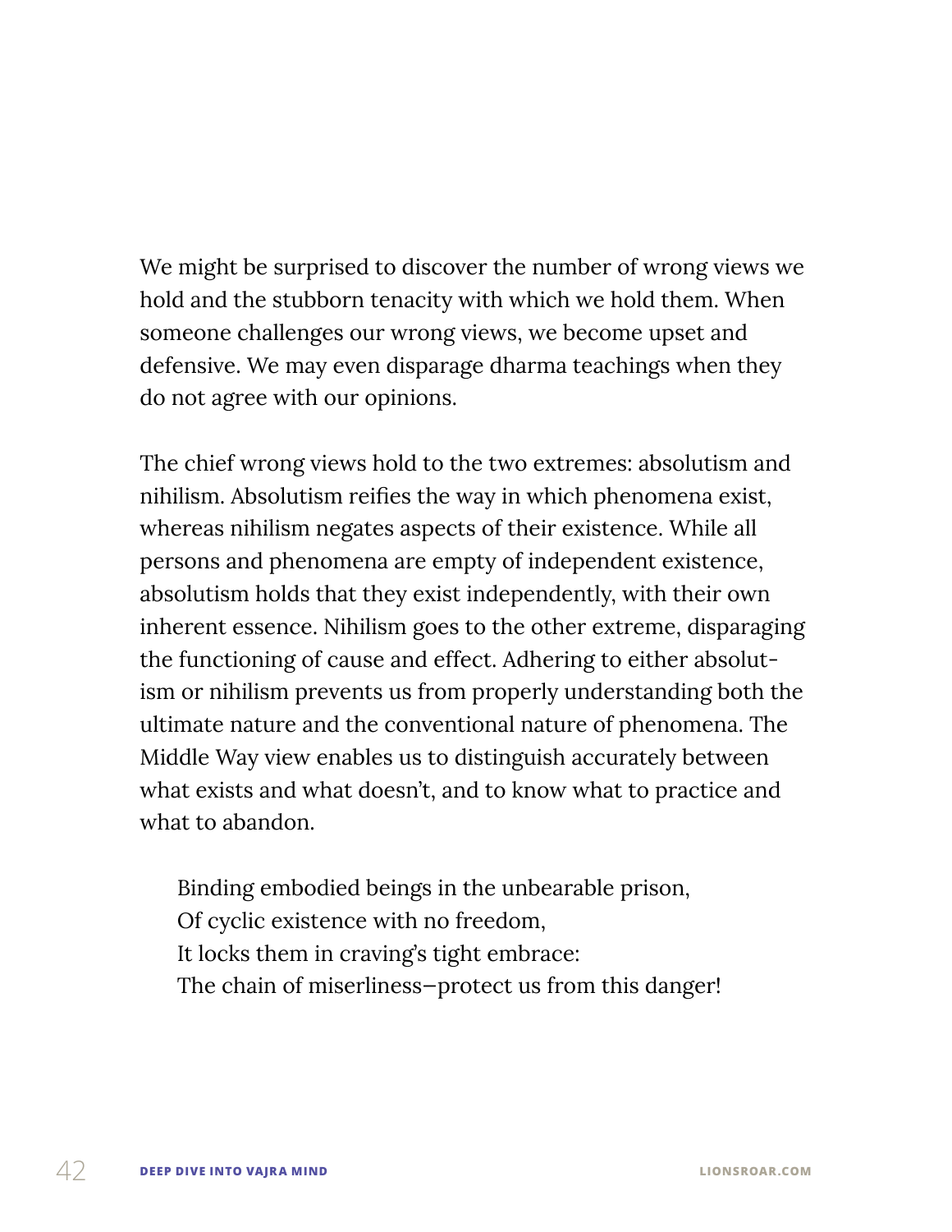We might be surprised to discover the number of wrong views we hold and the stubborn tenacity with which we hold them. When someone challenges our wrong views, we become upset and defensive. We may even disparage dharma teachings when they do not agree with our opinions.

The chief wrong views hold to the two extremes: absolutism and nihilism. Absolutism reifies the way in which phenomena exist, whereas nihilism negates aspects of their existence. While all persons and phenomena are empty of independent existence, absolutism holds that they exist independently, with their own inherent essence. Nihilism goes to the other extreme, disparaging the functioning of cause and effect. Adhering to either absolutism or nihilism prevents us from properly understanding both the ultimate nature and the conventional nature of phenomena. The Middle Way view enables us to distinguish accurately between what exists and what doesn't, and to know what to practice and what to abandon.

> Binding embodied beings in the unbearable prison,
> Of cyclic existence with no freedom,
> It locks them in craving's tight embrace:
> The chain of miserliness—protect us from this danger!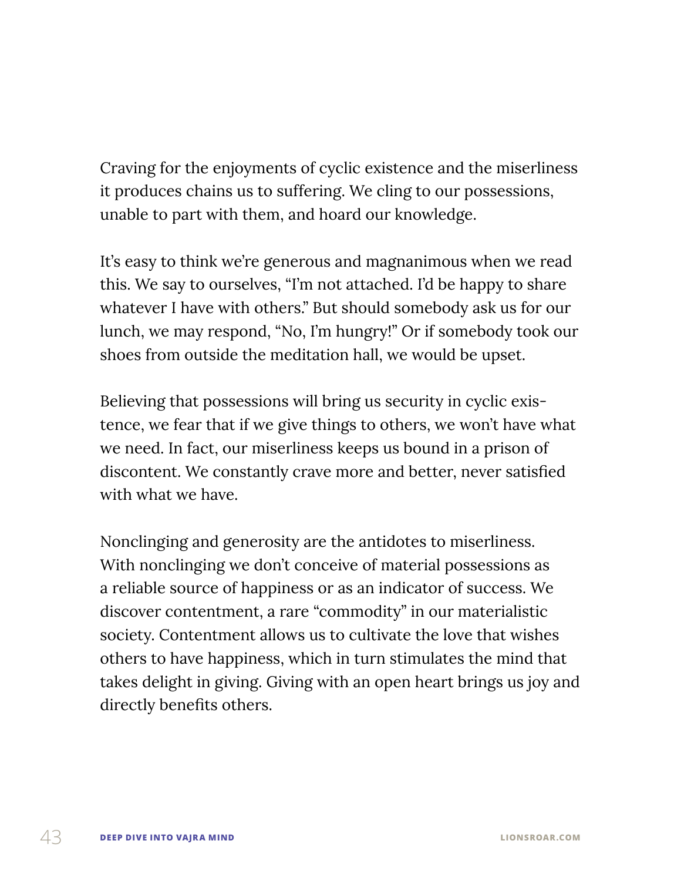Craving for the enjoyments of cyclic existence and the miserliness it produces chains us to suffering. We cling to our possessions, unable to part with them, and hoard our knowledge.

It's easy to think we're generous and magnanimous when we read this. We say to ourselves, "I'm not attached. I'd be happy to share whatever I have with others." But should somebody ask us for our lunch, we may respond, "No, I'm hungry!" Or if somebody took our shoes from outside the meditation hall, we would be upset.

Believing that possessions will bring us security in cyclic existence, we fear that if we give things to others, we won't have what we need. In fact, our miserliness keeps us bound in a prison of discontent. We constantly crave more and better, never satisfied with what we have.

Nonclinging and generosity are the antidotes to miserliness. With nonclinging we don't conceive of material possessions as a reliable source of happiness or as an indicator of success. We discover contentment, a rare "commodity" in our materialistic society. Contentment allows us to cultivate the love that wishes others to have happiness, which in turn stimulates the mind that takes delight in giving. Giving with an open heart brings us joy and directly benefits others.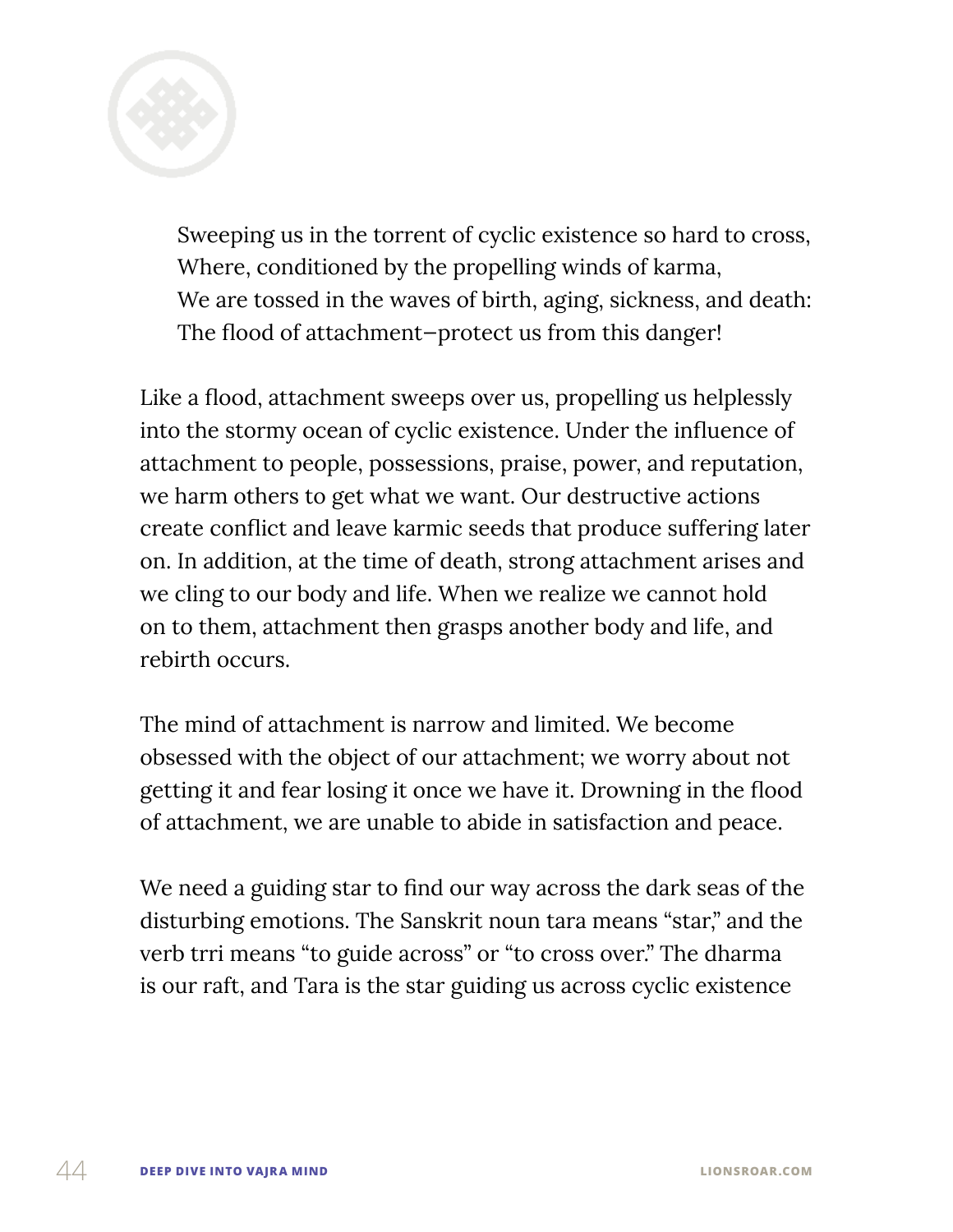> Sweeping us in the torrent of cyclic existence so hard to cross,
> Where, conditioned by the propelling winds of karma,
> We are tossed in the waves of birth, aging, sickness, and death:
> The flood of attachment—protect us from this danger!

Like a flood, attachment sweeps over us, propelling us helplessly into the stormy ocean of cyclic existence. Under the influence of attachment to people, possessions, praise, power, and reputation, we harm others to get what we want. Our destructive actions create conflict and leave karmic seeds that produce suffering later on. In addition, at the time of death, strong attachment arises and we cling to our body and life. When we realize we cannot hold on to them, attachment then grasps another body and life, and rebirth occurs.

The mind of attachment is narrow and limited. We become obsessed with the object of our attachment; we worry about not getting it and fear losing it once we have it. Drowning in the flood of attachment, we are unable to abide in satisfaction and peace.

We need a guiding star to find our way across the dark seas of the disturbing emotions. The Sanskrit noun tara means "star," and the verb trri means "to guide across" or "to cross over." The dharma is our raft, and Tara is the star guiding us across cyclic existence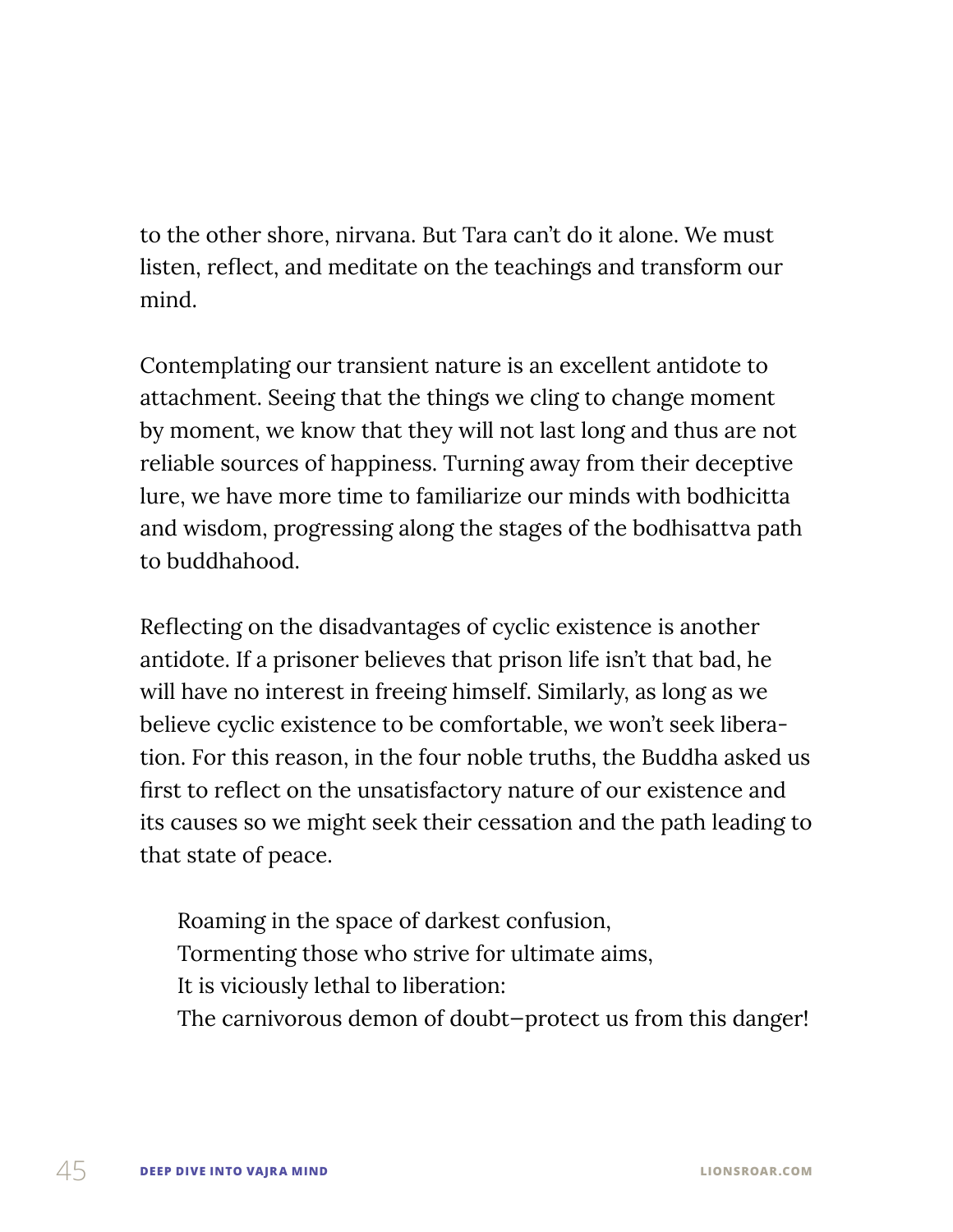to the other shore, nirvana. But Tara can't do it alone. We must listen, reflect, and meditate on the teachings and transform our mind.

Contemplating our transient nature is an excellent antidote to attachment. Seeing that the things we cling to change moment by moment, we know that they will not last long and thus are not reliable sources of happiness. Turning away from their deceptive lure, we have more time to familiarize our minds with bodhicitta and wisdom, progressing along the stages of the bodhisattva path to buddhahood.

Reflecting on the disadvantages of cyclic existence is another antidote. If a prisoner believes that prison life isn't that bad, he will have no interest in freeing himself. Similarly, as long as we believe cyclic existence to be comfortable, we won't seek liberation. For this reason, in the four noble truths, the Buddha asked us first to reflect on the unsatisfactory nature of our existence and its causes so we might seek their cessation and the path leading to that state of peace.

> Roaming in the space of darkest confusion,
> Tormenting those who strive for ultimate aims,
> It is viciously lethal to liberation:
> The carnivorous demon of doubt—protect us from this danger!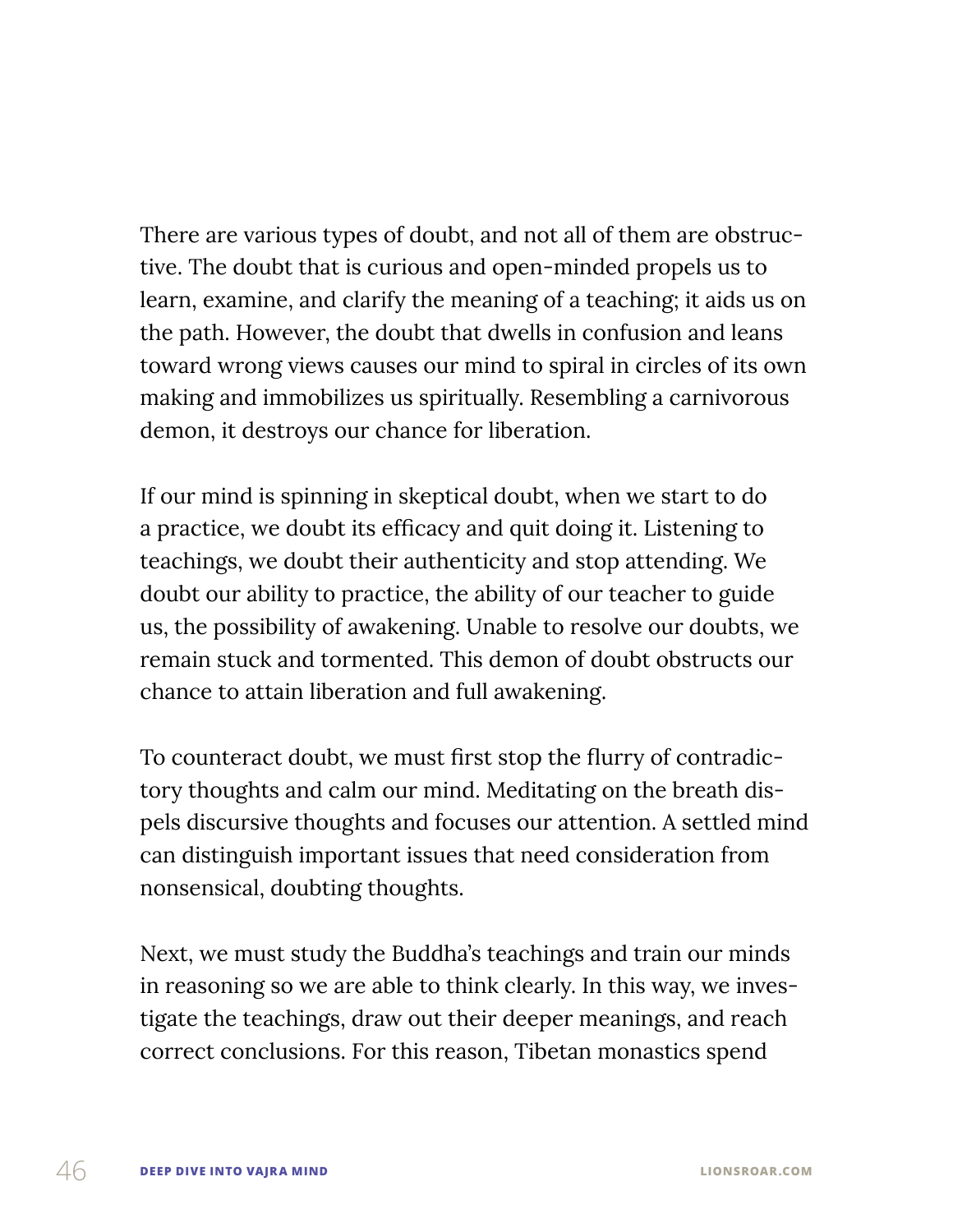There are various types of doubt, and not all of them are obstructive. The doubt that is curious and open-minded propels us to learn, examine, and clarify the meaning of a teaching; it aids us on the path. However, the doubt that dwells in confusion and leans toward wrong views causes our mind to spiral in circles of its own making and immobilizes us spiritually. Resembling a carnivorous demon, it destroys our chance for liberation.

If our mind is spinning in skeptical doubt, when we start to do a practice, we doubt its efficacy and quit doing it. Listening to teachings, we doubt their authenticity and stop attending. We doubt our ability to practice, the ability of our teacher to guide us, the possibility of awakening. Unable to resolve our doubts, we remain stuck and tormented. This demon of doubt obstructs our chance to attain liberation and full awakening.

To counteract doubt, we must first stop the flurry of contradictory thoughts and calm our mind. Meditating on the breath dispels discursive thoughts and focuses our attention. A settled mind can distinguish important issues that need consideration from nonsensical, doubting thoughts.

Next, we must study the Buddha's teachings and train our minds in reasoning so we are able to think clearly. In this way, we investigate the teachings, draw out their deeper meanings, and reach correct conclusions. For this reason, Tibetan monastics spend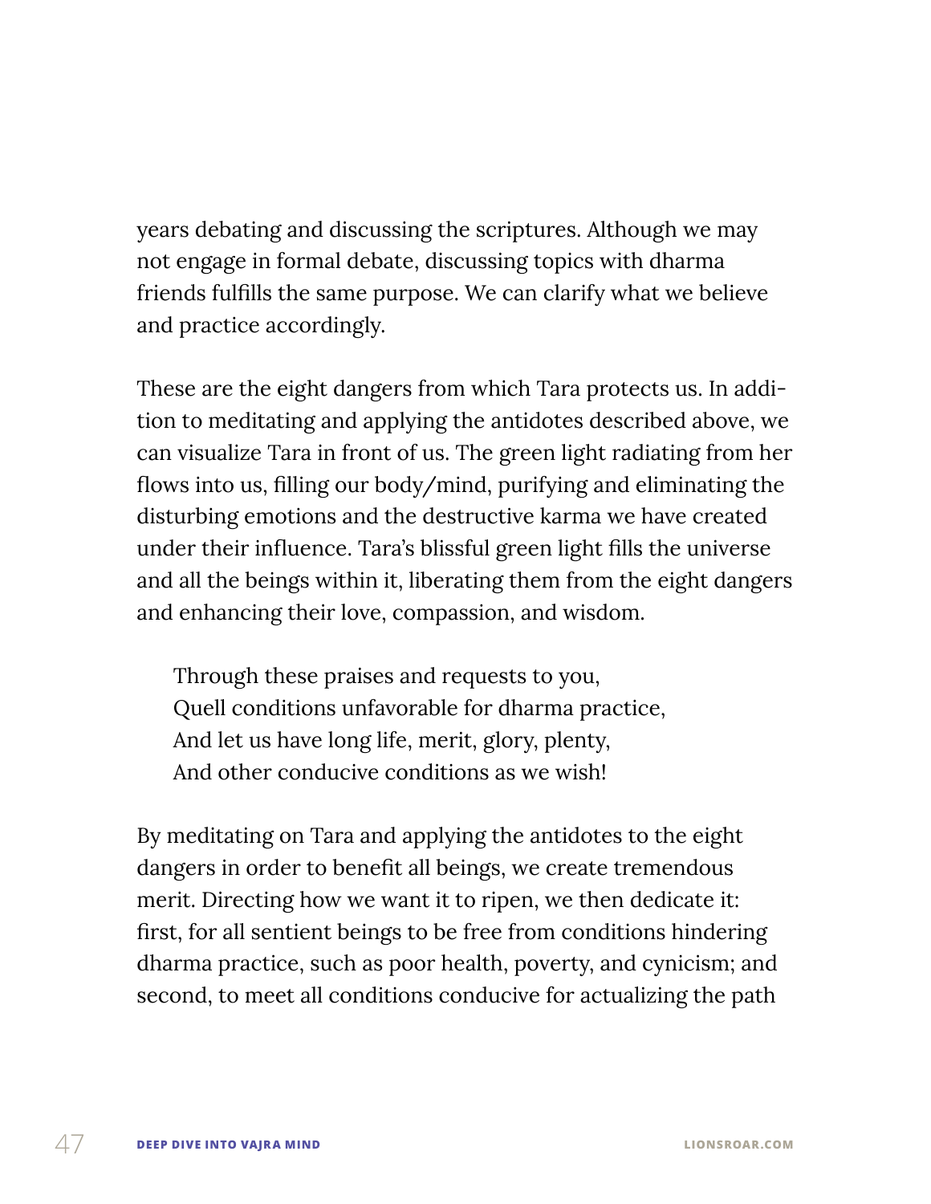years debating and discussing the scriptures. Although we may not engage in formal debate, discussing topics with dharma friends fulfills the same purpose. We can clarify what we believe and practice accordingly.

These are the eight dangers from which Tara protects us. In addition to meditating and applying the antidotes described above, we can visualize Tara in front of us. The green light radiating from her flows into us, filling our body/mind, purifying and eliminating the disturbing emotions and the destructive karma we have created under their influence. Tara's blissful green light fills the universe and all the beings within it, liberating them from the eight dangers and enhancing their love, compassion, and wisdom.

> Through these praises and requests to you,
> Quell conditions unfavorable for dharma practice,
> And let us have long life, merit, glory, plenty,
> And other conducive conditions as we wish!

By meditating on Tara and applying the antidotes to the eight dangers in order to benefit all beings, we create tremendous merit. Directing how we want it to ripen, we then dedicate it: first, for all sentient beings to be free from conditions hindering dharma practice, such as poor health, poverty, and cynicism; and second, to meet all conditions conducive for actualizing the path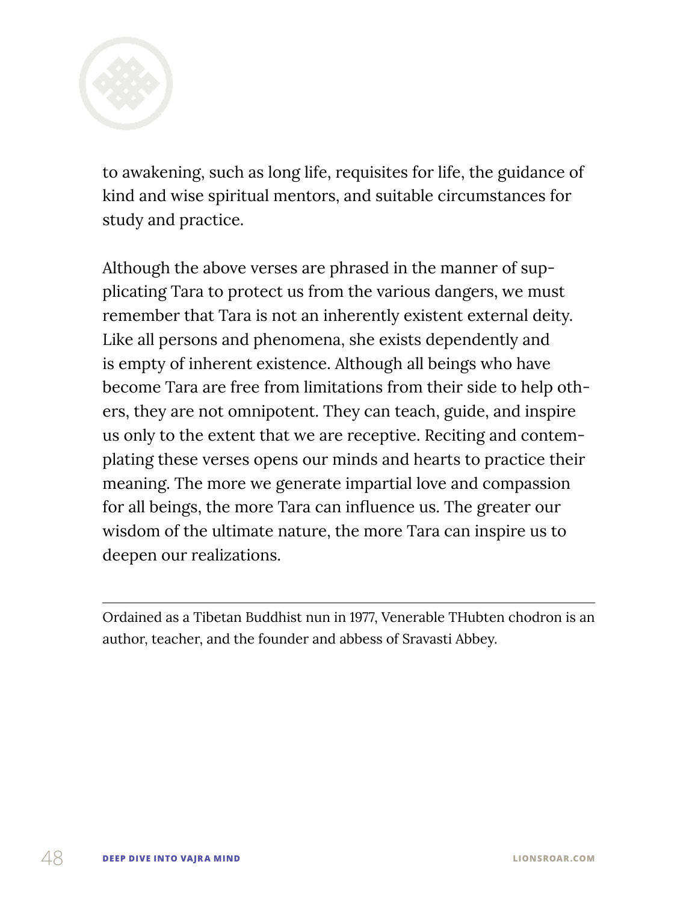to awakening, such as long life, requisites for life, the guidance of kind and wise spiritual mentors, and suitable circumstances for study and practice.

Although the above verses are phrased in the manner of supplicating Tara to protect us from the various dangers, we must remember that Tara is not an inherently existent external deity. Like all persons and phenomena, she exists dependently and is empty of inherent existence. Although all beings who have become Tara are free from limitations from their side to help others, they are not omnipotent. They can teach, guide, and inspire us only to the extent that we are receptive. Reciting and contemplating these verses opens our minds and hearts to practice their meaning. The more we generate impartial love and compassion for all beings, the more Tara can influence us. The greater our wisdom of the ultimate nature, the more Tara can inspire us to deepen our realizations.

---

Ordained as a Tibetan Buddhist nun in 1977, Venerable THubten chodron is an author, teacher, and the founder and abbess of Sravasti Abbey.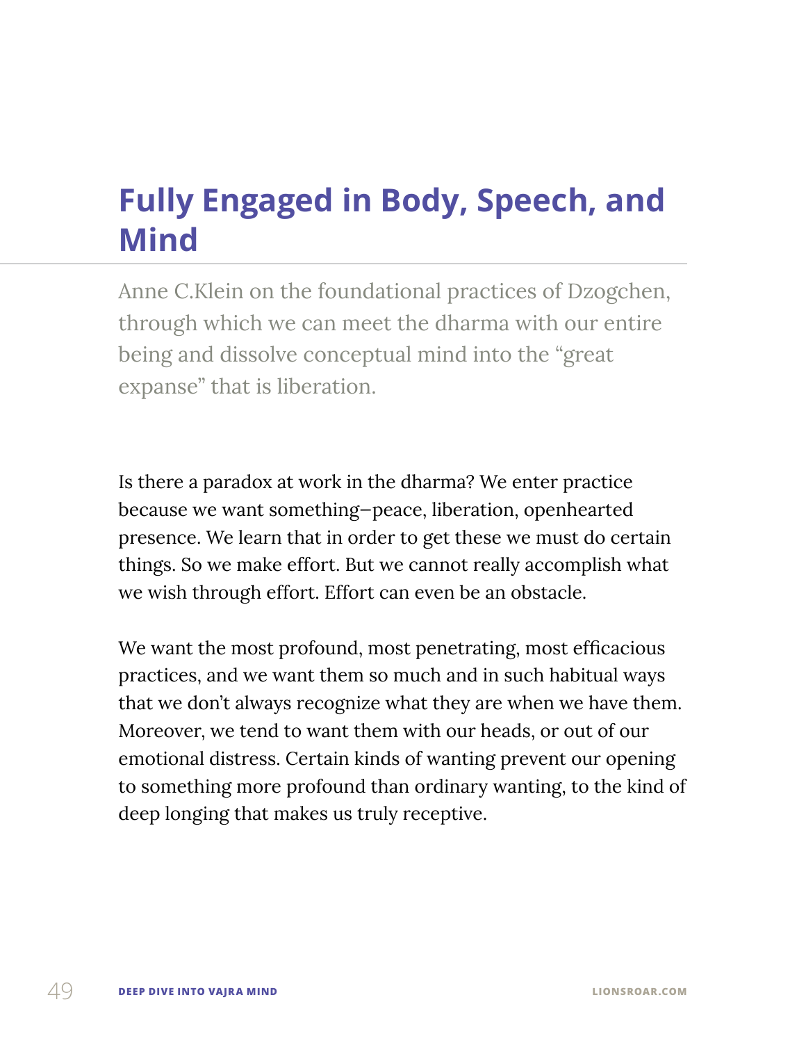# Fully Engaged in Body, Speech, and Mind

Anne C.Klein on the foundational practices of Dzogchen, through which we can meet the dharma with our entire being and dissolve conceptual mind into the "great expanse" that is liberation.

Is there a paradox at work in the dharma? We enter practice because we want something–peace, liberation, openhearted presence. We learn that in order to get these we must do certain things. So we make effort. But we cannot really accomplish what we wish through effort. Effort can even be an obstacle.

We want the most profound, most penetrating, most efficacious practices, and we want them so much and in such habitual ways that we don't always recognize what they are when we have them. Moreover, we tend to want them with our heads, or out of our emotional distress. Certain kinds of wanting prevent our opening to something more profound than ordinary wanting, to the kind of deep longing that makes us truly receptive.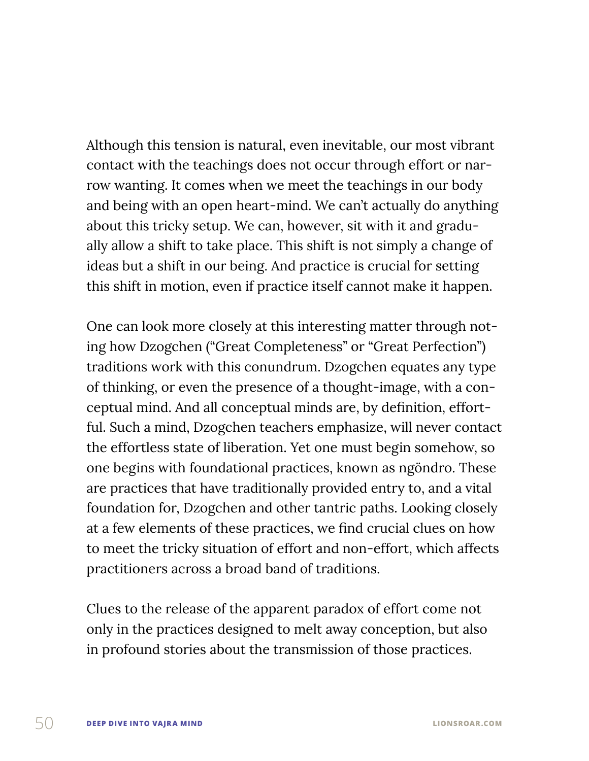Although this tension is natural, even inevitable, our most vibrant contact with the teachings does not occur through effort or narrow wanting. It comes when we meet the teachings in our body and being with an open heart-mind. We can't actually do anything about this tricky setup. We can, however, sit with it and gradually allow a shift to take place. This shift is not simply a change of ideas but a shift in our being. And practice is crucial for setting this shift in motion, even if practice itself cannot make it happen.

One can look more closely at this interesting matter through noting how Dzogchen ("Great Completeness" or "Great Perfection") traditions work with this conundrum. Dzogchen equates any type of thinking, or even the presence of a thought-image, with a conceptual mind. And all conceptual minds are, by definition, effortful. Such a mind, Dzogchen teachers emphasize, will never contact the effortless state of liberation. Yet one must begin somehow, so one begins with foundational practices, known as ngöndro. These are practices that have traditionally provided entry to, and a vital foundation for, Dzogchen and other tantric paths. Looking closely at a few elements of these practices, we find crucial clues on how to meet the tricky situation of effort and non-effort, which affects practitioners across a broad band of traditions.

Clues to the release of the apparent paradox of effort come not only in the practices designed to melt away conception, but also in profound stories about the transmission of those practices.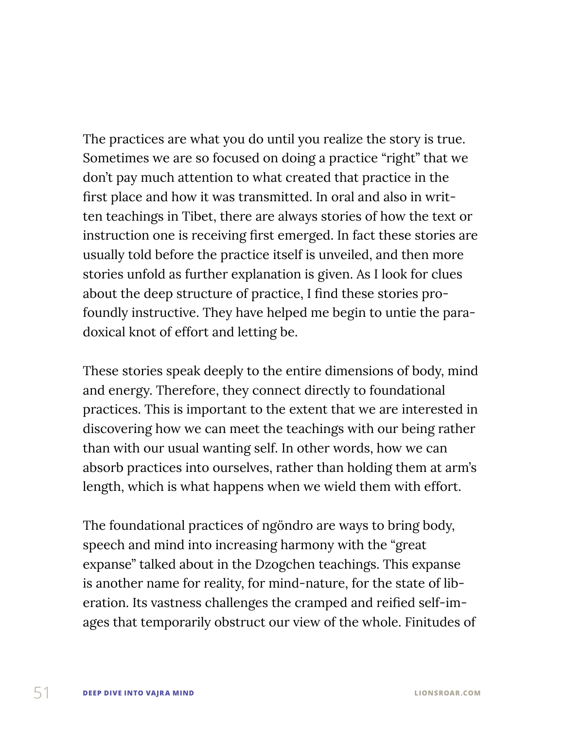The practices are what you do until you realize the story is true. Sometimes we are so focused on doing a practice "right" that we don't pay much attention to what created that practice in the first place and how it was transmitted. In oral and also in written teachings in Tibet, there are always stories of how the text or instruction one is receiving first emerged. In fact these stories are usually told before the practice itself is unveiled, and then more stories unfold as further explanation is given. As I look for clues about the deep structure of practice, I find these stories profoundly instructive. They have helped me begin to untie the paradoxical knot of effort and letting be.

These stories speak deeply to the entire dimensions of body, mind and energy. Therefore, they connect directly to foundational practices. This is important to the extent that we are interested in discovering how we can meet the teachings with our being rather than with our usual wanting self. In other words, how we can absorb practices into ourselves, rather than holding them at arm's length, which is what happens when we wield them with effort.

The foundational practices of ngöndro are ways to bring body, speech and mind into increasing harmony with the "great expanse" talked about in the Dzogchen teachings. This expanse is another name for reality, for mind-nature, for the state of liberation. Its vastness challenges the cramped and reified self-images that temporarily obstruct our view of the whole. Finitudes of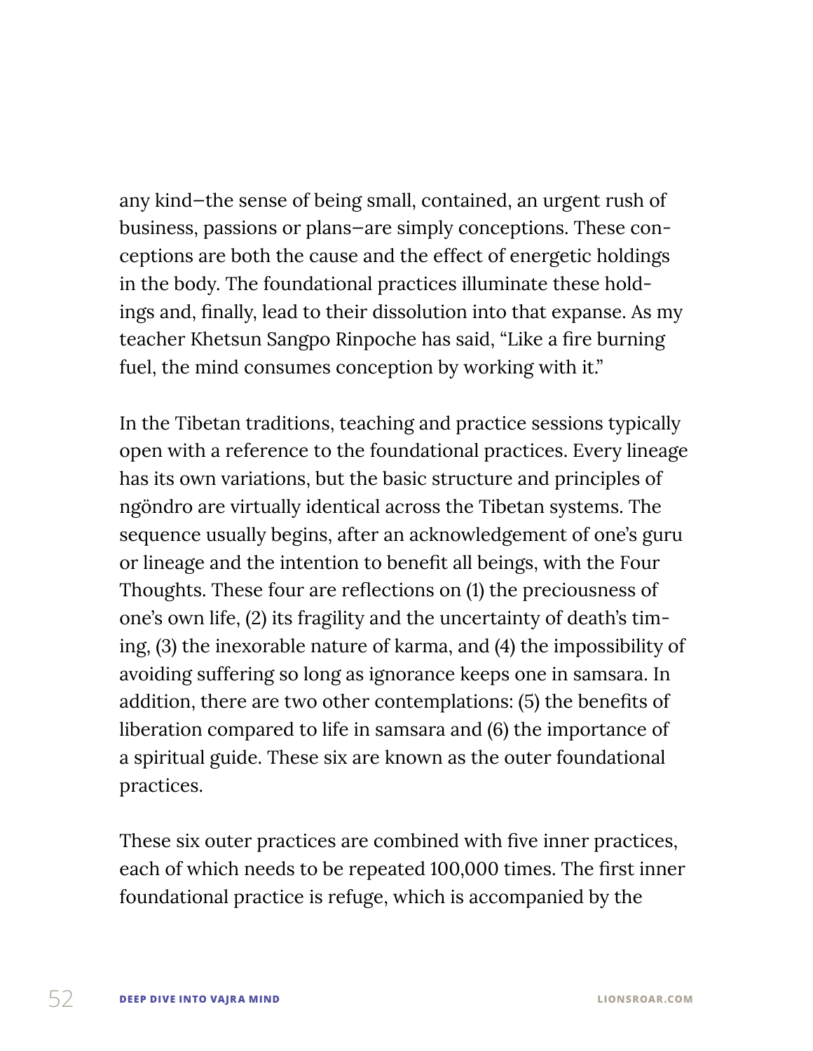any kind—the sense of being small, contained, an urgent rush of business, passions or plans—are simply conceptions. These conceptions are both the cause and the effect of energetic holdings in the body. The foundational practices illuminate these holdings and, finally, lead to their dissolution into that expanse. As my teacher Khetsun Sangpo Rinpoche has said, "Like a fire burning fuel, the mind consumes conception by working with it."

In the Tibetan traditions, teaching and practice sessions typically open with a reference to the foundational practices. Every lineage has its own variations, but the basic structure and principles of ngöndro are virtually identical across the Tibetan systems. The sequence usually begins, after an acknowledgement of one's guru or lineage and the intention to benefit all beings, with the Four Thoughts. These four are reflections on (1) the preciousness of one's own life, (2) its fragility and the uncertainty of death's timing, (3) the inexorable nature of karma, and (4) the impossibility of avoiding suffering so long as ignorance keeps one in samsara. In addition, there are two other contemplations: (5) the benefits of liberation compared to life in samsara and (6) the importance of a spiritual guide. These six are known as the outer foundational practices.

These six outer practices are combined with five inner practices, each of which needs to be repeated 100,000 times. The first inner foundational practice is refuge, which is accompanied by the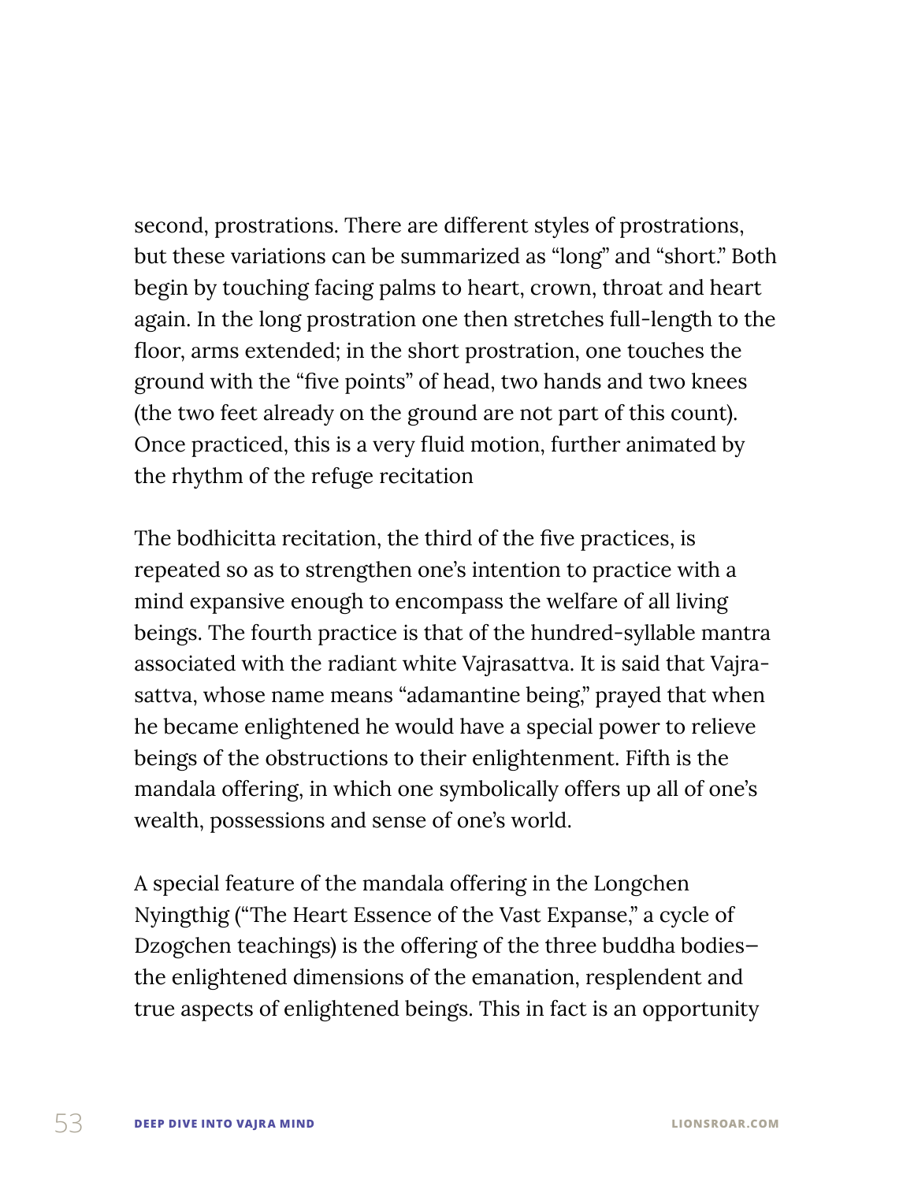second, prostrations. There are different styles of prostrations, but these variations can be summarized as "long" and "short." Both begin by touching facing palms to heart, crown, throat and heart again. In the long prostration one then stretches full-length to the floor, arms extended; in the short prostration, one touches the ground with the "five points" of head, two hands and two knees (the two feet already on the ground are not part of this count). Once practiced, this is a very fluid motion, further animated by the rhythm of the refuge recitation

The bodhicitta recitation, the third of the five practices, is repeated so as to strengthen one's intention to practice with a mind expansive enough to encompass the welfare of all living beings. The fourth practice is that of the hundred-syllable mantra associated with the radiant white Vajrasattva. It is said that Vajrasattva, whose name means "adamantine being," prayed that when he became enlightened he would have a special power to relieve beings of the obstructions to their enlightenment. Fifth is the mandala offering, in which one symbolically offers up all of one's wealth, possessions and sense of one's world.

A special feature of the mandala offering in the Longchen Nyingthig ("The Heart Essence of the Vast Expanse," a cycle of Dzogchen teachings) is the offering of the three buddha bodies—the enlightened dimensions of the emanation, resplendent and true aspects of enlightened beings. This in fact is an opportunity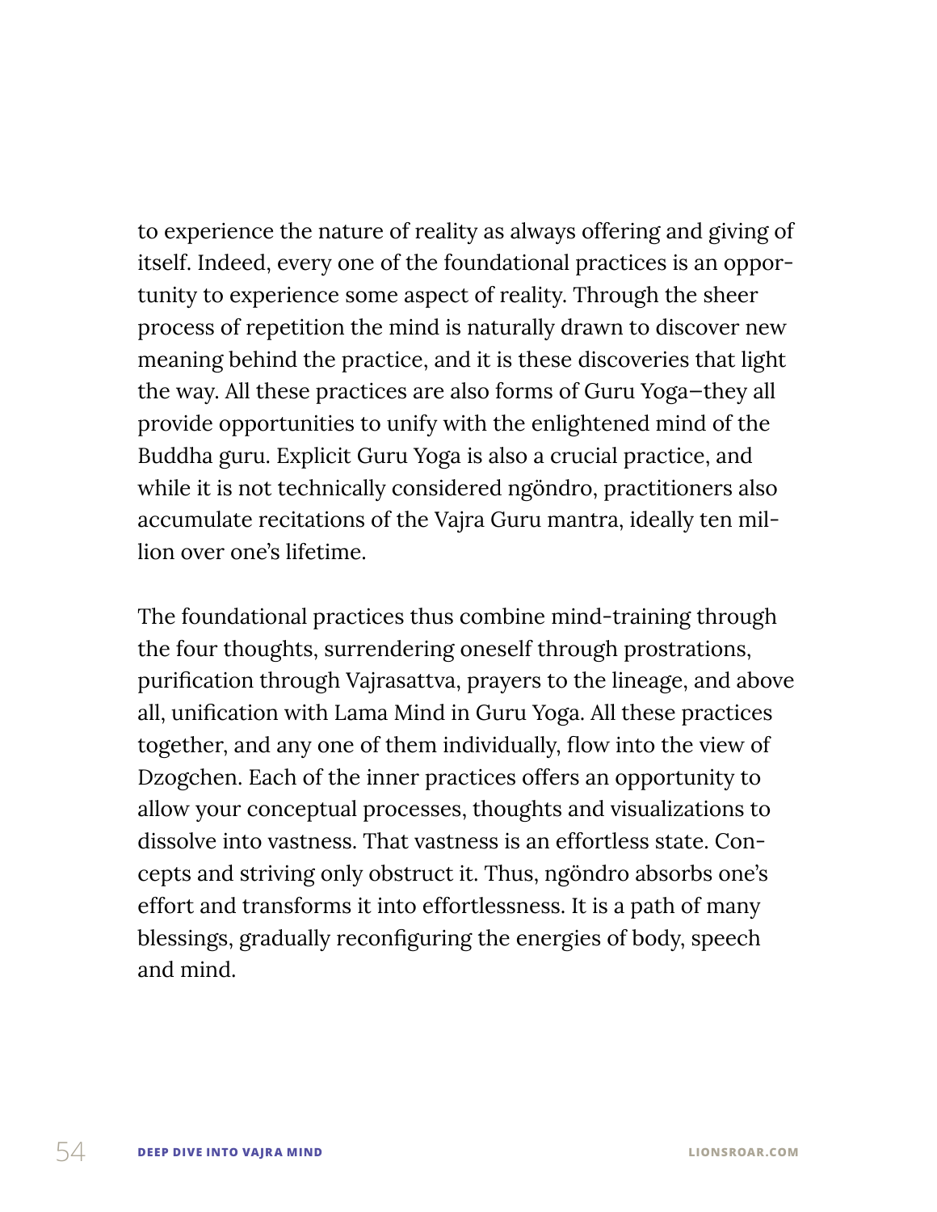to experience the nature of reality as always offering and giving of itself. Indeed, every one of the foundational practices is an opportunity to experience some aspect of reality. Through the sheer process of repetition the mind is naturally drawn to discover new meaning behind the practice, and it is these discoveries that light the way. All these practices are also forms of Guru Yoga—they all provide opportunities to unify with the enlightened mind of the Buddha guru. Explicit Guru Yoga is also a crucial practice, and while it is not technically considered ngöndro, practitioners also accumulate recitations of the Vajra Guru mantra, ideally ten million over one's lifetime.

The foundational practices thus combine mind-training through the four thoughts, surrendering oneself through prostrations, purification through Vajrasattva, prayers to the lineage, and above all, unification with Lama Mind in Guru Yoga. All these practices together, and any one of them individually, flow into the view of Dzogchen. Each of the inner practices offers an opportunity to allow your conceptual processes, thoughts and visualizations to dissolve into vastness. That vastness is an effortless state. Concepts and striving only obstruct it. Thus, ngöndro absorbs one's effort and transforms it into effortlessness. It is a path of many blessings, gradually reconfiguring the energies of body, speech and mind.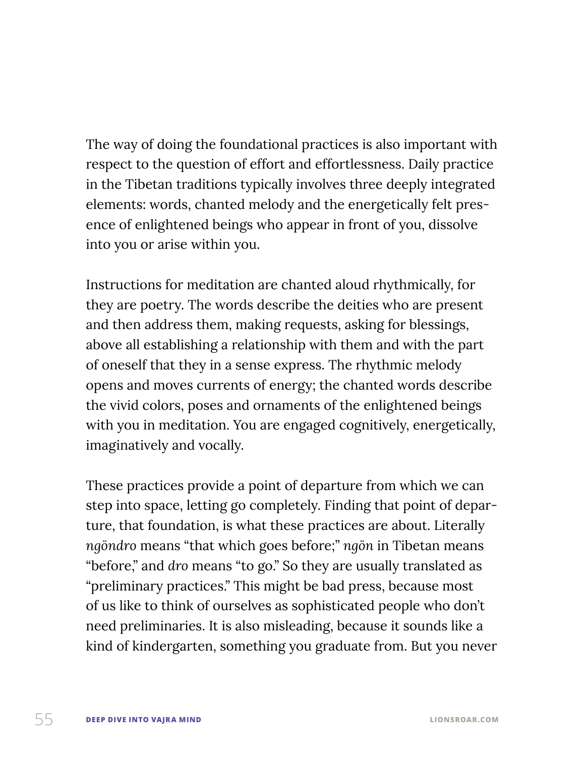The way of doing the foundational practices is also important with respect to the question of effort and effortlessness. Daily practice in the Tibetan traditions typically involves three deeply integrated elements: words, chanted melody and the energetically felt presence of enlightened beings who appear in front of you, dissolve into you or arise within you.

Instructions for meditation are chanted aloud rhythmically, for they are poetry. The words describe the deities who are present and then address them, making requests, asking for blessings, above all establishing a relationship with them and with the part of oneself that they in a sense express. The rhythmic melody opens and moves currents of energy; the chanted words describe the vivid colors, poses and ornaments of the enlightened beings with you in meditation. You are engaged cognitively, energetically, imaginatively and vocally.

These practices provide a point of departure from which we can step into space, letting go completely. Finding that point of departure, that foundation, is what these practices are about. Literally *ngöndro* means "that which goes before;" *ngön* in Tibetan means "before," and *dro* means "to go." So they are usually translated as "preliminary practices." This might be bad press, because most of us like to think of ourselves as sophisticated people who don't need preliminaries. It is also misleading, because it sounds like a kind of kindergarten, something you graduate from. But you never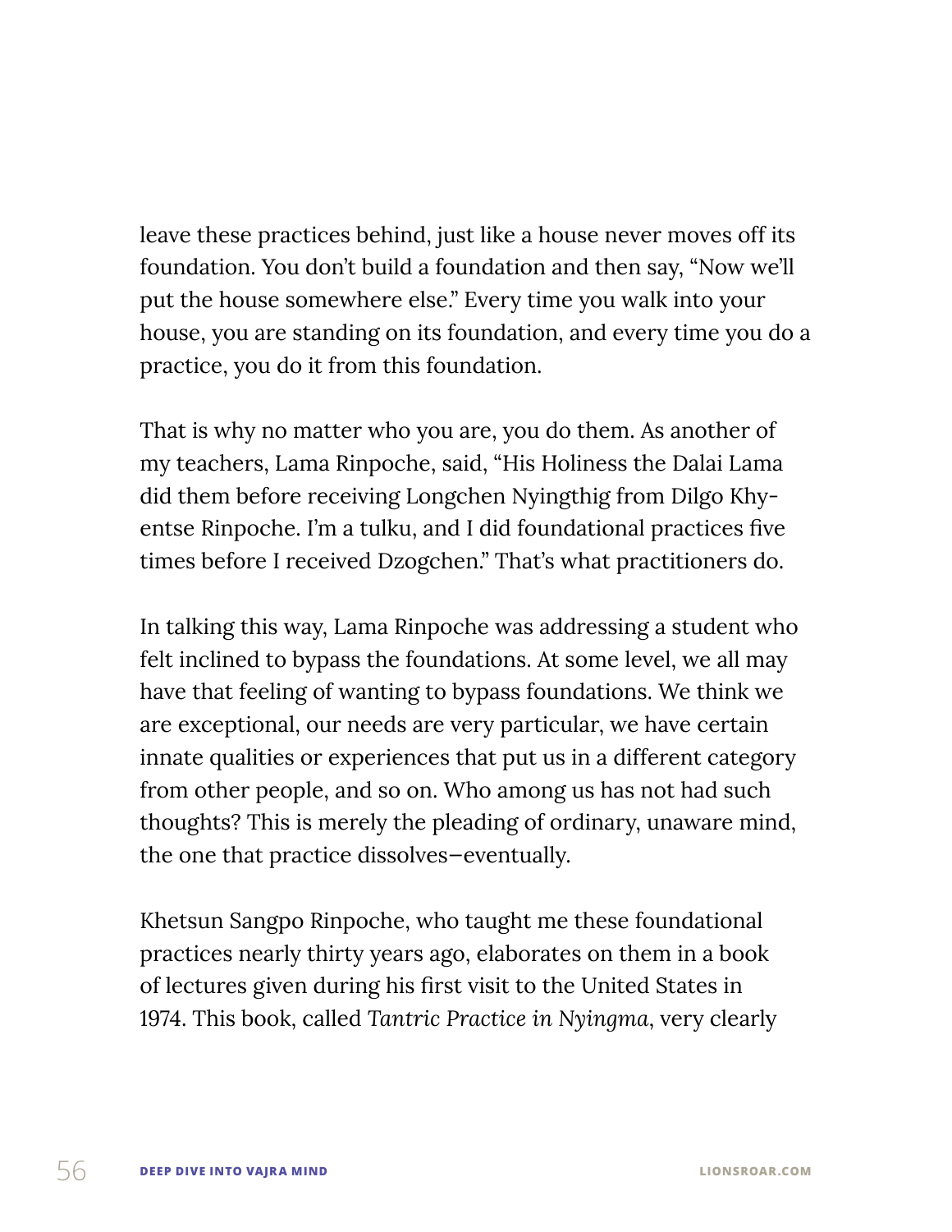leave these practices behind, just like a house never moves off its foundation. You don't build a foundation and then say, "Now we'll put the house somewhere else." Every time you walk into your house, you are standing on its foundation, and every time you do a practice, you do it from this foundation.

That is why no matter who you are, you do them. As another of my teachers, Lama Rinpoche, said, "His Holiness the Dalai Lama did them before receiving Longchen Nyingthig from Dilgo Khyentse Rinpoche. I'm a tulku, and I did foundational practices five times before I received Dzogchen." That's what practitioners do.

In talking this way, Lama Rinpoche was addressing a student who felt inclined to bypass the foundations. At some level, we all may have that feeling of wanting to bypass foundations. We think we are exceptional, our needs are very particular, we have certain innate qualities or experiences that put us in a different category from other people, and so on. Who among us has not had such thoughts? This is merely the pleading of ordinary, unaware mind, the one that practice dissolves—eventually.

Khetsun Sangpo Rinpoche, who taught me these foundational practices nearly thirty years ago, elaborates on them in a book of lectures given during his first visit to the United States in 1974. This book, called *Tantric Practice in Nyingma*, very clearly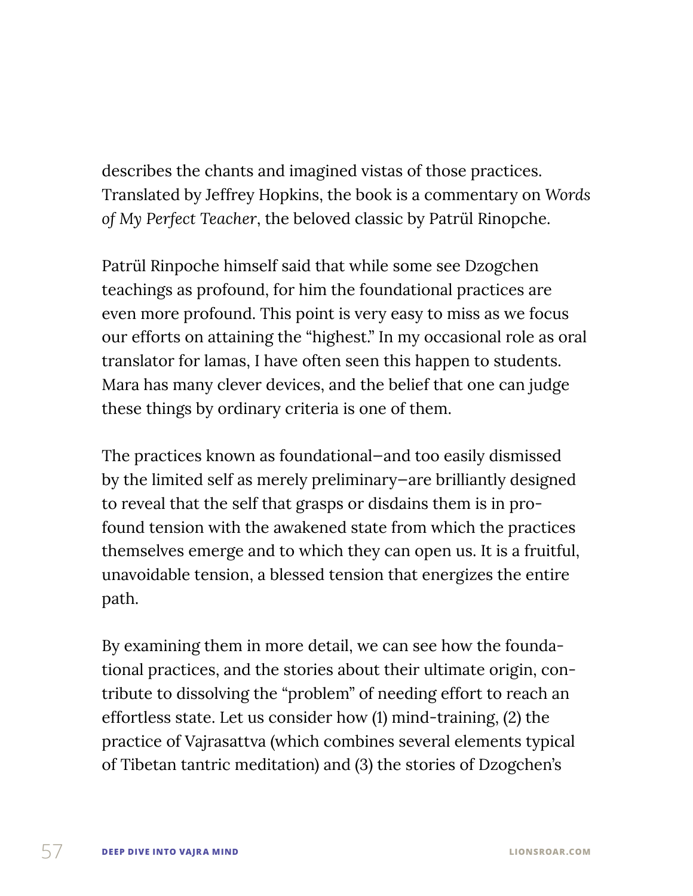describes the chants and imagined vistas of those practices. Translated by Jeffrey Hopkins, the book is a commentary on *Words of My Perfect Teacher*, the beloved classic by Patrül Rinopche.

Patrül Rinpoche himself said that while some see Dzogchen teachings as profound, for him the foundational practices are even more profound. This point is very easy to miss as we focus our efforts on attaining the "highest." In my occasional role as oral translator for lamas, I have often seen this happen to students. Mara has many clever devices, and the belief that one can judge these things by ordinary criteria is one of them.

The practices known as foundational—and too easily dismissed by the limited self as merely preliminary—are brilliantly designed to reveal that the self that grasps or disdains them is in profound tension with the awakened state from which the practices themselves emerge and to which they can open us. It is a fruitful, unavoidable tension, a blessed tension that energizes the entire path.

By examining them in more detail, we can see how the foundational practices, and the stories about their ultimate origin, contribute to dissolving the "problem" of needing effort to reach an effortless state. Let us consider how (1) mind-training, (2) the practice of Vajrasattva (which combines several elements typical of Tibetan tantric meditation) and (3) the stories of Dzogchen's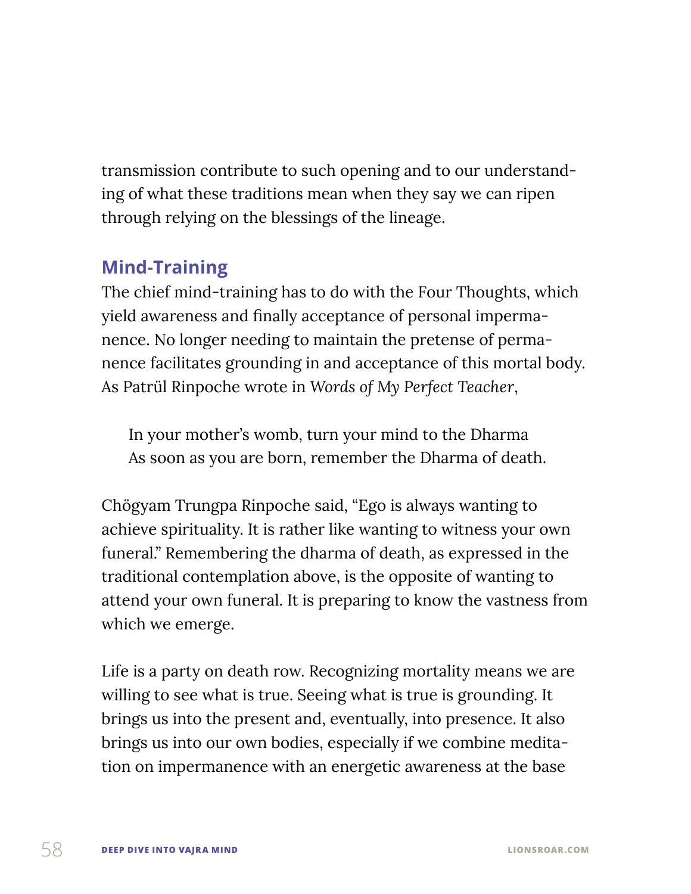transmission contribute to such opening and to our understanding of what these traditions mean when they say we can ripen through relying on the blessings of the lineage.

## Mind-Training

The chief mind-training has to do with the Four Thoughts, which yield awareness and finally acceptance of personal impermanence. No longer needing to maintain the pretense of permanence facilitates grounding in and acceptance of this mortal body. As Patrül Rinpoche wrote in *Words of My Perfect Teacher*,

> In your mother's womb, turn your mind to the Dharma
> As soon as you are born, remember the Dharma of death.

Chögyam Trungpa Rinpoche said, "Ego is always wanting to achieve spirituality. It is rather like wanting to witness your own funeral." Remembering the dharma of death, as expressed in the traditional contemplation above, is the opposite of wanting to attend your own funeral. It is preparing to know the vastness from which we emerge.

Life is a party on death row. Recognizing mortality means we are willing to see what is true. Seeing what is true is grounding. It brings us into the present and, eventually, into presence. It also brings us into our own bodies, especially if we combine meditation on impermanence with an energetic awareness at the base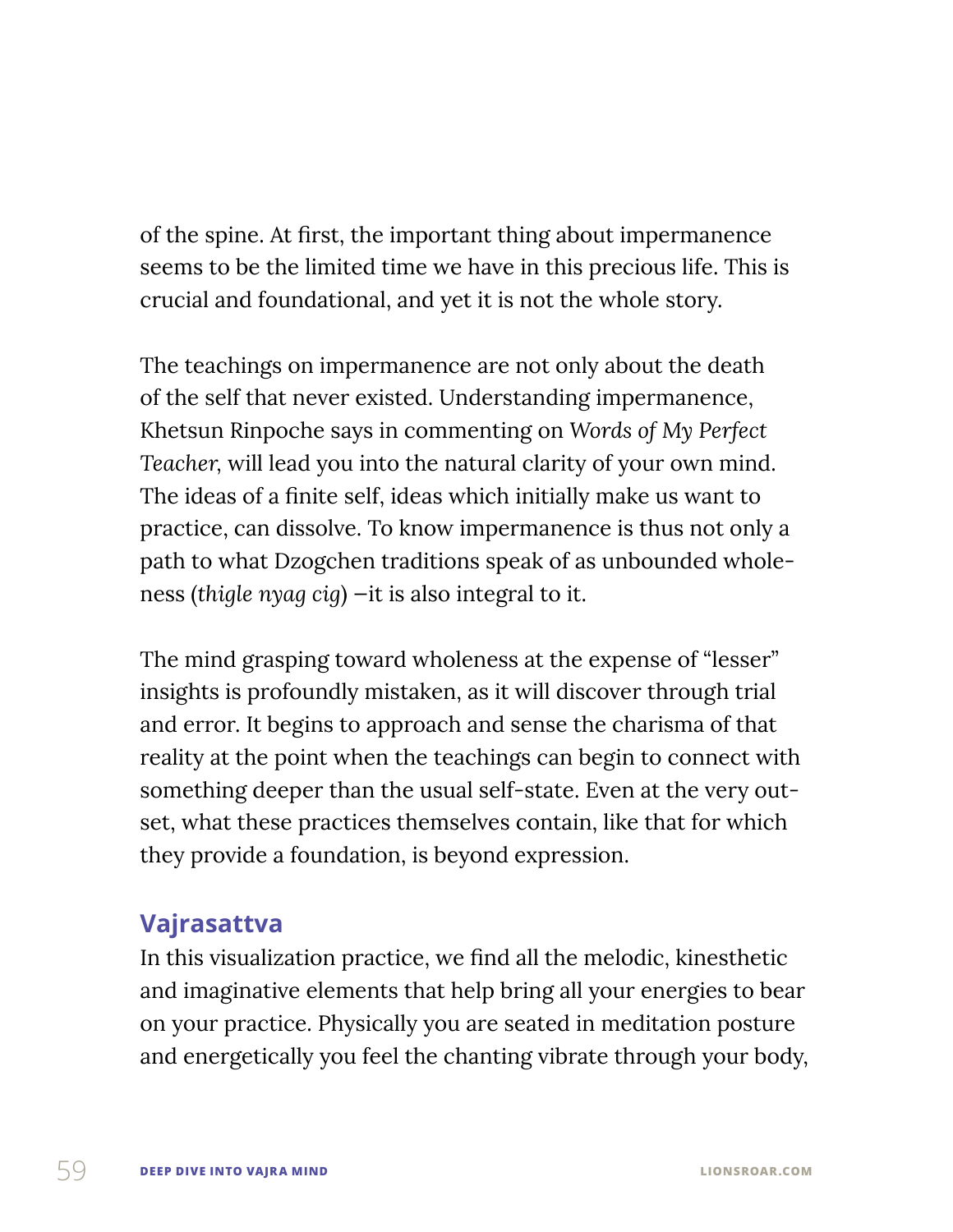of the spine. At first, the important thing about impermanence seems to be the limited time we have in this precious life. This is crucial and foundational, and yet it is not the whole story.

The teachings on impermanence are not only about the death of the self that never existed. Understanding impermanence, Khetsun Rinpoche says in commenting on *Words of My Perfect Teacher*, will lead you into the natural clarity of your own mind. The ideas of a finite self, ideas which initially make us want to practice, can dissolve. To know impermanence is thus not only a path to what Dzogchen traditions speak of as unbounded wholeness (*thigle nyag cig*) —it is also integral to it.

The mind grasping toward wholeness at the expense of "lesser" insights is profoundly mistaken, as it will discover through trial and error. It begins to approach and sense the charisma of that reality at the point when the teachings can begin to connect with something deeper than the usual self-state. Even at the very outset, what these practices themselves contain, like that for which they provide a foundation, is beyond expression.

## Vajrasattva

In this visualization practice, we find all the melodic, kinesthetic and imaginative elements that help bring all your energies to bear on your practice. Physically you are seated in meditation posture and energetically you feel the chanting vibrate through your body,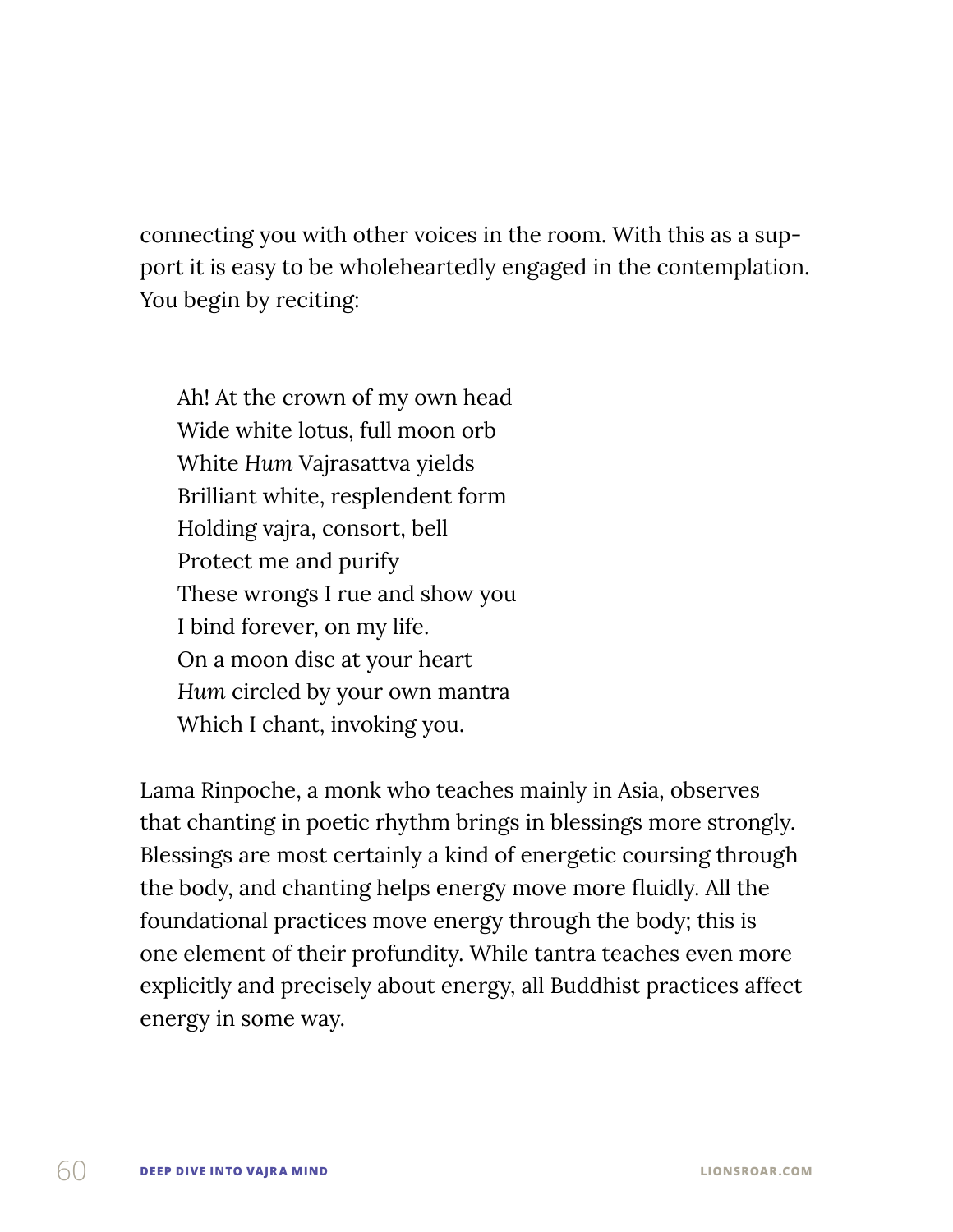connecting you with other voices in the room. With this as a support it is easy to be wholeheartedly engaged in the contemplation. You begin by reciting:

> Ah! At the crown of my own head  
> Wide white lotus, full moon orb  
> White *Hum* Vajrasattva yields  
> Brilliant white, resplendent form  
> Holding vajra, consort, bell  
> Protect me and purify  
> These wrongs I rue and show you  
> I bind forever, on my life.  
> On a moon disc at your heart  
> *Hum* circled by your own mantra  
> Which I chant, invoking you.

Lama Rinpoche, a monk who teaches mainly in Asia, observes that chanting in poetic rhythm brings in blessings more strongly. Blessings are most certainly a kind of energetic coursing through the body, and chanting helps energy move more fluidly. All the foundational practices move energy through the body; this is one element of their profundity. While tantra teaches even more explicitly and precisely about energy, all Buddhist practices affect energy in some way.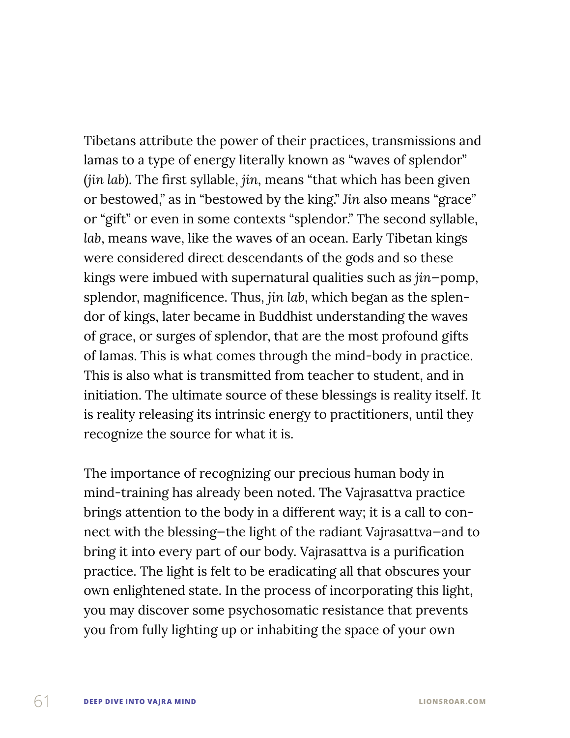Tibetans attribute the power of their practices, transmissions and lamas to a type of energy literally known as "waves of splendor" (*jin lab*). The first syllable, *jin*, means "that which has been given or bestowed," as in "bestowed by the king." *Jin* also means "grace" or "gift" or even in some contexts "splendor." The second syllable, *lab*, means wave, like the waves of an ocean. Early Tibetan kings were considered direct descendants of the gods and so these kings were imbued with supernatural qualities such as *jin*—pomp, splendor, magnificence. Thus, *jin lab*, which began as the splendor of kings, later became in Buddhist understanding the waves of grace, or surges of splendor, that are the most profound gifts of lamas. This is what comes through the mind-body in practice. This is also what is transmitted from teacher to student, and in initiation. The ultimate source of these blessings is reality itself. It is reality releasing its intrinsic energy to practitioners, until they recognize the source for what it is.

The importance of recognizing our precious human body in mind-training has already been noted. The Vajrasattva practice brings attention to the body in a different way; it is a call to connect with the blessing—the light of the radiant Vajrasattva—and to bring it into every part of our body. Vajrasattva is a purification practice. The light is felt to be eradicating all that obscures your own enlightened state. In the process of incorporating this light, you may discover some psychosomatic resistance that prevents you from fully lighting up or inhabiting the space of your own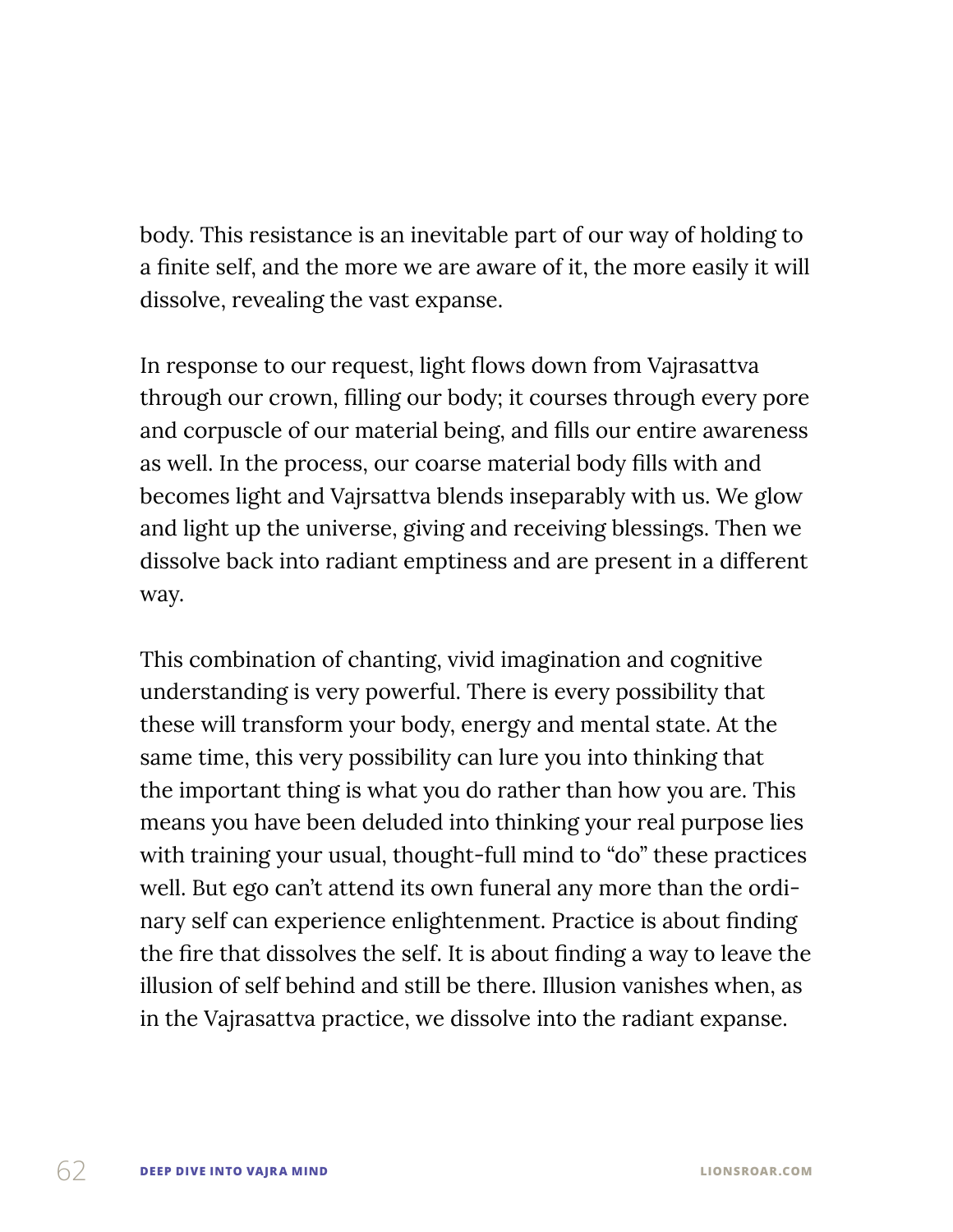body. This resistance is an inevitable part of our way of holding to a finite self, and the more we are aware of it, the more easily it will dissolve, revealing the vast expanse.

In response to our request, light flows down from Vajrasattva through our crown, filling our body; it courses through every pore and corpuscle of our material being, and fills our entire awareness as well. In the process, our coarse material body fills with and becomes light and Vajrsattva blends inseparably with us. We glow and light up the universe, giving and receiving blessings. Then we dissolve back into radiant emptiness and are present in a different way.

This combination of chanting, vivid imagination and cognitive understanding is very powerful. There is every possibility that these will transform your body, energy and mental state. At the same time, this very possibility can lure you into thinking that the important thing is what you do rather than how you are. This means you have been deluded into thinking your real purpose lies with training your usual, thought-full mind to "do" these practices well. But ego can't attend its own funeral any more than the ordinary self can experience enlightenment. Practice is about finding the fire that dissolves the self. It is about finding a way to leave the illusion of self behind and still be there. Illusion vanishes when, as in the Vajrasattva practice, we dissolve into the radiant expanse.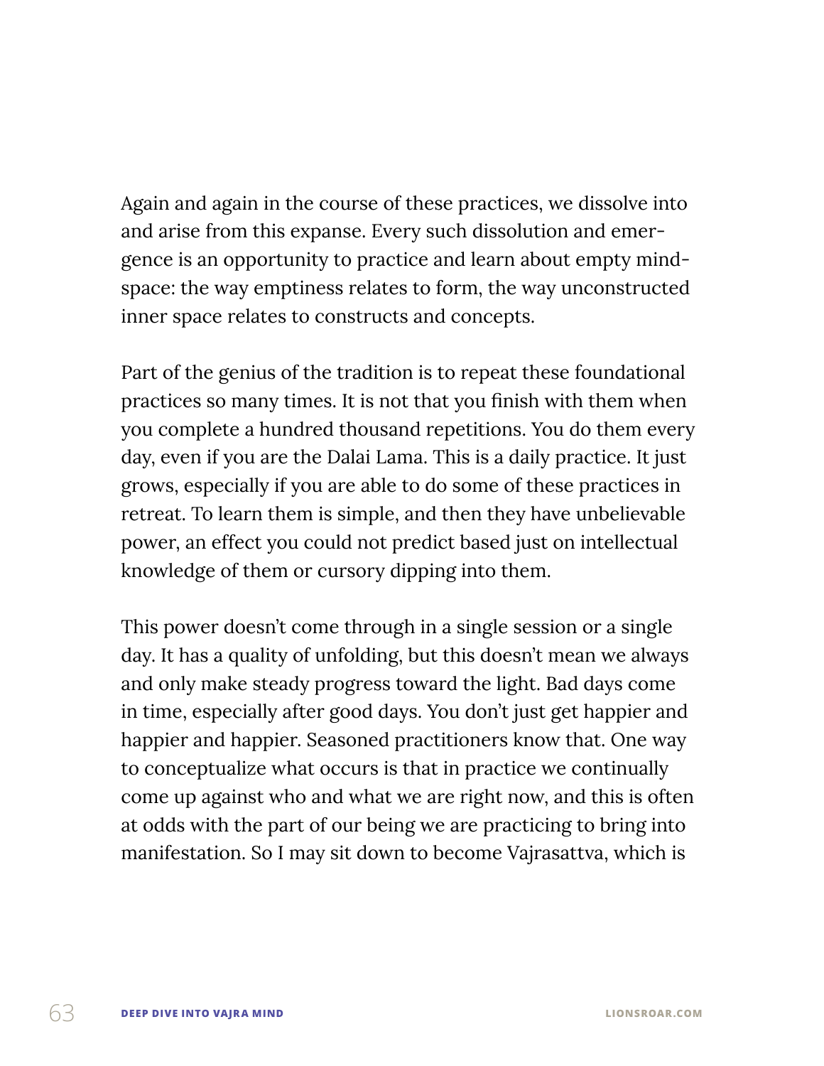Again and again in the course of these practices, we dissolve into and arise from this expanse. Every such dissolution and emergence is an opportunity to practice and learn about empty mind-space: the way emptiness relates to form, the way unconstructed inner space relates to constructs and concepts.

Part of the genius of the tradition is to repeat these foundational practices so many times. It is not that you finish with them when you complete a hundred thousand repetitions. You do them every day, even if you are the Dalai Lama. This is a daily practice. It just grows, especially if you are able to do some of these practices in retreat. To learn them is simple, and then they have unbelievable power, an effect you could not predict based just on intellectual knowledge of them or cursory dipping into them.

This power doesn't come through in a single session or a single day. It has a quality of unfolding, but this doesn't mean we always and only make steady progress toward the light. Bad days come in time, especially after good days. You don't just get happier and happier and happier. Seasoned practitioners know that. One way to conceptualize what occurs is that in practice we continually come up against who and what we are right now, and this is often at odds with the part of our being we are practicing to bring into manifestation. So I may sit down to become Vajrasattva, which is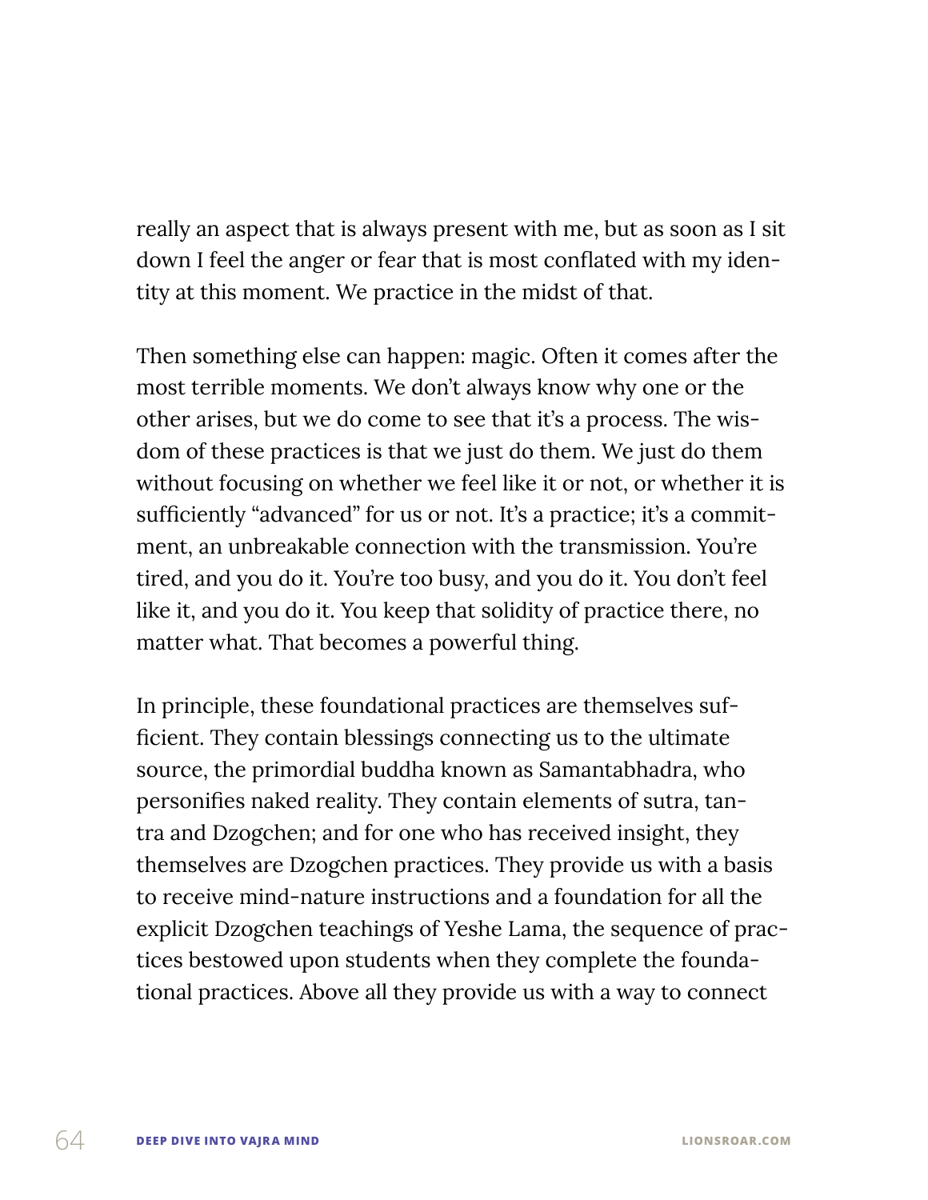really an aspect that is always present with me, but as soon as I sit down I feel the anger or fear that is most conflated with my identity at this moment. We practice in the midst of that.

Then something else can happen: magic. Often it comes after the most terrible moments. We don't always know why one or the other arises, but we do come to see that it's a process. The wisdom of these practices is that we just do them. We just do them without focusing on whether we feel like it or not, or whether it is sufficiently "advanced" for us or not. It's a practice; it's a commitment, an unbreakable connection with the transmission. You're tired, and you do it. You're too busy, and you do it. You don't feel like it, and you do it. You keep that solidity of practice there, no matter what. That becomes a powerful thing.

In principle, these foundational practices are themselves sufficient. They contain blessings connecting us to the ultimate source, the primordial buddha known as Samantabhadra, who personifies naked reality. They contain elements of sutra, tantra and Dzogchen; and for one who has received insight, they themselves are Dzogchen practices. They provide us with a basis to receive mind-nature instructions and a foundation for all the explicit Dzogchen teachings of Yeshe Lama, the sequence of practices bestowed upon students when they complete the foundational practices. Above all they provide us with a way to connect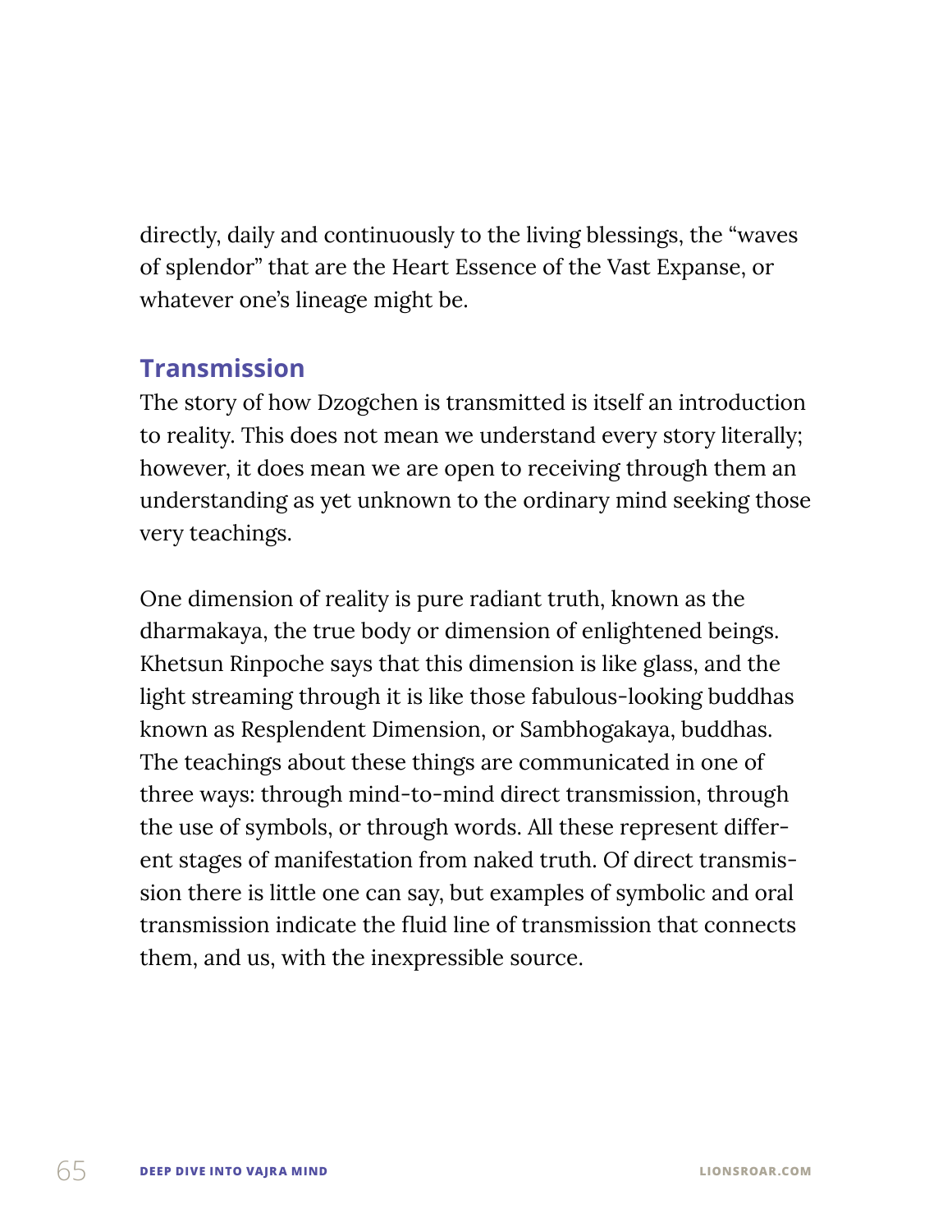directly, daily and continuously to the living blessings, the "waves of splendor" that are the Heart Essence of the Vast Expanse, or whatever one's lineage might be.

## Transmission

The story of how Dzogchen is transmitted is itself an introduction to reality. This does not mean we understand every story literally; however, it does mean we are open to receiving through them an understanding as yet unknown to the ordinary mind seeking those very teachings.

One dimension of reality is pure radiant truth, known as the dharmakaya, the true body or dimension of enlightened beings. Khetsun Rinpoche says that this dimension is like glass, and the light streaming through it is like those fabulous-looking buddhas known as Resplendent Dimension, or Sambhogakaya, buddhas. The teachings about these things are communicated in one of three ways: through mind-to-mind direct transmission, through the use of symbols, or through words. All these represent different stages of manifestation from naked truth. Of direct transmission there is little one can say, but examples of symbolic and oral transmission indicate the fluid line of transmission that connects them, and us, with the inexpressible source.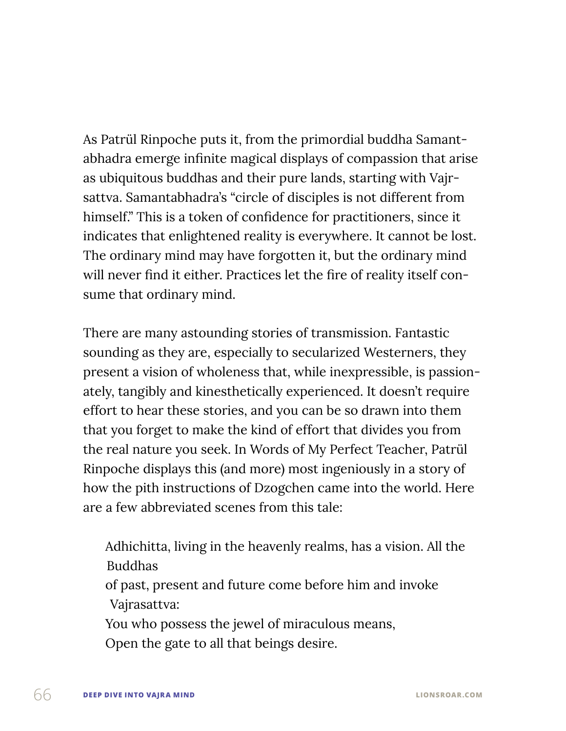As Patrül Rinpoche puts it, from the primordial buddha Samantabhadra emerge infinite magical displays of compassion that arise as ubiquitous buddhas and their pure lands, starting with Vajrsattva. Samantabhadra's "circle of disciples is not different from himself." This is a token of confidence for practitioners, since it indicates that enlightened reality is everywhere. It cannot be lost. The ordinary mind may have forgotten it, but the ordinary mind will never find it either. Practices let the fire of reality itself consume that ordinary mind.

There are many astounding stories of transmission. Fantastic sounding as they are, especially to secularized Westerners, they present a vision of wholeness that, while inexpressible, is passionately, tangibly and kinesthetically experienced. It doesn't require effort to hear these stories, and you can be so drawn into them that you forget to make the kind of effort that divides you from the real nature you seek. In Words of My Perfect Teacher, Patrül Rinpoche displays this (and more) most ingeniously in a story of how the pith instructions of Dzogchen came into the world. Here are a few abbreviated scenes from this tale:

> Adhichitta, living in the heavenly realms, has a vision. All the Buddhas
> of past, present and future come before him and invoke Vajrasattva:
> You who possess the jewel of miraculous means,
> Open the gate to all that beings desire.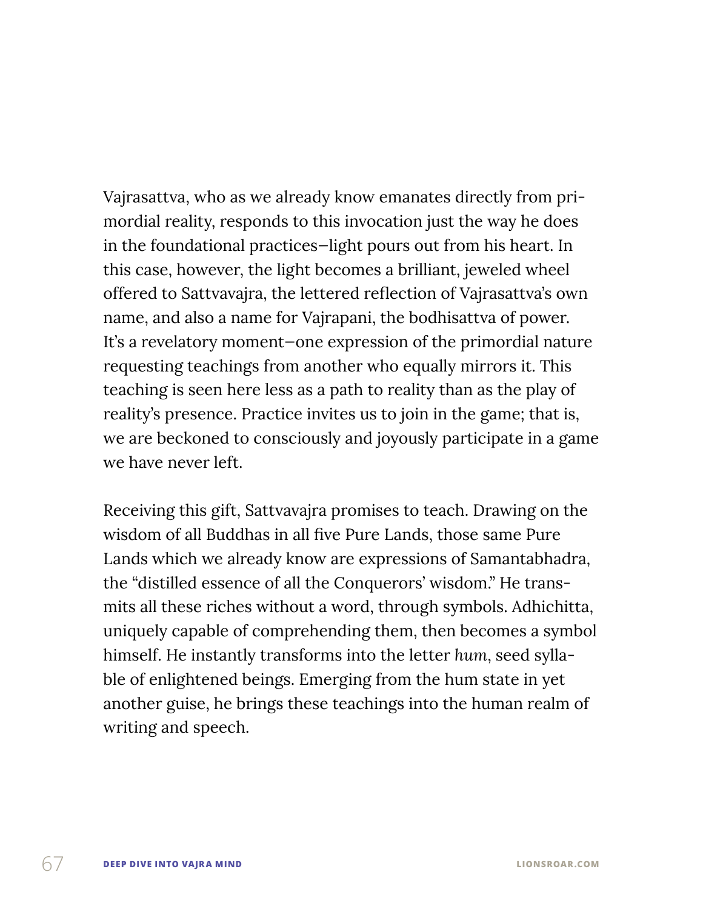Vajrasattva, who as we already know emanates directly from primordial reality, responds to this invocation just the way he does in the foundational practices—light pours out from his heart. In this case, however, the light becomes a brilliant, jeweled wheel offered to Sattvavajra, the lettered reflection of Vajrasattva's own name, and also a name for Vajrapani, the bodhisattva of power. It's a revelatory moment—one expression of the primordial nature requesting teachings from another who equally mirrors it. This teaching is seen here less as a path to reality than as the play of reality's presence. Practice invites us to join in the game; that is, we are beckoned to consciously and joyously participate in a game we have never left.

Receiving this gift, Sattvavajra promises to teach. Drawing on the wisdom of all Buddhas in all five Pure Lands, those same Pure Lands which we already know are expressions of Samantabhadra, the "distilled essence of all the Conquerors' wisdom." He transmits all these riches without a word, through symbols. Adhichitta, uniquely capable of comprehending them, then becomes a symbol himself. He instantly transforms into the letter *hum*, seed syllable of enlightened beings. Emerging from the hum state in yet another guise, he brings these teachings into the human realm of writing and speech.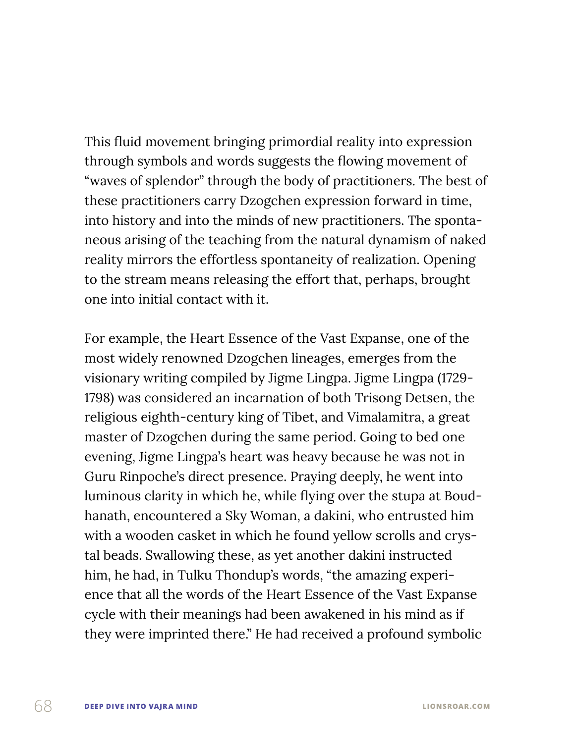This fluid movement bringing primordial reality into expression through symbols and words suggests the flowing movement of "waves of splendor" through the body of practitioners. The best of these practitioners carry Dzogchen expression forward in time, into history and into the minds of new practitioners. The spontaneous arising of the teaching from the natural dynamism of naked reality mirrors the effortless spontaneity of realization. Opening to the stream means releasing the effort that, perhaps, brought one into initial contact with it.

For example, the Heart Essence of the Vast Expanse, one of the most widely renowned Dzogchen lineages, emerges from the visionary writing compiled by Jigme Lingpa. Jigme Lingpa (1729-1798) was considered an incarnation of both Trisong Detsen, the religious eighth-century king of Tibet, and Vimalamitra, a great master of Dzogchen during the same period. Going to bed one evening, Jigme Lingpa's heart was heavy because he was not in Guru Rinpoche's direct presence. Praying deeply, he went into luminous clarity in which he, while flying over the stupa at Boudhanath, encountered a Sky Woman, a dakini, who entrusted him with a wooden casket in which he found yellow scrolls and crystal beads. Swallowing these, as yet another dakini instructed him, he had, in Tulku Thondup's words, "the amazing experience that all the words of the Heart Essence of the Vast Expanse cycle with their meanings had been awakened in his mind as if they were imprinted there." He had received a profound symbolic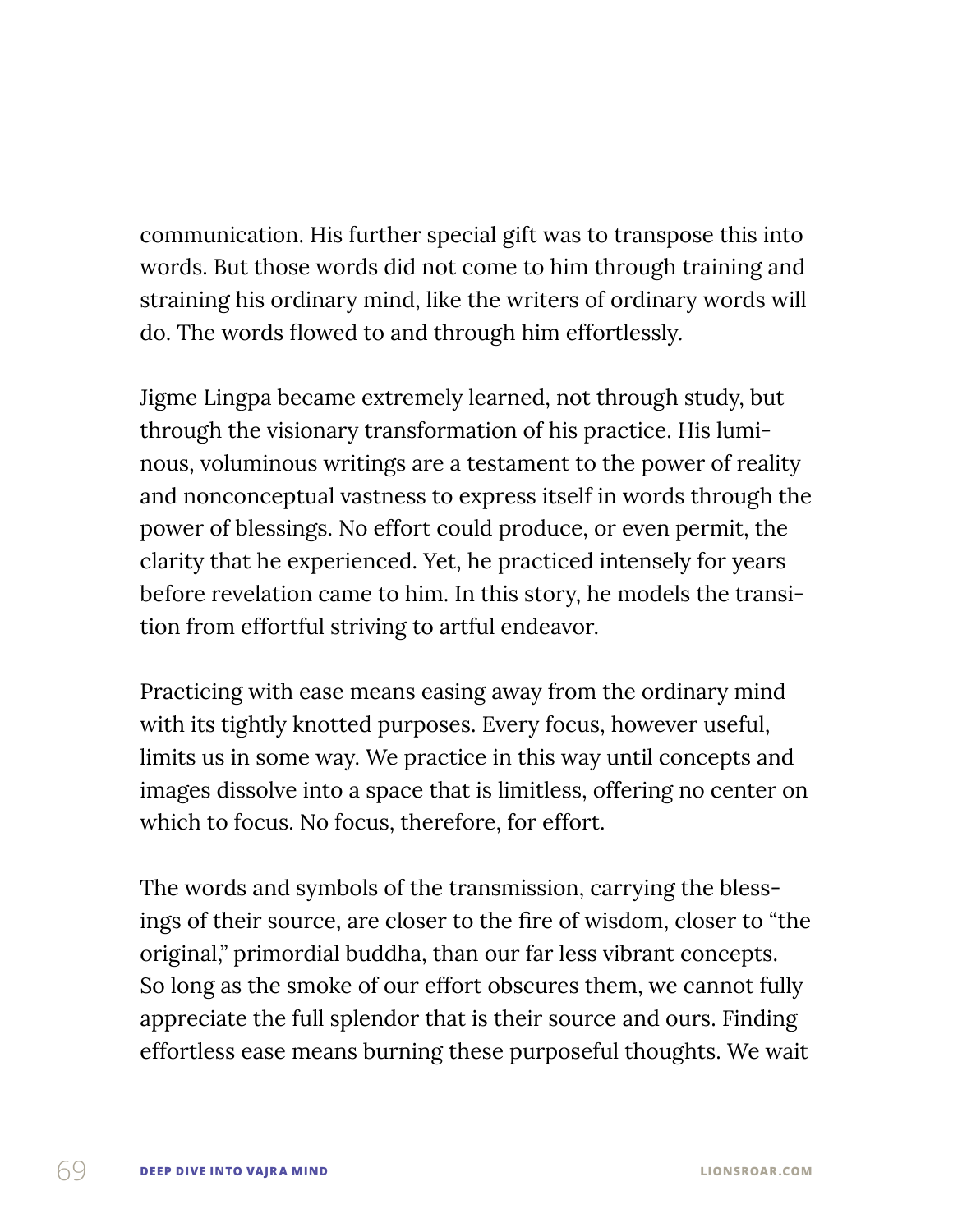communication. His further special gift was to transpose this into words. But those words did not come to him through training and straining his ordinary mind, like the writers of ordinary words will do. The words flowed to and through him effortlessly.

Jigme Lingpa became extremely learned, not through study, but through the visionary transformation of his practice. His luminous, voluminous writings are a testament to the power of reality and nonconceptual vastness to express itself in words through the power of blessings. No effort could produce, or even permit, the clarity that he experienced. Yet, he practiced intensely for years before revelation came to him. In this story, he models the transition from effortful striving to artful endeavor.

Practicing with ease means easing away from the ordinary mind with its tightly knotted purposes. Every focus, however useful, limits us in some way. We practice in this way until concepts and images dissolve into a space that is limitless, offering no center on which to focus. No focus, therefore, for effort.

The words and symbols of the transmission, carrying the blessings of their source, are closer to the fire of wisdom, closer to "the original," primordial buddha, than our far less vibrant concepts. So long as the smoke of our effort obscures them, we cannot fully appreciate the full splendor that is their source and ours. Finding effortless ease means burning these purposeful thoughts. We wait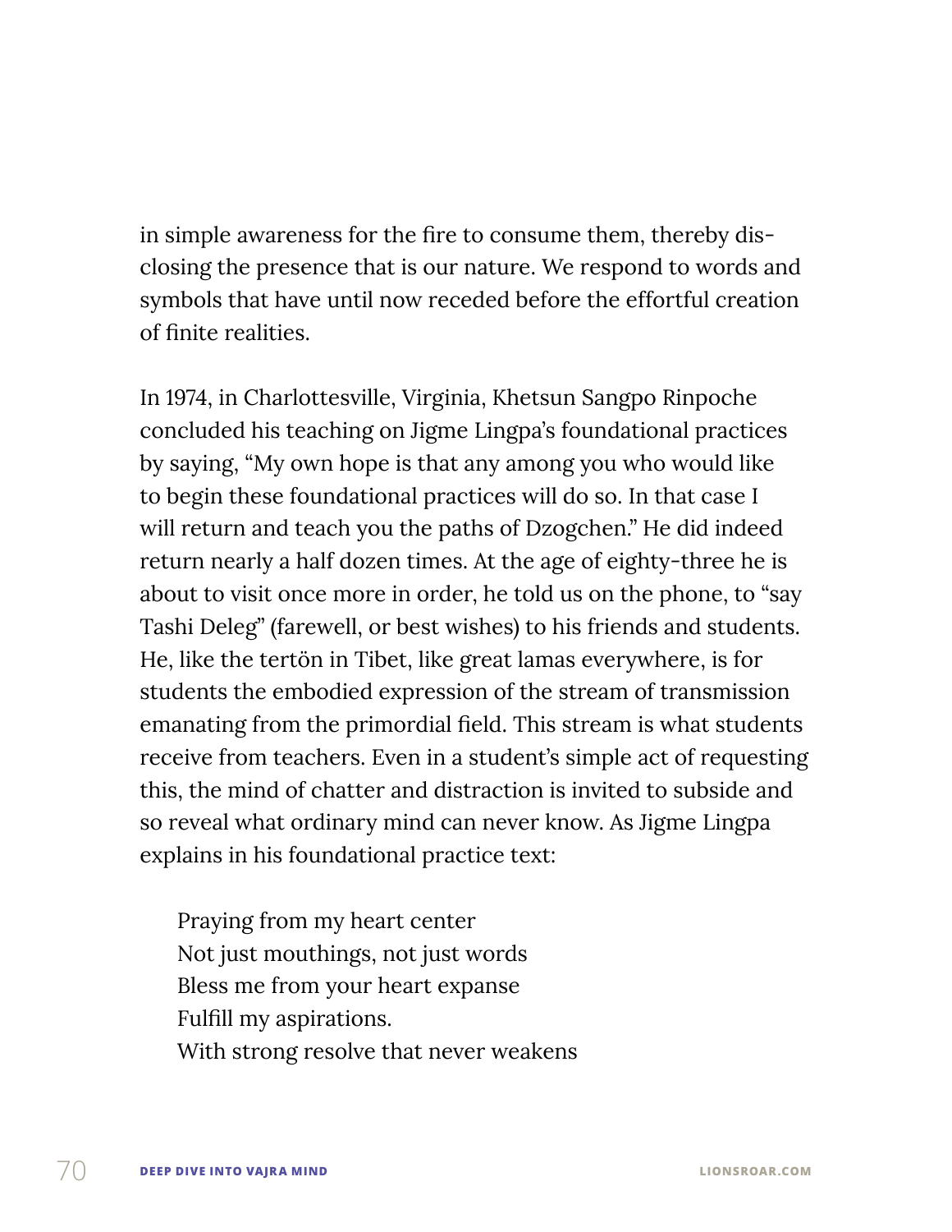in simple awareness for the fire to consume them, thereby disclosing the presence that is our nature. We respond to words and symbols that have until now receded before the effortful creation of finite realities.

In 1974, in Charlottesville, Virginia, Khetsun Sangpo Rinpoche concluded his teaching on Jigme Lingpa's foundational practices by saying, "My own hope is that any among you who would like to begin these foundational practices will do so. In that case I will return and teach you the paths of Dzogchen." He did indeed return nearly a half dozen times. At the age of eighty-three he is about to visit once more in order, he told us on the phone, to "say Tashi Deleg" (farewell, or best wishes) to his friends and students. He, like the tertön in Tibet, like great lamas everywhere, is for students the embodied expression of the stream of transmission emanating from the primordial field. This stream is what students receive from teachers. Even in a student's simple act of requesting this, the mind of chatter and distraction is invited to subside and so reveal what ordinary mind can never know. As Jigme Lingpa explains in his foundational practice text:

> Praying from my heart center
> Not just mouthings, not just words
> Bless me from your heart expanse
> Fulfill my aspirations.
> With strong resolve that never weakens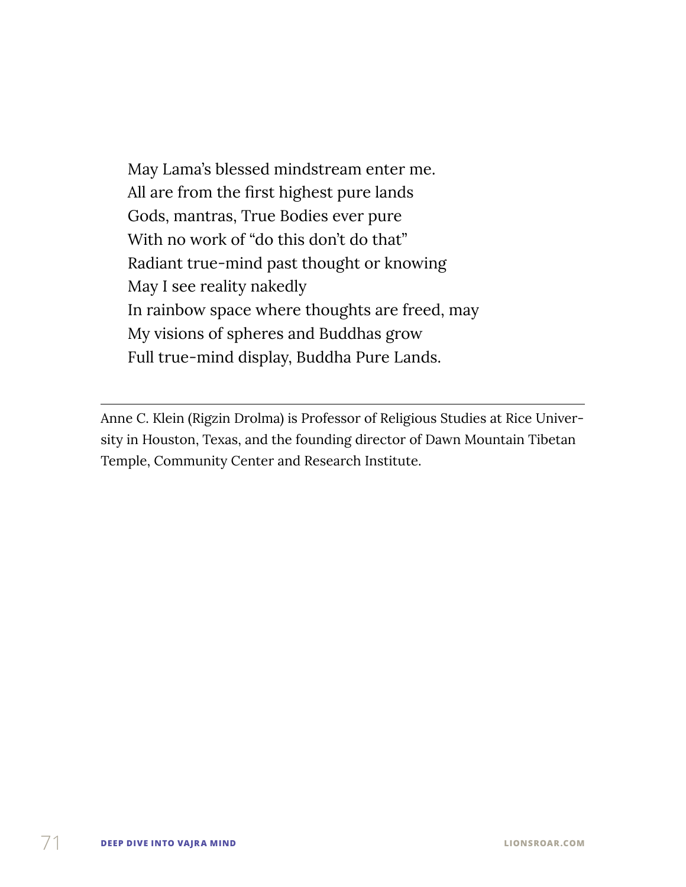May Lama's blessed mindstream enter me.  
All are from the first highest pure lands  
Gods, mantras, True Bodies ever pure  
With no work of "do this don't do that"  
Radiant true-mind past thought or knowing  
May I see reality nakedly  
In rainbow space where thoughts are freed, may  
My visions of spheres and Buddhas grow  
Full true-mind display, Buddha Pure Lands.

---

Anne C. Klein (Rigzin Drolma) is Professor of Religious Studies at Rice University in Houston, Texas, and the founding director of Dawn Mountain Tibetan Temple, Community Center and Research Institute.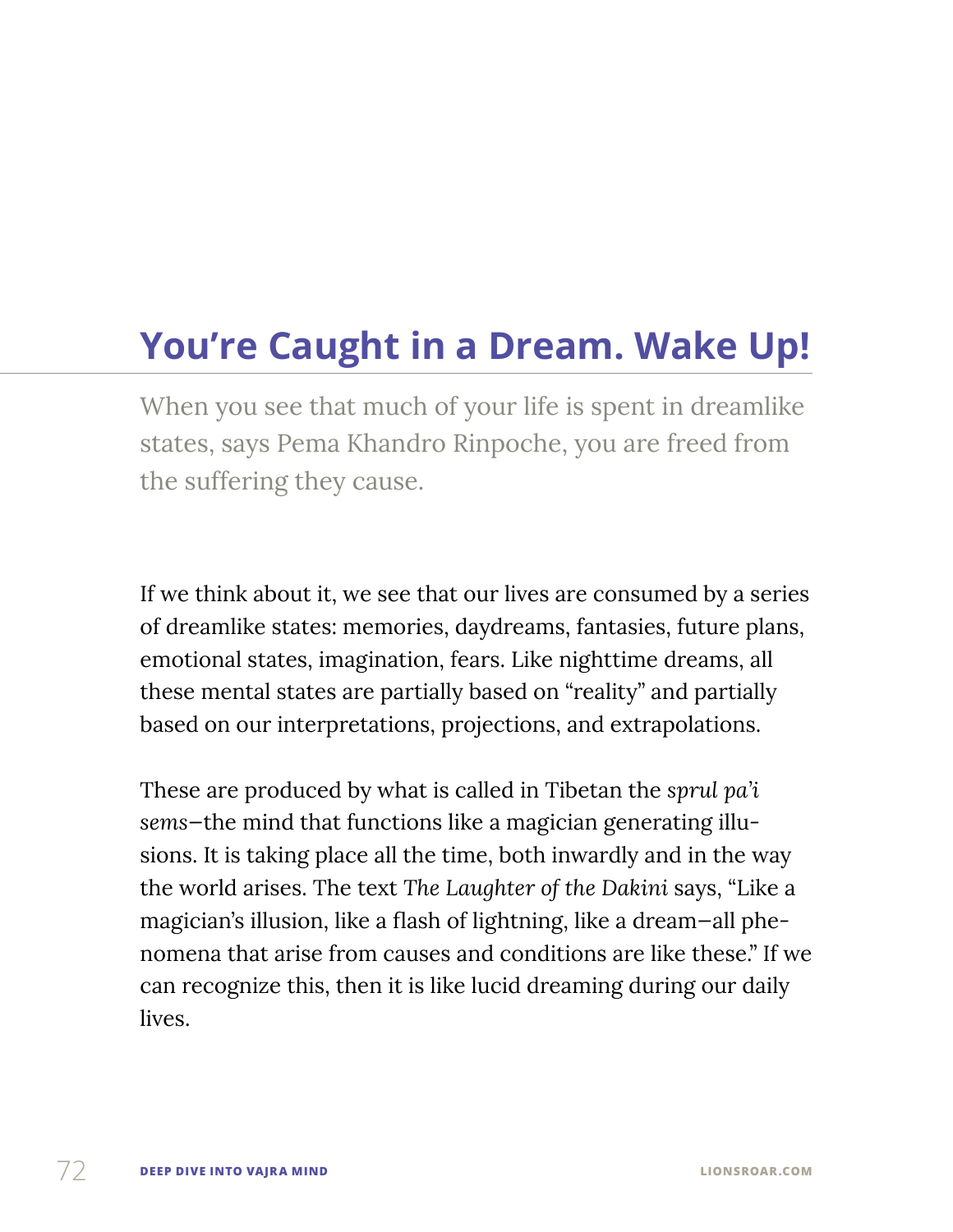# You're Caught in a Dream. Wake Up!

When you see that much of your life is spent in dreamlike states, says Pema Khandro Rinpoche, you are freed from the suffering they cause.

If we think about it, we see that our lives are consumed by a series of dreamlike states: memories, daydreams, fantasies, future plans, emotional states, imagination, fears. Like nighttime dreams, all these mental states are partially based on "reality" and partially based on our interpretations, projections, and extrapolations.

These are produced by what is called in Tibetan the *sprul pa'i sems*—the mind that functions like a magician generating illusions. It is taking place all the time, both inwardly and in the way the world arises. The text *The Laughter of the Dakini* says, "Like a magician's illusion, like a flash of lightning, like a dream—all phenomena that arise from causes and conditions are like these." If we can recognize this, then it is like lucid dreaming during our daily lives.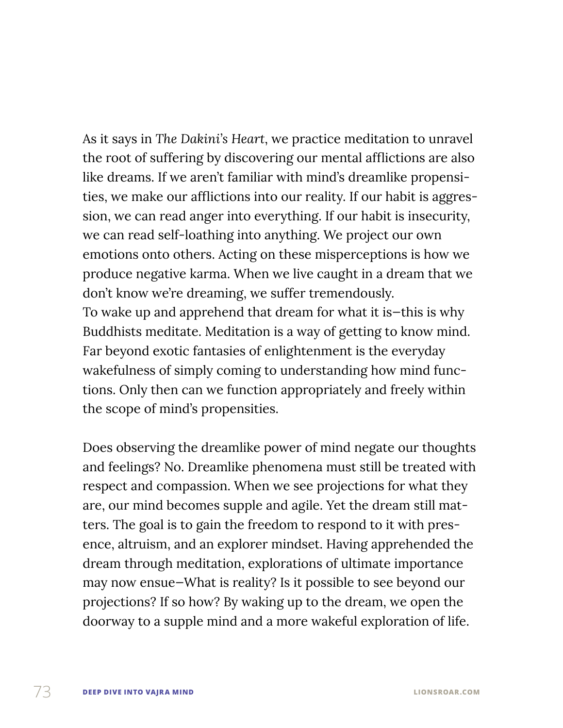As it says in *The Dakini's Heart*, we practice meditation to unravel the root of suffering by discovering our mental afflictions are also like dreams. If we aren't familiar with mind's dreamlike propensities, we make our afflictions into our reality. If our habit is aggression, we can read anger into everything. If our habit is insecurity, we can read self-loathing into anything. We project our own emotions onto others. Acting on these misperceptions is how we produce negative karma. When we live caught in a dream that we don't know we're dreaming, we suffer tremendously.
To wake up and apprehend that dream for what it is—this is why Buddhists meditate. Meditation is a way of getting to know mind. Far beyond exotic fantasies of enlightenment is the everyday wakefulness of simply coming to understanding how mind functions. Only then can we function appropriately and freely within the scope of mind's propensities.

Does observing the dreamlike power of mind negate our thoughts and feelings? No. Dreamlike phenomena must still be treated with respect and compassion. When we see projections for what they are, our mind becomes supple and agile. Yet the dream still matters. The goal is to gain the freedom to respond to it with presence, altruism, and an explorer mindset. Having apprehended the dream through meditation, explorations of ultimate importance may now ensue—What is reality? Is it possible to see beyond our projections? If so how? By waking up to the dream, we open the doorway to a supple mind and a more wakeful exploration of life.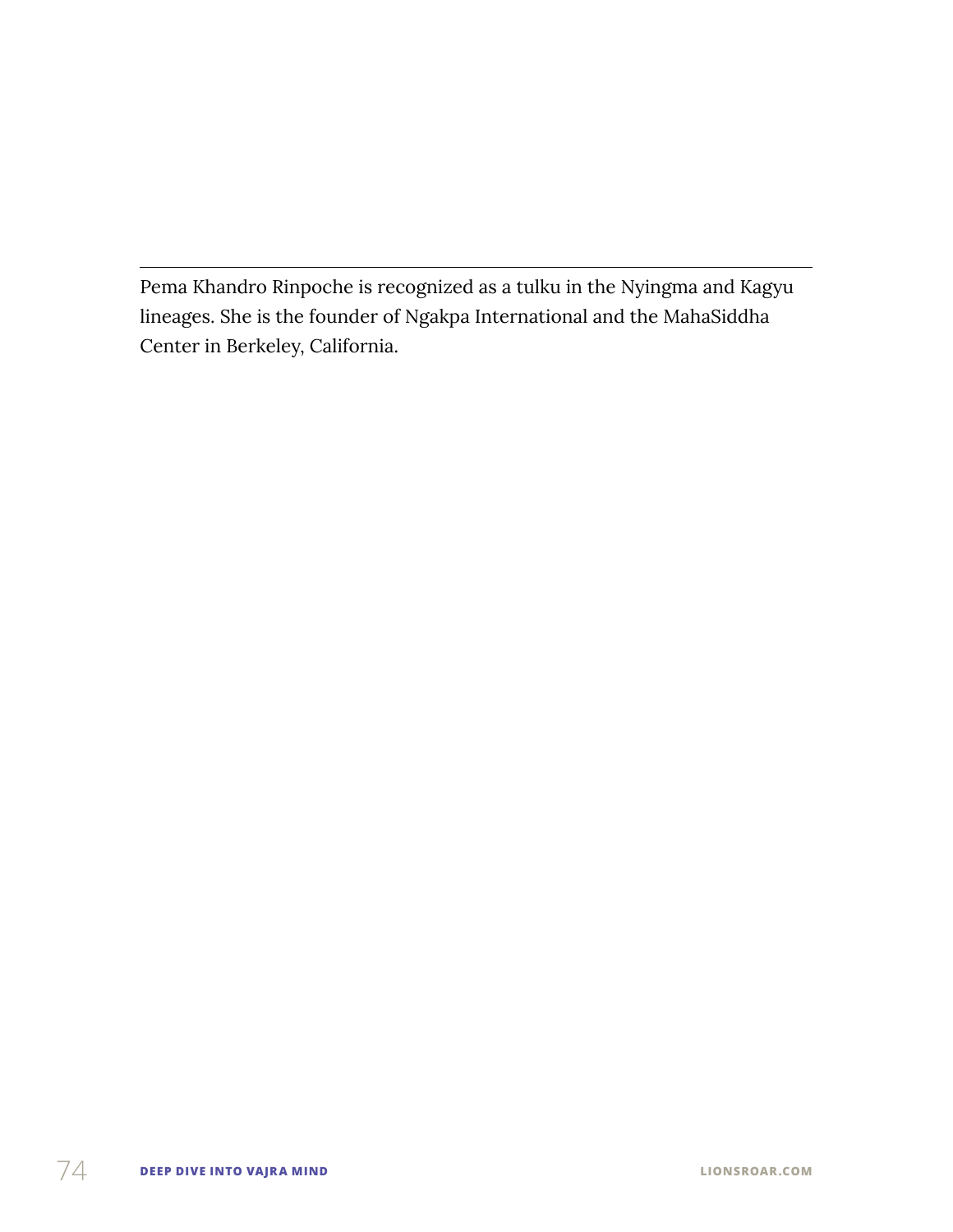---

Pema Khandro Rinpoche is recognized as a tulku in the Nyingma and Kagyu lineages. She is the founder of Ngakpa International and the MahaSiddha Center in Berkeley, California.